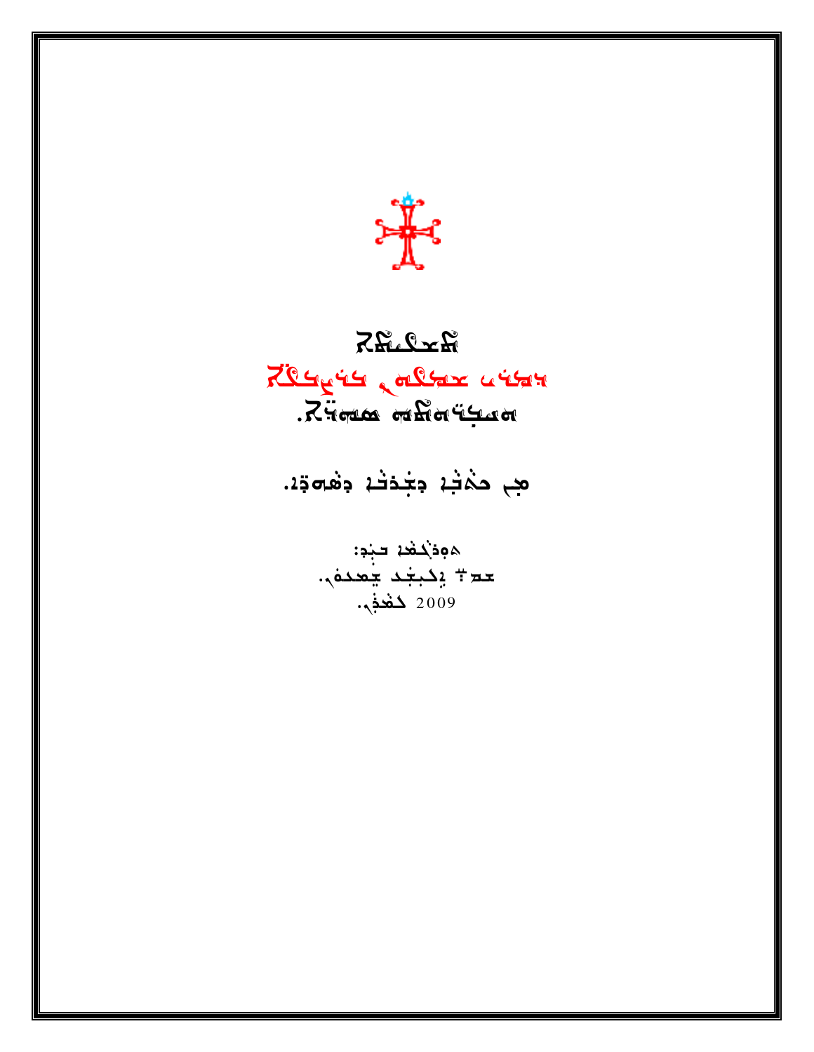ܐܬܟܠܒܬ

ܕܝܢܐ ܡܫܝܚܝܐ ܕܝܢܝܐ

ܘܡܚܝܘܬܐ ܡܫܡܥܬܐ.

ܡܢ ܟܬ̈ܒܐ ܕܡ̈ܠܦ̈ܢܐ ܕܥܘܪ̈ܐ.

ܦܘܫܩܐ ܒܝܕ:

ܟܗܢ̄ ܝܠܒܓܕ ܢܚܡܢܘܢ.

2009 ܠܡܫܝ.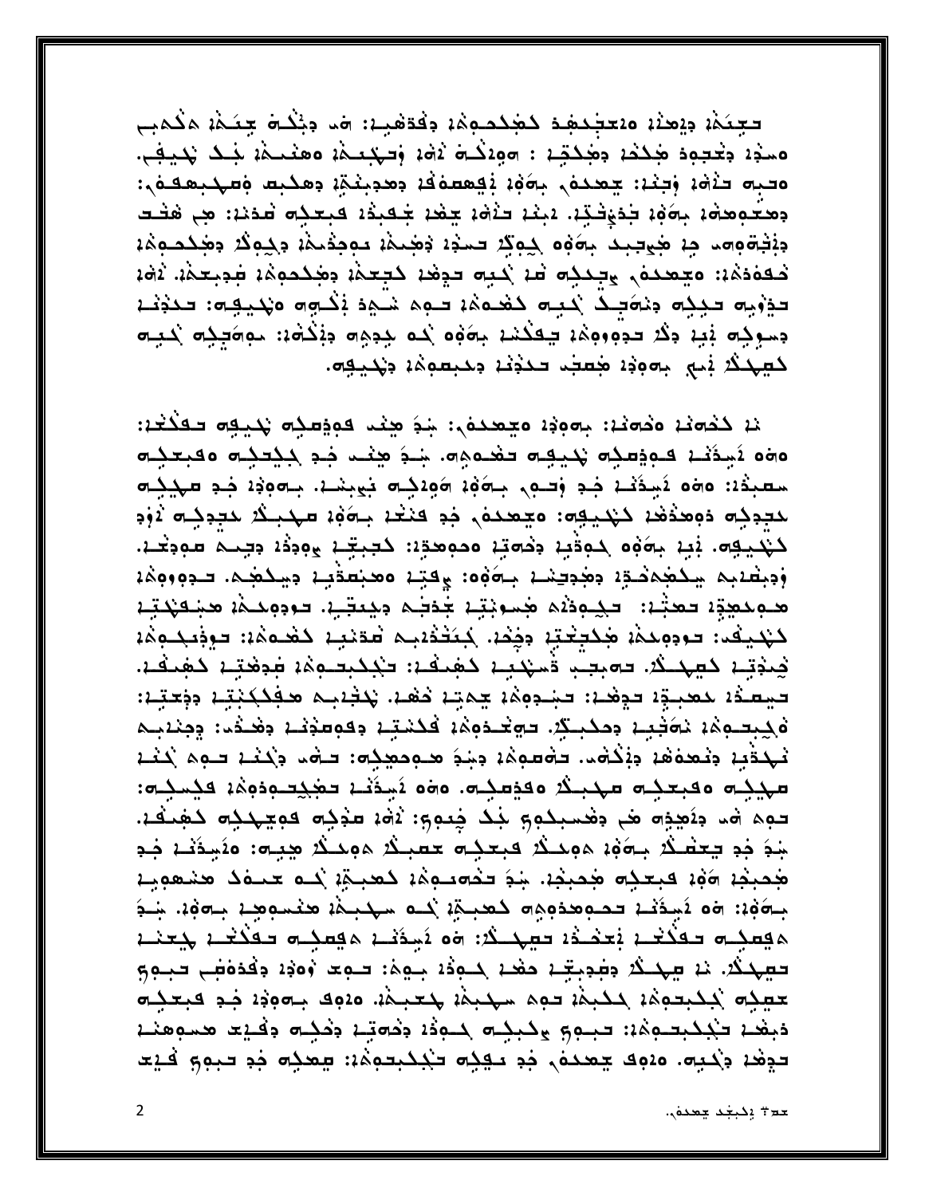ܒܫܢܬܐ ܕܝܘܢܝܐ ܘܐܬܚܠܦܬ ܠܡܠܟܘܬܐ ܕܦܪܣܝܐ: ܗܘ ܕܡܠܟܐ ܫܢܝܐ ܘܟܠܗ
ܘܫܢܐ ܕܥܒܝܕ ܡܠܟܐ ܕܡܠܟܐ : ܗܘܢܟܐ ܐܢܬ ܘܕܝܠܗ ܘܡܫܡܠܝܐ ܥܠ ܢܦܫܗ.
ܘܒܝܘ ܒܐܝܕ ܘܒܢܝܐ: ܝܘܢܝܐ ܗܘܐ ܐܬܪܘܬܐ ܕܡܕܝܢܬܐ ܕܡܠܟܐ ܘܡܫܝܚܝܘܬܐ:
ܕܡܥܠܝܘܬܐ ܗܘܐ ܒܐܬܪܘܬܐ. ܕܒܢܐ ܒܐܝܕ ܝܘܢܝܐ ܦܝܫܬܐ ܦܬܐܬܐ ܥܒܕܐ: ܡܢ ܗܠܝܢ
ܕܐܬܪܘܬܗ ܡܢ ܡܫܝܚܝܐ ܗܘܐ ܝܘܢܝܐ ܒܫܢܬܐ ܕܥܡܝܐ ܕܡܕܝܢܬܐ ܕܝܘܢܝܐ ܕܡܠܟܘܬܐ
ܕܦܪܣܝܐ: ܘܝܘܢܝܐ ܡܫܝܚܝܐ ܥܠ ܟܝܢܐ ܒܫܢܬܐ ܕܝܘܢܝܐ ܕܡܠܟܘܬܐ ܡܕܝܢܬܐ. ܐܬܪܐ
ܕܐܬܪܘܬܐ ܕܐܬܘܢܝܐ ܟܝܢܐ ܠܥܡܡܐ ܒܗܘ ܫܢܬܐ ܐܬܪܘܬܐ ܘܡܫܝܚܝܐ: ܒܐܬܪܐ
ܕܡܫܝܚܝܐ ܐܢܬ ܕܠܐ ܒܕܘܟܬܐ ܦܬܐܬܐ ܗܘܐ ܠܗ ܒܝܘܡܐ ܕܐܬܪܘܬܐ: ܗܘܢܝܐ ܟܝܢܐ
ܠܡܫܝܚܐ ܐܢܫ ܗܘܐ ܡܫܝܚܐ ܒܐܬܪܐ ܕܡܠܟܘܬܐ ܕܡܫܝܚܝܐ.

ܡܢ ܠܥܠܡܐ ܘܠܥܠܡ: ܗܘܐ ܘܡܫܝܚܝܐ: ܗܕܐ ܡܢܗ ܦܘܪܫܢܐ ܡܫܝܚܝܐ ܒܐܬܪܐ:
ܘܗܘ ܐܬܘܢܝܐ ܦܘܪܫܢܐ ܡܫܝܚܝܐ ܒܥܠܡܐ. ܗܕܐ ܡܢܗ ܒܐ ܟܝܢܝܐ ܘܦܬܝܐ
ܥܡܡܐ: ܘܗܘ ܐܬܘܢܝܐ ܒܐ ܘܒܗܘ ܗܘܝܐ ܗܘܝܐ ܡܫܝܚܝܐ. ܗܘܐ ܒܐ ܡܫܝܚܝܐ
ܒܟܝܢܝܐ ܕܡܫܝܚܝܐ ܠܡܫܝܚܝܐ: ܘܡܫܝܚܝܐ ܒܐ ܦܬܝܐ ܗܘܐ ܡܫܝܚܝܐ ܒܟܝܢܝܐ ܐܢܫ
ܠܡܫܝܚܝܐ. ܐܢܫ ܗܘܐ ܠܗܘܢ ܕܥܡܡܐ ܘܡܕܝܢܬܐ: ܠܟܝܢܐ ܝܘܢܝܐ ܕܡܫܝܚܝܐ ܡܫܝܚܝܐ.
ܘܕܝܢܐ ܡܫܝܚܝܐ ܕܡܫܝܚܝܐ ܗܘܐ: ܝܘܢܝܐ ܘܡܫܝܚܝܐ ܕܡܫܝܚܝܐ. ܒܟܝܢܐ
ܡܫܝܚܝܐ ܒܥܡܡܐ: ܒܐܬܪܘܬܐ ܡܫܝܚܝܐ ܐܢܫܐ ܕܡܫܝܚܝܐ. ܒܡܫܝܚܝܐ ܡܫܝܚܝܐ
ܠܡܫܝܚܝܐ: ܒܡܫܝܚܝܐ ܡܫܝܚܝܐ ܕܡܫܝܚܝܐ ܐܢܫܐ ܕܡܫܝܚܝܐ. ܒܡܫܝܚܝܐ
ܡܫܝܚܝܐ ܠܟܝܢܐ: ܒܡܫܝܚܝܐ ܥܡܡܐ ܠܡܫܝܚܝܐ: ܡܫܝܚܝܐ ܡܫܝܚܝܐ ܠܡܫܝܚܝܐ.
ܒܡܫܝܚܝܐ ܠܡܫܝܚܝܐ ܒܐܬܪܐ: ܒܡܫܝܚܝܐ ܡܫܝܚܝܐ ܥܡܡܐ. ܡܫܝܚܝܐ ܡܫܝܚܝܐ ܕܡܫܝܚܝܐ:
ܘܡܫܝܚܝܐ ܐܢܫܐ ܕܡܫܝܚܝܐ. ܒܡܫܝܚܝܐ ܦܬܝܐ ܕܡܫܝܚܝܐ ܕܡܫܝܚܝܐ: ܡܫܝܚܝܐ
ܐܢܫܐ ܕܐܢܫܐ ܕܡܫܝܚܝܐ. ܒܡܫܝܚܝܐ ܕܡܫܝܚܝܐ ܡܫܝܚܝܐ: ܒܗܘ ܐܢܫܐ ܒܗܘ ܐܢܫܐ
ܡܫܝܚܝܐ ܘܡܫܝܚܝܐ ܡܫܝܚܝܐ ܘܡܫܝܚܝܐ. ܘܗܘ ܐܬܘܢܝܐ ܡܫܝܚܝܐ ܡܫܝܚܝܐ:
ܒܗܘ ܗܘ ܕܐܢܫܐ ܗܘ ܕܡܫܝܚܝܐ ܐܢܫ ܡܫܝܚܝܐ: ܐܢܫܐ ܡܫܝܚܝܐ ܠܡܫܝܚܝܐ.
ܗܕܐ ܒܐ ܡܫܝܚܝܐ ܗܘܐ ܡܫܝܚܝܐ ܥܡܡܐ ܘܡܫܝܚܝܐ ܡܫܝܚܝܐ: ܘܐܬܘܢܝܐ ܒܐ
ܡܫܝܚܝܐ ܗܘܐ ܡܫܝܚܝܐ ܡܫܝܚܝܐ. ܗܕܐ ܒܡܫܝܚܝܐ ܠܡܫܝܚܝܐ ܐܢܫ ܡܫܝܚܝܐ ܡܫܝܚܝܐ
ܗܘܐ: ܗܘ ܐܬܘܢܝܐ ܒܡܫܝܚܝܐ ܠܡܫܝܚܝܐ ܐܢܫ ܡܫܝܚܝܐ ܡܫܝܚܝܐ ܗܘܐ. ܗܕܐ
ܡܫܝܚܝܐ ܒܡܫܝܚܝܐ ܐܢܫܐ ܡܫܝܚܝܐ: ܗܘ ܐܬܘܢܝܐ ܡܫܝܚܝܐ ܒܡܫܝܚܝܐ ܡܫܝܚܝܐ
ܡܫܝܚܝܐ. ܡܢ ܡܫܝܚܝܐ ܕܡܫܝܚܝܐ ܥܡܡܐ ܠܡܫܝܚܝܐ ܗܘܐ: ܒܗܘ ܗܘܐ ܕܡܫܝܚܝܐ ܒܗܘ
ܡܫܝܚܝܐ ܠܡܫܝܚܝܐ ܠܡܫܝܚܝܐ ܒܗܘ ܡܫܝܚܝܐ ܡܫܝܚܝܐ. ܘܗܘ ܗܘܐ ܒܐ ܡܫܝܚܝܐ
ܕܡܫܝܚܝܐ ܡܫܝܚܝܐ: ܒܗܘ ܡܫܝܚܝܐ ܠܡܫܝܚܝܐ ܕܡܫܝܚܝܐ ܕܡܫܝܚܝܐ ܡܫܝܚܝܐ
ܒܡܫܝܚܝܐ ܕܐܢܫܐ. ܘܗܘ ܡܫܝܚܝܐ ܒܐ ܡܫܝܚܝܐ ܡܫܝܚܝܐ: ܡܫܝܚܝܐ ܒܐ ܒܗܘ ܡܫܝܚܝܐ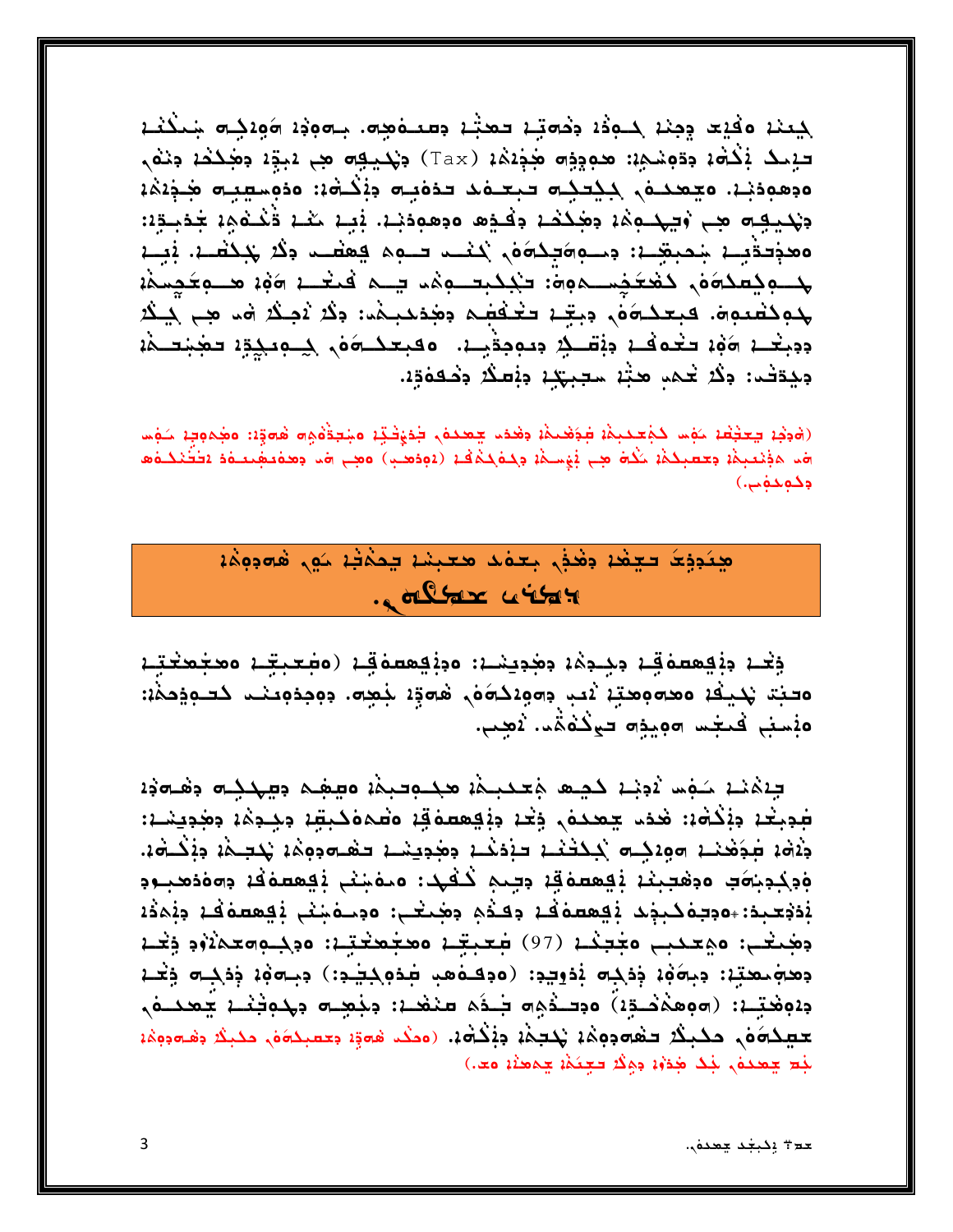ܟܝܢܐ ܘܦܪ̈ܝܫ ܕܓܢܐ ܠܚܘܕܗ ܕܐܘܡܢ̈ܐ ܒܥܡ̈ܐ ܕܡܫܘܚܬܐ. ܒܗܘܕܐ ܗܘܝܐ ܫܠܝܛܐ ܒܙܒܢܐ ܕܐܬܐ ܕܐܘܫܛܝܐ: ܡܘܟܪܗ ܡܟܪ̈ܐ (Tax) ܕܒܝܬܐ ܡܢ ܐܢܫ̈ܐ ܕܡܦܠܚܝ ܕܢܬܠ ܘܡܫܘܕܥܐ. ܘܡܫܡܠܐ ܠܦܘܬܗ ܕܚܝܠܐ ܕܡܠܟܘܬܐ ܘܠܫܢܐ ܕܐܬܪܐ: ܘܐܘܪܚܐ ܕܡܠܟܘܬܐ ܕܒܝܬܐ ܡܢ ܐܢܫܘܬܐ ܕܡܠܟܐ ܕܦܪ̈ܣܝܐ ܘܡܫܘܕܥܐ. ܐܝܟܢܐ ܕܐܢܫ̈ܐ ܕܟܠܗܘܢ ܒܡܪ̈ܝܐ: ܘܡܟܪ̈ܝܐ ܕܡܫܝܚ̈ܐ: ܕܐܝܟ ܕܡܠܟܘܬܗ ܒܢܝܢܐ ܕܬܠܝܬܝܐ ܕܟܠ ܡܠܟܘܬܐ. ܐܝܟܢܐ ܠܡܘܬܒܗ ܠܡܫܝܚܝ̈ܐ: ܕܡܠܟܘܬܐ ܕܘܟܬܐ ܕܒܢ ܦܪܝܫܐ ܗܘܐ ܗܘ ܡܘܬܒܐ ܠܡܘܬܒܗ. ܒܡܠܟܘܬܗ ܕܒܝܬܐ ܕܡܫܝܚܝ̈ܐ ܕܐܬܪܐ ܕܡܫܝܚܝ̈ܐ: ܕܟܠ ܐܝܟܢܐ ܗܘ ܡܢ ܟܠܗ ܕܒܝܬܐ ܗܘܐ ܕܡܫܝܚܝ̈ܐ ܕܐܬܪܐ ܕܡܠܟܘܬܐ. ܘܡܫܝܚܝ̈ܐ ܠܡܘܬܒܐ ܕܡܫܝܚܝ̈ܐ ܕܝܘܡܐ: ܕܟܠ ܐܝܟ ܡܢܗ ܕܐܬܪܐ ܕܡܫܝܚܝ̈ܐ.

(ܗܘܝܐ ܕܡܫܝܚܝ̈ܐ ܚܕ ܡܢ ܠܡܫܝܚܝ̈ܐ ܕܡܫܝܚܝ̈ܐ ܕܡܠܟܘܬܐ ܕܐܬܪܐ ܡܢ ܐܬܪ̈ܘܬܐ ܕܡܫܝܚܝ̈ܐ ܗܘܐ: ܘܡܫܝܚܝ̈ܐ ܚܕ ܗܘ ܕܡܫܝܚܝ̈ܐ ܕܡܫܝܚܝ̈ܐ ܐܝܟܢܐ ܡܢ ܐܬܪ̈ܐ ܕܡܠܟܘܬܐ (ܕܘܡܐ) ܘܡܢ ܗܘ ܕܡܫܝܚܝ̈ܐ ܕܡܠܟܘܬܐ ܕܠܘܡܬܐ.)

## ܡܫܝܚܝ̈ܐ ܕܝܘܡܐ ܕܡܠܟܘܬܐ ܒܡܠܟܘܬܐ ܡܫܝܚܝ̈ܐ ܕܡܫܝܚܝ̈ܐ ܚܕ ܗܘܝܐ ܕܐܬܪܐ ܕܡܫܝܚܝ̈ܐ.

ܕܝܘܡܐ ܕܐܬܪܘܬܐ ܕܡܫܝܚܝ̈ܐ ܕܡܫܝܚܝ̈ܐ: ܘܕܐܬܪܘܬܐ (ܘܡܫܝܚܝ̈ܐ ܘܡܫܝܚܝ̈ܐ) ܘܡܢ ܡܫܝܚܝ̈ܐ ܘܡܫܝܚܝ̈ܐ ܐܝܟ ܕܡܫܝܚܝ̈ܐ ܗܘܝܐ ܐܬܪܐ. ܕܡܫܝܚܝ̈ܐ ܠܡܫܝܚܝ̈ܐ: ܘܐܝܟ ܡܫܝܚܝ̈ܐ ܕܡܫܝܚܝ̈ܐ ܐܬܪܐ.

ܟܠܗܘܢ ܚܕ ܐܝܟ ܠܡܫܝܚܝ̈ܐ ܡܫܝܚܝ̈ܐ ܘܡܫܝܚܝ̈ܐ ܕܡܫܝܚܝ̈ܐ ܕܐܬܪܐ ܡܫܝܚܝ̈ܐ ܕܐܬܪܐ: ܚܕ ܡܫܝܚܝ̈ܐ ܕܝܘܡܐ ܕܐܬܪܘܬܐ ܘܡܫܝܚܝ̈ܐ ܕܡܫܝܚܝ̈ܐ ܕܡܫܝܚܝ̈ܐ: ܕܐܬܪܐ ܡܫܝܚܝ̈ܐ ܘܡܫܝܚܝ̈ܐ ܠܡܫܝܚܝ̈ܐ ܕܡܫܝܚܝ̈ܐ ܕܡܫܝܚܝ̈ܐ ܠܡܫܝܚܝ̈ܐ ܕܐܬܪܐ. ܘܡܫܝܚܝ̈ܐ ܘܡܫܝܚܝ̈ܐ ܐܬܪܘܬܐ ܕܡܫܝܚܝ̈ܐ ܠܡܫܝܚܝ̈ܐ: ܘܡܫܝܚܝ̈ܐ ܐܬܪܘܬܐ ܕܡܫܝܚܝ̈ܐ ܐܬܪܘܬܐ ܕܡܫܝܚܝ̈ܐ ܕܡܫܝܚܝ̈ܐ: ܘܡܫܝܚܝ̈ܐ ܐܬܪܘܬܐ ܕܡܫܝܚܝ̈ܐ: ܘܡܫܝܚܝ̈ܐ ܘܡܫܝܚܝ̈ܐ (97) ܡܫܝܚܝ̈ܐ ܘܡܫܝܚܝ̈ܐ: ܘܡܫܝܚܝ̈ܐ ܕܝܘܡܐ ܕܡܫܝܚܝ̈ܐ: ܕܡܫܝܚܝ̈ܐ ܕܐܬܪܐ ܕܡܫܝܚܝ̈ܐ: (ܘܡܫܝܚܝ̈ܐ ܡܫܝܚܝ̈ܐ:) ܕܡܫܝܚܝ̈ܐ ܕܐܬܪܐ ܕܝܘܡܐ ܕܡܫܝܚܝ̈ܐ: (ܘܡܫܝܚܝ̈ܐ) ܘܡܫܝܚܝ̈ܐ ܚܕ ܡܫܝܚܝ̈ܐ: ܕܡܫܝܚܝ̈ܐ ܕܡܫܝܚܝ̈ܐ ܡܫܝܚܝ̈ܐ ܡܫܝܚܝ̈ܐ ܠܡܫܝܚܝ̈ܐ ܡܫܝܚܝ̈ܐ ܕܐܬܪܐ. (ܘܡܫܝܚܝ̈ܐ ܕܡܫܝܚܝ̈ܐ ܠܡܫܝܚܝ̈ܐ ܕܡܫܝܚܝ̈ܐ ܚܕ ܡܫܝܚܝ̈ܐ ܕܐܬܪܐ ܕܡܫܝܚܝ̈ܐ ܗܘ.)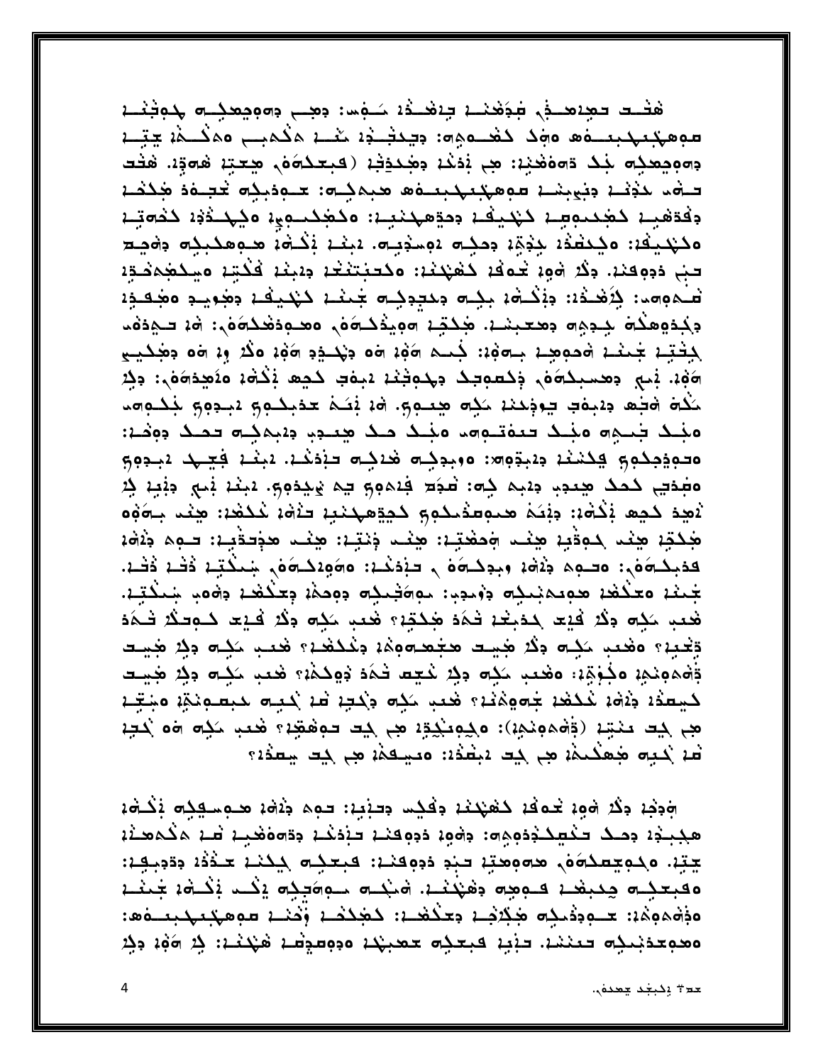ܗ̇ܕܐ ܟܡܢܝܫܘ̈ܬܐ ܡ̈ܦܩܢܐ ܕܐܬܘܪ̈ܝܐ ܐܢܫ: ܕܡܢ ܕܡܫܝܚܝܐ ܦܝܫܢܐ ܡܫܘܚܠܦܘܬܗ ܘܡܢ ܟܠ ܩܢܘܡܐ: ܕܝܠܗ̇ ܕܐܝܢܐ ܐܝܟ ܗܢܐ ܕܥܠܡܐ ܘܥܠܡܝܢ ܟܕܐ ܕܡܘܪܕܝܐ ܠܐ ܗܘܐ: ܡܢ ܒܬܪ ܕܡܕܢܝܐ (ܩܕܡܝܐ) ܐܝܬ ܗܘܐ. ܗ̇ܕܐ ܠܗܘ ܕܟܠܢܐ ܕܝܢ ܕܡܫܘܚܠܦܐ ܝܠܗ: ܡܘܕܝܐ ܝܠܗ ܕܟܠ ܕܥܡܡ̈ܐ ܠܡܫܘܚܠܦܐ ܕܡܫܝܚܝܘܬܐ: ܘܠܡܫܘܚܠܦܐ ܘܠܡܕܥܐ ܠܟܘܢܫ̈ܐ ܘܠܡܕܝܢ̈ܬܐ: ܘܠܡܕܥܐ ܝܕܥܬܐ ܕܡܕܝܢܐ ܘܡܫܝܚܝܐ. ܕܡܢ ܟܠ ܡܕܝܢ̈ܬܐ ܡܫܘܚܠܦܬܐ ܕܝܠܗ ܘܐܝܬܘܗܝ ܕܡܢ ܥܕܬܐ. ܕܡܢ ܐܝܠܝܢ ܡܢ ܕܐܝܬܝܗܘܢ ܘܡܫܝܚܝܐ ܕܠܐ ܐܝܬ ܗܘܐ ܕܝܠܗ̇: ܡܢ ܕܐܠܗܐ ܘܡܕܝܢ̈ܬܐ. ܕܡܢ ܟܠ ܐܝܠܝܢ ܕܡܫܝܚܝܐ ܝܠܗ ܠܚܝܐ ܘܐܡܪܝܢ.

ܗܕܐ ܕܟܠ ܗܘܐ ܢܫܐ ܠܡܕܝܢ̈ܬܐ ܕܐܬܘܪ̈ܝܐ ܕܥܡ ܕܝܢ: ܕܡܢ ܟܠ ܡܢ ܐܝܠܝܢ ܕܡܫܝܚܝܐ ܕܡܢ ܟܠ ܐܝܟ ܕܡܫܘܚܠܦܐ ܕܐܬܘܪܝܐ ܘܡܕܝܢܬܐ ܕܡܫܝܚܝܐ ܕܟܠ ܐܝܠܝܢ ܕܐܝܬܝܗܘܢ ܘܡܫܝܚܝܐ. ܘܡܢ ܟܠ ܡܕܝܢ̈ܬܐ ܕܡܫܘܚܠܦܬܐ ܘܕܝܠܗ ܡܫܝܚܝܐ: ܕܡܢ ܐܝܠܝܢ ܕܟܠ ܐܝܟ ܡܫܝܚܝܐ ܘܐܝܬܘܗܝ ܡܢ ܡܕܝܢ̈ܬܐ.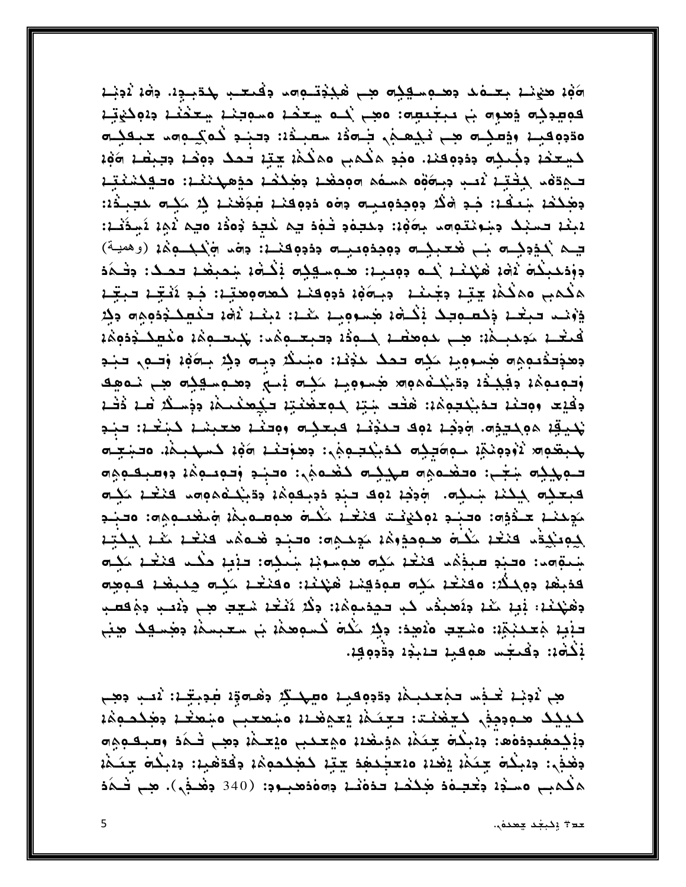ܗܳܕܶܐ ܡܶܢܝܳܢܳܐ ܒܥܶܠܳܝܳܐ ܕܡܰܘܣܶܦܬܳܐ ܡܶܢ ܦܰܪܨܘܦܘ̈ܗܝ ܕܦܰܝܠܳܣܘܦܳܐ ܝܰܘܢܳܝܳܐ. ܕܗܳܘ ܐܝܢܳܐ ܦܝܬܓܘܪܘܣ ܕܗܘܐ ܝ ܒܫܢܬܐ: ܘܡܢ ܐܢܐ ܝܠܗ ܝܠܝܦܐ ܘܣܦܪܢܐ ܝܕܝܥܐ ܕܡܘܠܦܢܘܬܐ ܘܡܬܘܡܝܐ ܘܕܝܢܝܐ ܡܢ ܐܘܪܚܝ ܕܝܘܢܝܐ ܕܗܘܐ ܣܡܝܟܐ: ܕܐܝܬܝܗ ܠܗ ܡܢܝܢܐ ܕܝܠܗ ܠܥܠܡܐ ܕܡܢܝܢܐ ܕܡܬܘܡܝܐ. ܘܡܢ ܗܠܝܢ ܘܗܟܢܐ ܡܢܝܢܐ ܕܐܝܬܝܗܘܢ ܟܠ ܡܕܡ ܕܗܘܐ ܒܥܠܡܐ: ܘܡܢܝܢܐ ܕܡܬܘܡܝܐ ܕܡܬܚܙܝܢ ܒܫܘܠܡܐ ܘܒܣܘܦܐ ܕܡܢ ܗܠܝܢ ܟܠܗܘܢ ܡܬܘܡܝܐ ܕܠܐ ܡܬܚܙܝܢ: ܐܢܐ ܗܘ ܕܡܬܘܡܝܐ ܕܗܘ ܕܡܬܘܡܝܐ ܕܗܘܐ ܠܐ ܡܬܚܙܝܢ ܐܠܐ ܒܡܬܘܡܝܐ.

ܒܬܪ ܗܠܝܢ ܕܡܢܝܢܐ ܕܐܝܬܝܗܘܢ ܡܬܘܡܝܐ: ܕܥܠ ܐܘܪܚܐ ܕܡܢܝܢܐ ܕܡܢܝܢܐ ܗܝ ܕܝܬܝܪܐ ܡܢ ܟܠܗܘܢ ܡܢܝܢܐ (وهمية) ܕܐܝܬܝܗܘܢ ܐܝܟ ܗܕܐ ܡܢܝܢܐ ܐܝܬ ܠܗ ܕܘܟܬܐ: ܡܢܘܣܝܐ ܕܐܝܠܗ ܕܡܢܝܢܐ ܕܗܘܐ ܡܢܝܢܐ ܕܡܬܘܡܝܐ: ܐܝܟ ܐܢܝܢ ܗܠܝܢ ܡܢܝܢܐ ܕܡܬܘܡܝܐ ܗܢܘܢ ܕܐܝܬ ܠܗܘܢ ܡܢܝܢܐ ܕܡܬܘܡܝܐ.

ܡܢ ܐܢܝܢ ܗܠܝܢ ܡܢܝܢܐ ܕܡܬܘܡܝܐ ܘܡܢܝܢܐ ܕܡܬܘܡܝܐ ܡܢ ܐܝܟ ܗܕܐ: ܡܢ ܗܕܐ ܡܢܝܢܐ ܘܡܢܝܢܐ ܕܡܬܘܡܝܐ ܘܡܢܝܢܐ ܡܢ ܗܕܐ ܕܐܝܬ ܠܗ ܡܢܝܢܐ ܕܡܬܘܡܝܐ: (340 ܩܡܫ). ܡܢ ܗܕܐ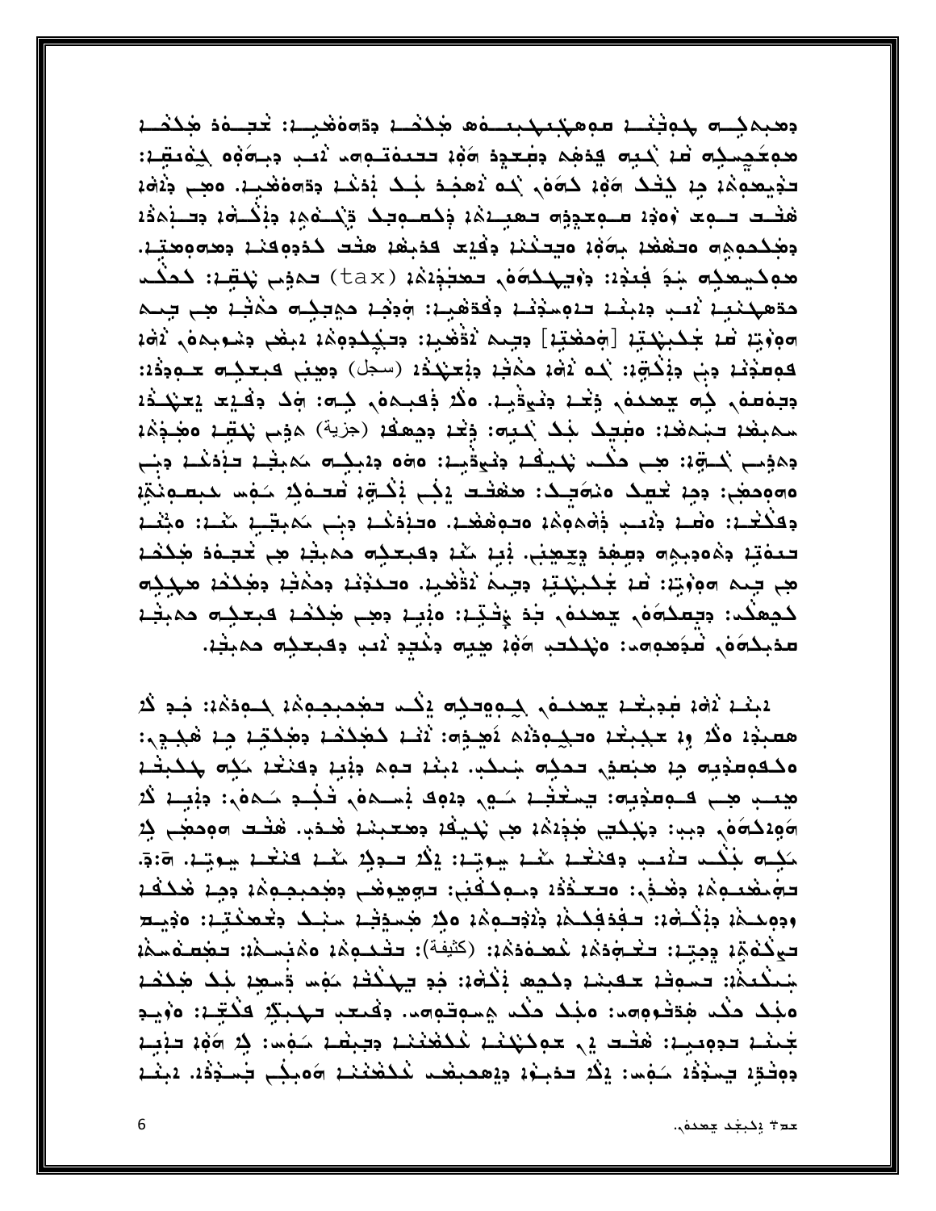ܕܡܢܐܠܝܗ ܠܐܘܪܚܬܐ ܡܘܬܒܢܢܘܬܐ ܡܕܢܚܐ ܕܐܬܘܪܝܐ: ܬܫܥܝܬܐ ܡܕܢܚܐ ܡܘܬܒܢܢܘܬܐ ܥܠ ܐܝܟܐ ܕܒܗܘܢ ܗܘܐ ܟܢܘܫܝܐ ܐܝܟ ܕܒܝܬܐ ܠܚܘܕܝܗ:

(tax)

(سجل)

(جزية)

(كثيفة)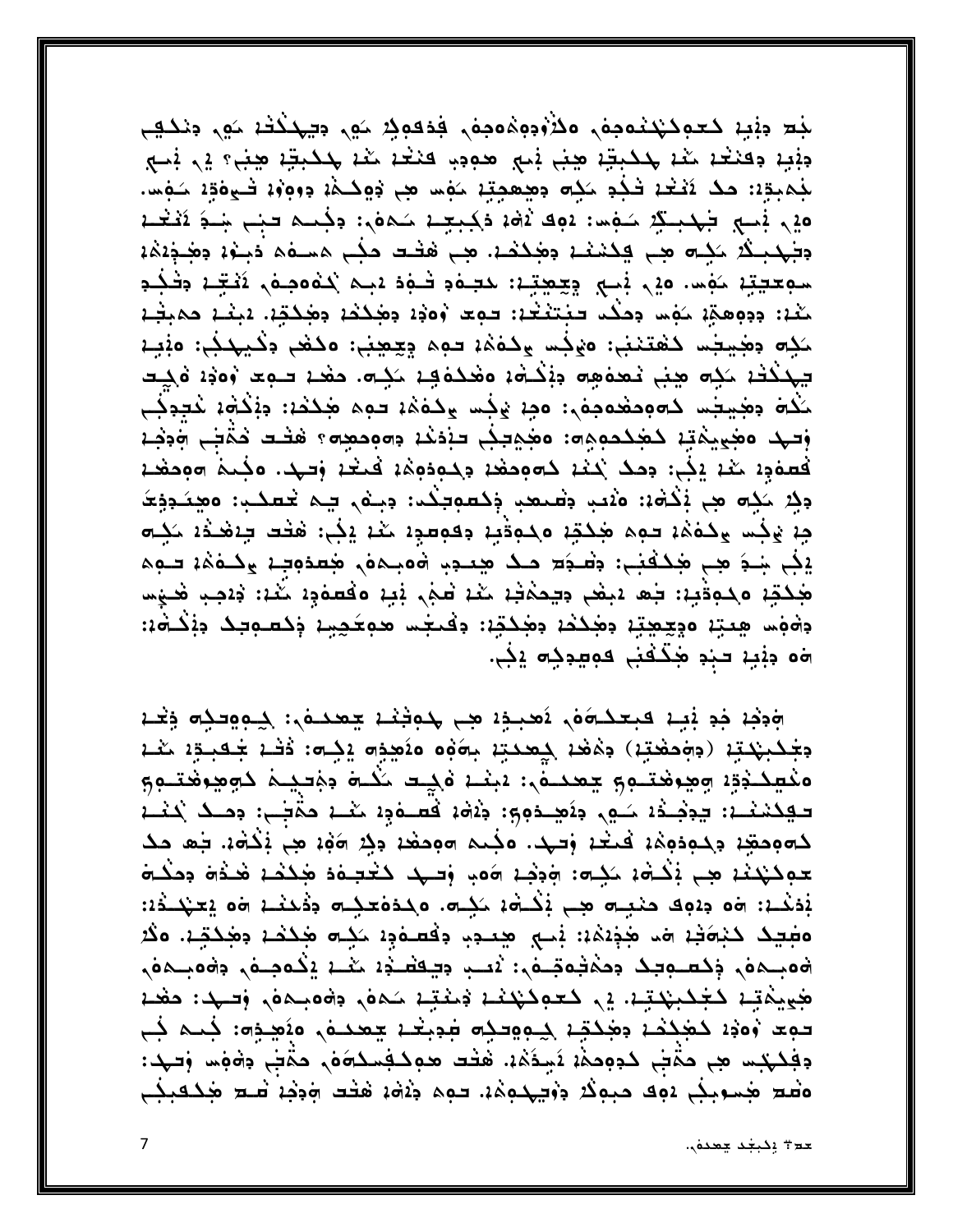ܠܡ ܕܐܝܬ ܠܥܘܠܢܝܬܘܗܝ ܘܠܐܘܪܚܘܬܗܘܢ ܦܪܥܘܢ ܣܘܝ ܕܝܗܠܟܐ ܣܘܝ ܕܢܠܟܝ ܕܐܝܬ ܕܦܬܚܐ ܬܪܐ ܠܗܠܟܝܐ ܗܝܢ ܐܢܫ ܗܘܘܐ ܦܬܚܐ ܬܪܐ ܠܗܠܟܝܐ ܗܝܢ؟ ܐܝ ܐܢܫ ܠܡܢܝܢܐ: ܡܢ ܐܢܫܐ ܦܠܓ ܣܝܡ ܕܡܗܝܡܢܐ ܣܘܦ ܗܘ ܕܝܠܗ ܕܘܪܐ ܦܘܪܩܢܐ ܣܘܦ. ܘܐܢ ܐܢܫ ܠܗܠܟܝܐ ܣܘܦ: ܐܘܦ ܐܢܐ ܕܠܒܝܒܐ ܣܥܘܗܝ: ܕܠܝܠܗ ܒܪܝ ܫܪܐ ܐܢܫܐ ܕܠܗܠܟܝ ܣܝܡܗ ܗܘ ܦܠܫܬܐ ܕܗܠܟܐ. ܗܘ ܫܬܐ ܒܠܝ ܗܣܘܡ ܕܒܢܘܢ ܕܗܕܢܐ ܣܘܥܪܢܐ ܣܘܦ. ܘܐܢ ܐܢܫ ܘܗܡܢܐ: ܒܚܝܘܬ ܕܘܘܬ ܐܒܗ ܠܟܘܚܝܘܗܝ ܐܢܬܐ ܕܦܠܓ ܬܪܐ: ܕܕܘܗܘ̈ܢܐ ܣܘܦ ܕܦܠܓ ܕܒܢܢܐ: ܒܘܗ ܘܪܕܐ ܕܗܠܟܐ ܕܗܠܟܝܐ.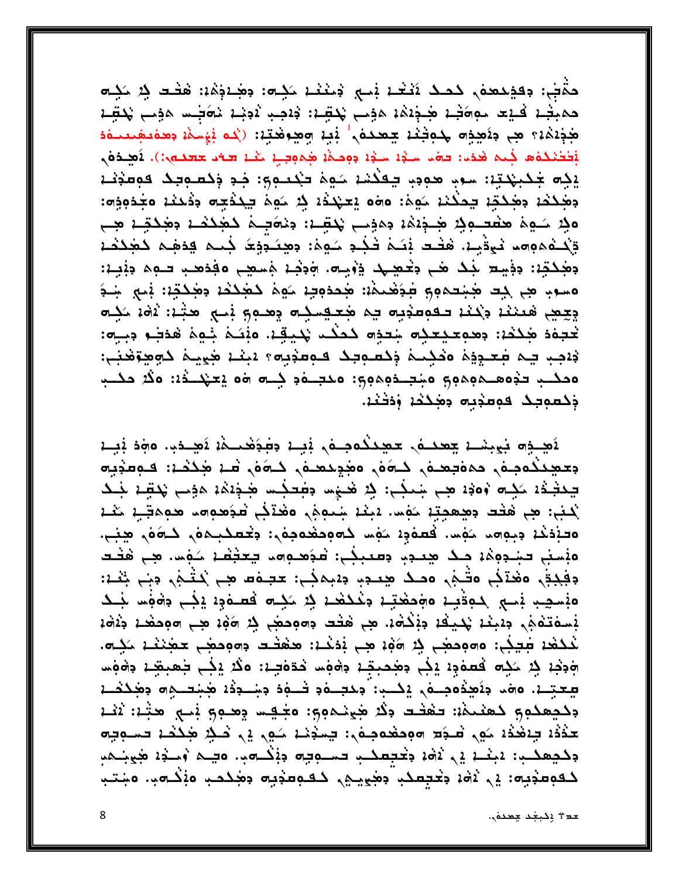ܡܫܝܚܝ̈ܐ: ܕܡܕܢܚܝ̈ܐ ܠܡܠܟ ܐܪ̈ܒܥܐ ܐܝܟ ܕܡܢܝܢܐ ܗܟܝܠ: ܕܒܝܬ ܢܗܪ̈ܝܢ: ܦܬܟ ܠܝ ܗܟܝܠ

ܡܕܢܚܐ ܕܠܝܬ ܥܡܡ̈ܐ.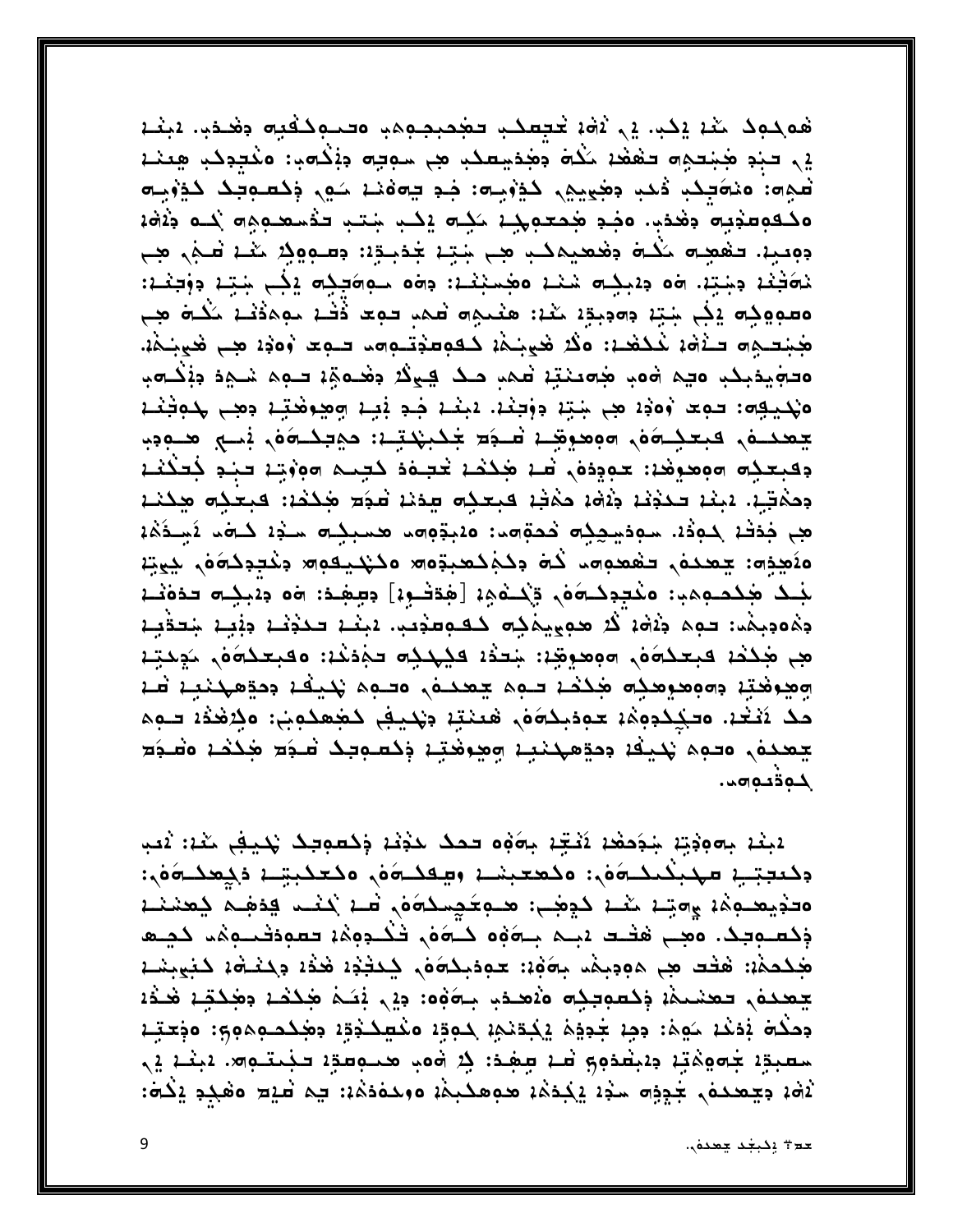ܦܘܠܚܢܐ ܚܕܐ ܕܟܠܢ. ܐܝܟ ܐܪܥܐ ܡܫܡܫܢܐ ܕܡܫܒܚܘܬܐ ܘܡܣܘܟܦܢܘܬܐ ܕܡܠܟܐ. ܐܢܫܐ ܐܝܟ ܗܢܘ ܡܢܗܘܢ ܕܒܥܠܡܐ ܠܟܠܗ ܕܡܫܬܡܥܝܢ ܠܗ ܡܢ ܣܘܓܐ ܕܐܢܫܐ: ܘܡܬܝܕܥܝܢ ܗܝܢܢ ܥܡܗ: ܘܢܬܩܪܒܘܢ ܐܠܗܐ ܕܡܠܟܘܬܐ ܠܐܪܥܐ: ܟܕ ܝܗܒܢܢ ܠܗ ܬܫܒܘܚܬܐ ܠܐܪܥܐ ܘܠܟܠܘܡܕܡ ܕܡܠܟܐ. ܘܟܕ ܡܫܡܫܝܢ ܠܗ ܥܠ ܟܠ ܐܢܫܐ ܠܘܬ ܕܡܠܟܐ ܕܡܢܝܢ. ܒܟܠܗ ܠܘܚܡܐ ܕܡܫܡܫܝܢ ܡܢ ܐܢܫܐ ܕܒܪܝܬܐ: ܕܡܘܕܝܢ ܥܠܝܗ ܕܫܡܝܐ ܥܠ ܐܪܥܐ ܡܢ ܢܗܝܪܐ ܕܢܗܘܐ. ܗܘ ܕܐܢܫܐ ܥܠܡܐ ܘܡܫܡܫܢܐ: ܕܗܘ ܡܘܗܒܬܐ ܐܝܟ ܐܢܫܐ ܕܘܟܬܐ:

ܘܡܘܕܝܢ ܐܝܟ ܐܢܫܐ ܕܗܘܝܢ ܠܗ: ܗܢܘܢ ܥܡܗ ܠܘܬ ܟܠܗ ܗܘܝܬܐ ܠܗ ܡܢ ܡܢܝܢܐ ܒܐܪܥܐ: ܘܟܠ ܡܫܡܫܢܐ ܠܟܠܘܡܕܡ ܠܘܬ ܐܘܪܚܐ ܡܢ ܡܫܡܫܢܐ. ܘܡܫܡܫܝܢ ܘܐܦ ܗܘܐ ܡܫܡܫܢܐ ܥܡܗ ܠܟܠ ܩܕܡ ܕܡܠܟܐ ܠܘܬ ܫܡܝܐ ܕܐܪܥܐ ܘܡܫܡܫܢܐ: ܠܘܬ ܐܘܪܚܐ ܡܢ ܗܘܝܬܐ ܕܐܪܥܐ. ܐܢܫܐ ܟܕ ܐܝܟ ܡܫܡܫܢܐ ܕܡܢ ܫܡܫܐ ܠܟܠܗ ܡܫܒܚܐ ܘܡܫܡܫܢܐ ܥܠ ܡܠܟܘܬܐ ܠܟܠܗ: ܡܫܡܫܢܐ ܐܝܟ ܡܫܡܫܢܐ ܕܡܫܡܫܢܐ ܘܡܫܡܫܢܐ: ܡܫܡܫܢܐ ܥܠ ܡܠܟܐ ܠܟܠܗ ܘܡܫܡܫܢܐ ܠܘܬܗ ܕܡܠܟܐ ܘܡܫܡܫܢܐ. ܐܢܫܐ ܟܕܡܢܐ ܕܐܪܥܐ ܕܡܫܡܫܢܐ ܐܝܟ ܗܘܝܬܐ: ܡܫܡܫܢܐ ܡܢ ܡܠܟܐ ܠܘܬ ܐܪܥܐ. ܫܡܝܐ ܕܡܫܡܫܢܐ ܠܟܠܗ ܘܡܫܡܫܢܐ.

ܐܢܫܐ ܕܡܫܡܫܝܢ ܡܫܒܚܝܢ ܐܪܥܐ ܕܡܠܟܐ ܠܟܠ ܕܐܪܥܐ ܕܟܠܗܘܢ ܐܝܟ ܡܫܡܫܢܐ ܥܠ ܟܠ ܐܢܫܐ: ܘܡܫܡܫܢܐ ܠܘܬ ܟܠܗܘܢ ܕܡܠܟܘܬܐ: ܘܡܫܡܫܢܐ ܐܝܟ ܗܢܘܢ ܕܡܫܡܫܢܐ ܥܠ ܡܠܟܘܬܐ ܐܢܫܐ. ܘܡܢ ܗܘܐ ܐܝܟ ܗܢܘܢ ܠܘܬ ܟܠܗܘܢ ܕܡܫܡܫܢܐ ܠܟܠܗ. ܡܫܡܫܢܐ ܡܢ ܐܢܫܐ ܕܡܠܟܐ ܘܡܫܡܫܢܐ ܥܠ ܕܡܠܟܘܬܐ ܘܡܫܡܫܢܐ. ܐܢܫܐ ܕܐܪܥܐ ܕܡܠܟܘܬܐ ܥܠ ܡܫܡܫܢܐ ܕܡܫܡܫܢܐ ܘܡܫܡܫܢܐ ܐܝܟ ܐܪܥܐ ܕܡܠܟܐ.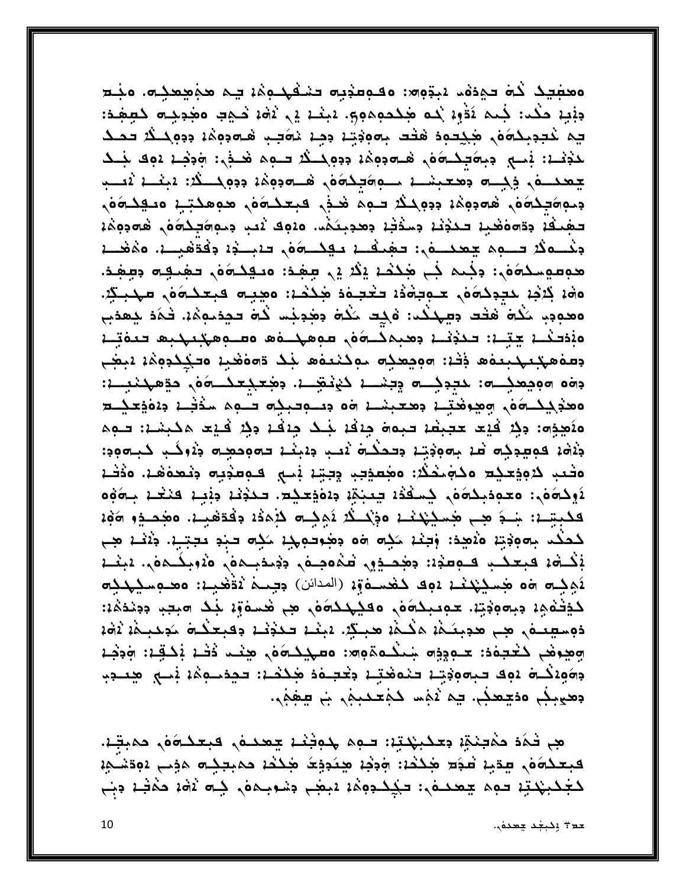ܘܡܫܝܚܐ ܠܗ ܒܓܘܗ ܐܒܕܘܬܐ: ܘܦܘܠܚܢܐ ܒܫܦܝܪܘܬܐ ܥܡ ܡܗܝܡܢܐ. ܘܡܢ ܕܝܢ ܒܬܪ: ܕܐܬܐ ܐܪܬܐ ܠܗ ܡܫܝܚܘܬܐ. ܕܒܬܪ ܕܡ ܐܘܪܚܐ ܟܠܗ ܘܡܫܝܚܐ ܠܟܠܗ: ܥܡ ܡܫܝܚܝܘܬܐ ܡܫܝܚܝܐ ܫܒܝܠܐ ܕܦܘܪܫܢܐ ܕܝܠܗ ܐܬܪܘܬܐ ܕܕܘܟܬܐ ܒܟܠ ܡܕܢܚܐ: ܐܝܟ ܕܡܫܝܚܝܐ ܕܡܕܢܚܐ ܕܐܬܪܘܬܐ ܕܕܘܟܝܬܐ ܒܬܪ ܐܘܪܚܐ: ܕܡܫܝܚܐ ܐܘܦ ܒܟܠ ܥܕܬܐ ܕܝܠܗ ܕܥܕܬܐ ܕܡܕܢܚܐ ܕܝܠܗܘܢ ܥܕܬܐ ܕܐܬܪܘܬܐ: ܕܒܬܪ ܐܬܐ ܕܡܫܝܚܝܐ ܥܕܬܐ ܕܐܬܪܘܬܐ ܕܟܠ ܒܬܪ ܐܘܪܚܐ ܕܝܠܗܘܢ ܘܡܫܝܚܝܐ ܘܥܕܬܐ ܕܝܠܗܘܢ ܒܫܘܠܛܢܐ ܕܡܕܢܚܐ ܕܥܕܬܐ ܕܡܫܝܚܝܐ. ܘܐܘܦ ܐܝܟ ܕܡܫܝܚܝܐ ܕܐܬܪܘܬܐ ܕܒܬܪ ܐܘܪܚܐ ܕܝܠܗܘܢ: ܒܫܘܠܛܢܐ ܕܥܕܬܐ ܕܝܠܗܘܢ ܒܡܕܢܚܐ ܕܡܫܝܚܝܐ. ܘܐܘܦ ܡܫܝܚܝܐ ܕܝܠܗܘܢ: ܕܐܝܟ ܗܘ ܡܕܢܚܐ ܕܐܝܬ ܒܗ ܥܕܬܐ: ܘܥܕܬܐ ܕܝܠܗܘܢ ܒܫܘܠܛܢܐ ܡܕܢܚܝܐ.

ܘܐܦ ܠܘܬ ܒܥܕܬܐ ܥܕܬܐ ܕܝܠܗܘܢ ܒܡܕܢܚܐ ܡܕܢܚܝܐ: ܘܡܫܝܚܝܐ ܒܫܘܠܛܢܐ ܡܕܢܚܝܐ. ܘܡܫܝܚܐ ܐܝܟ ܐܒܐ ܕܥܕܬܐ: ܘܒܬܪ ܐܝܟ ܕܡܫܝܚܝܐ ܠܗ ܕܥܕܬܐ ܕܡܕܢܚܐ. ܒܗܕܐ ܥܕܬܐ ܘܡܫܝܚܝܐ: ܒܫܘܠܛܢܐ ܕܥܕܬܐ ܕܝܠܗܘܢ ܡܕܢܚܐ ܘܡܫܝܚܝܐ ܘܥܕܬܐ ܕܡܕܢܚܐ ܕܐܬܪܘܬܐ ܕܒܬܪ ܐܘܪܚܐ ܕܝܠܗܘܢ ܥܕܬܐ ܕܡܫܝܚܝܐ.

ܕܝܢ ܐܝܬ ܕܐܝܟ ܕܥܕܬܐ ܕܡܕܢܚܐ ܕܡܫܝܚܝܐ ܕܠܟܠ ܥܕܬܐ: ܘܡܫܝܚܝܐ ܕܝܠܗܘܢ ܒܬܪ ܐܘܪܚܐ ܕܡܕܢܚܐ (المدائن) ܕܝܠܗ ܡܕܝܢܬܐ: ܘܡܫܝܚܝܐ ܕܝܠܗܘܢ ܒܥܕܬܐ ܘܡܕܢܚܐ. ܘܡܫܝܚܝܐ ܥܕܬܐ ܕܐܬܪܘܬܐ ܕܝܠܗܘܢ ܒܥܕܬܐ ܘܡܕܢܚܐ ܕܡܫܝܚܝܐ. ܘܡܫܝܚܝܐ ܕܐܬܪܘܬܐ ܕܝܠܗ ܐܝܟ ܥܕܬܐ ܕܡܫܝܚܝܐ: ܕܥܕܬܐ ܕܡܕܢܚܐ ܕܝܠܗܘܢ ܒܫܘܠܛܢܐ ܕܥܕܬܐ. ܘܡܫܝܚܝܐ ܕܐܬܪܘܬܐ ܕܝܠܗ ܐܝܟ ܒܥܕܬܐ ܕܡܕܢܚܐ: ܕܝܠܗܘܢ ܕܡܫܝܚܝܐ ܐܝܟ ܥܕܬܐ.

ܡܢ ܒܬܪ ܕܡܫܝܚܝܐ ܕܥܕܬܐ ܕܡܕܢܚܐ: ܥܕܬܐ ܕܝܠܗܘܢ ܡܫܝܚܝܐ ܒܥܕܬܐ ܘܡܕܢܚܐ. ܘܥܕܬܐ ܕܝܠܗ ܡܫܝܚܝܐ ܡܕܢܚܐ: ܕܥܕܬܐ ܕܐܬܪܘܬܐ ܕܡܫܝܚܝܐ ܕܝܠܗ ܒܥܕܬܐ ܕܡܕܢܚܐ ܕܝܠܗܘܢ ܠܥܕܬܐ ܕܡܫܝܚܝܐ ܕܐܝܬ ܒܗ ܥܕܬܐ: ܥܕܬܐ ܕܝܠܗܘܢ ܥܕܬܐ ܕܡܕܢܚܐ ܕܐܝܬ ܕܒܬܪ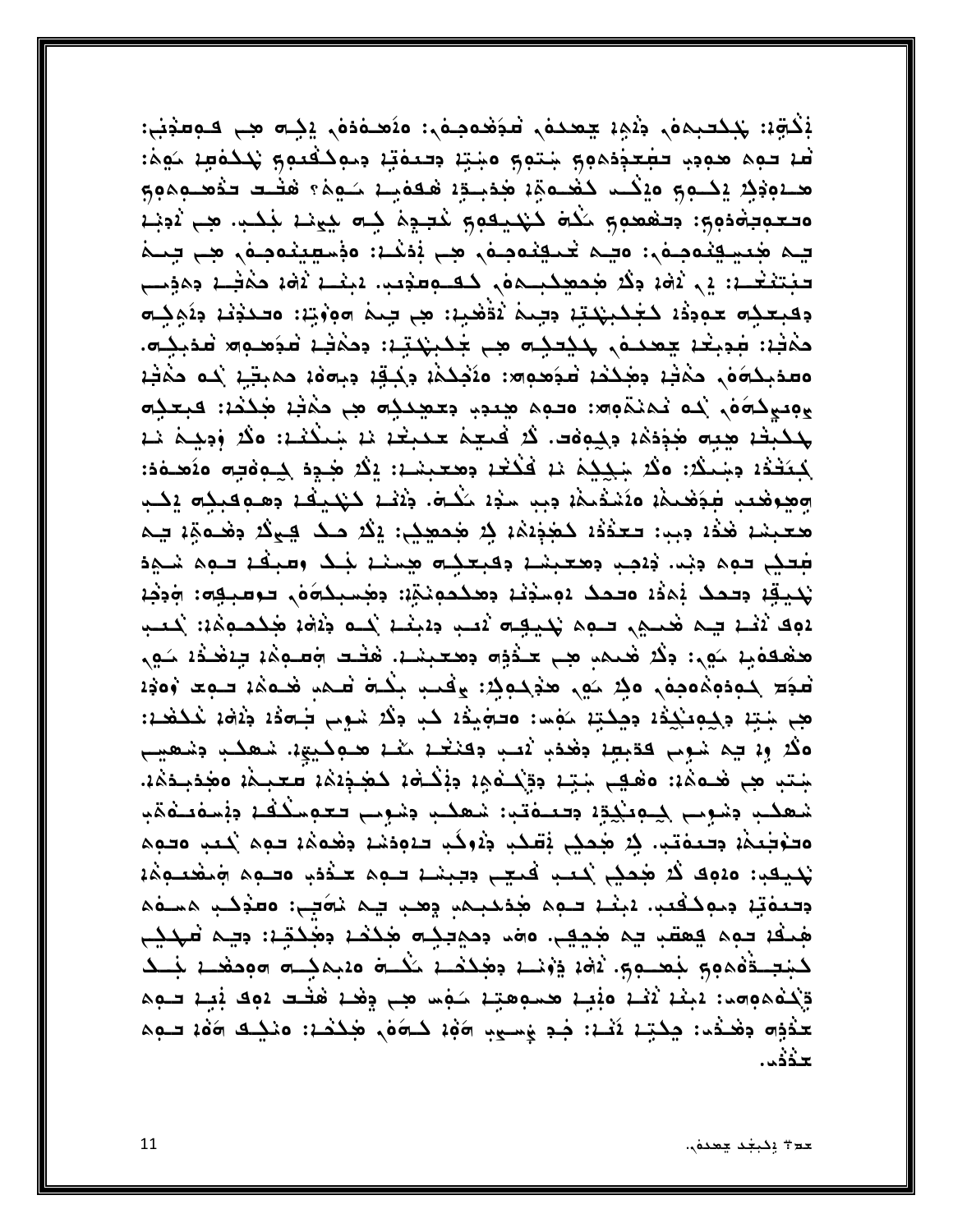ܪ̈ܒܘܬܐ: ܡܟܠܡܝܢܘܢ ܕܪ̈ܝܫܐ ܒܝܬܢܗܪܝܐ ܡܕܢܚܝܐ: ܘܐܬܘܪܝܐ ܕܐܝܟ ܡܢ ܐܘܡܢܘܬܐ: ܡܢ ܗܘܐ ܡܘܕܥ ܠܦܫܛܘܬܗܘܢ ܘܡܢܝܢ ܕܚܟܡܬܐ ܕܐܘܡܢܘܬܗܘܢ ܡܠܟܘ̈ܬܐ ܐܬܘܪ̈ܝܐ: ܗܘܝܘܬܐ ܕܡܠܟܐ ܘܐܝܟܢܐ ܠܥܡܡ̈ܐ ܦܪ̈ܣܝܐ ܦܘܦܝ̈ܐ ܐܟܘܬܗ؟ ܦܪܩ ܠܥܡܡܘܬܗܘܢ ܘܠܥܡܘܪ̈ܘܬܗܘܢ: ܕܠܥܡܡܘܬ ܐܝܟܘ ܠܡܠܟܘܬܗܘܢ ܐܪ̈ܙܐ ܕܝܢ ܥܠܡܐ ܐܝܠܝܢ. ܡܢ ܐܪ̈ܙܐ ܥܠ ܡܕܝܢܬܐ ܡܘܠܦܢܘܬܗ: ܘܥܠ ܬܪܥܘܬܐ ܒܬܪܥܐ ܕܟܠܗ ܡܢ ܓܒܪ̈ܐ ܕܦܫܛܐ ܕܐܝܬ ܠܡܠܟܘܬܗܘܢ. ܕܐܝܟ ܐܪ̈ܙܐ ܥܠܡܐ ܕܗܢܐ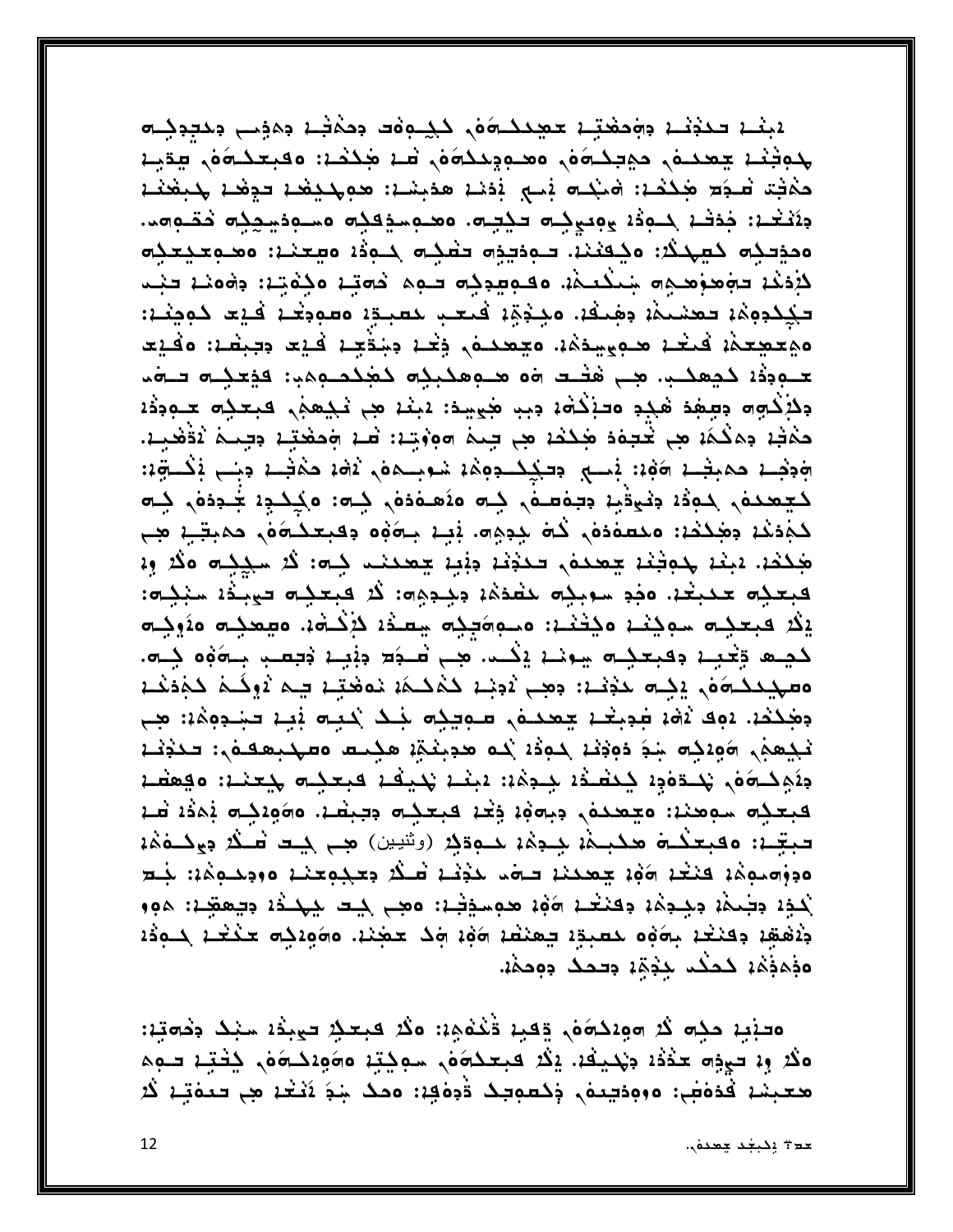ܕܒܢܐ ܒܟܬܒܐ ܕܡܫܪܫܢܘܬܐ ܥܡܝܩܬܐ ܕܥܡܡܐ ܩܕܡܝܐ ܕܓܘ ܒܝܬ ܢܗܪܝܢ ܕܐܬܪܘܬܐ ܕܒܝܬ ܢܗܪܝܢ ܘܡܬܒܪܐ ܕܝܠܗܘܢ ܒܝܬ ܢܗܪܝܢ

ܘܚܕܐ ܚܙܝܐ ܠܐ ܡܫܬܘܕܥܢܐ ܐܢܝ ܒܝܬ ܢܗܪܝܢ: ܘܐܝܬ ܠܐ ܡܘܬܒܐ ܕܒܝܬ ܢܗܪܝܢ ܒܝܬ ܢܗܪܝܢ ܕܝܠܗ ܐܝܬ ܢܗܪܝܢ

ܣܦܪܐ ܕܒܝܬ ܢܗܪܝܢ (وثنيين)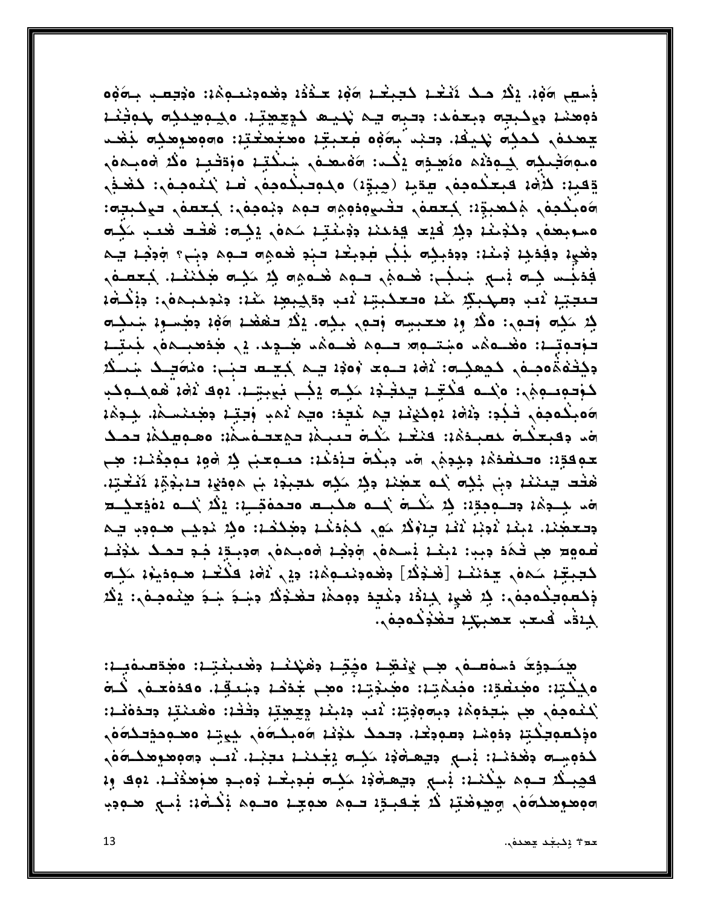ܕܫܡܝ ܗܘܐ. ܝܠܗ ܒܟܠ ܐܢܫܐ ܠܒܝܬܐ ܗܘܐ ܒܫܘܬܐ ܕܫܘܕܥܢܘܬܐ: ܘܕܒܫܝ ܒܗܘܐ ܕܗܘܫܐ ܕܝܠܝܗ ܕܝܬܘܐ: ܕܒܝܗ ܒܗ ܢܝܫܐ ܠܕܥܡܝܐ. ܘܟܘܡܝܕܟܝܗ ܠܗܘܢܝܐ ܥܡܡܐ ܠܟܠܝܗ ܢܝܫܐ. ܕܒܢܐ ܒܗܘܐ ܡܥܒܕܐ ܘܡܫܡܫܢܐ: ܘܗܘܡܘܡܝܟܝܗ ܢܫܡܐ ܘܡܘܗܦܝܟܝܗ ܠܝܘܕܥܐ ܘܐܡܝܕܗ ܝܠܗ: ܗܘܡܥܡܐ ܡܠܟܬܐ ܘܪܕܝܐ ܘܟܠ ܗܘܝܟܘܡ ܕܩܝܐ: ܠܐܘܢ ܦܝܥܠܘܬܐ ܡܕܝܢܐ (ܡܝܬܪܐ) ܘܟܘܬܝܟܘܬܐ ܗܘ ܐܢܫܘܬܐ: ܠܫܩܠ ܗܘܝܟܘܬܐ ܡܠܟܝܬܐ: ܠܥܡܡܐ ܕܡܫܘܚܘܬܐ ܕܝܠܗ ܐܢܫܘܬܐ: ܠܥܡܡܐ ܕܝܠܝܬܐ: ܘܗܘܡܥܡܐ ܕܟܬܒܢܐ ܕܠܐ ܦܝܕܐ ܡܕܢܚܐ ܕܡܢܝܢܐ ܣܗܕܐ ܝܠܗ: ܗܕܐ ܗܥܒ ܣܟܝܗ ܕܫܡܝ ܕܦܕܝܐ ܕܝܢܐ: ܕܕܝܟܝܗ ܦܠܓ ܡܕܝܢܬܐ ܒܝܬ ܗܘܝܗ ܒܗܘ ܕܝܢ؟ ܗܘܕܐ ܒܗ ܦܕܝܣ ܒܗ ܐܫܡ ܫܢܝܐ: ܗܘܝܐ ܒܗܘ ܗܘܝܗ ܕܠ ܣܟܝܗ ܗܟܢܢܐ. ܠܥܡܡܐ ܒܝܬܝܐ ܐܢܝ ܕܡܫܝܚܝܐ ܣܢܐ ܘܡܥܠܝܬܐ ܐܢܝ ܕܥܠܝܡܐ ܣܢܐ: ܕܢܝܘܒܝܬܐ: ܕܝܠܗܘܢ ܕܠ ܣܟܝܗ ܘܒܗ ܘܗ ܗܥܒܝܗ ܘܒܗ ܒܝܗ. ܝܠܗ ܒܫܩܠܐ ܗܘܐ ܕܡܫܘܢ ܫܢܝܗ ܒܘܒܘܬܐ: ܘܗܘܝܐ ܘܫܬܘܐ ܒܗܘ ܗܘܝܐ ܗܒܝܕ. ܝ ܗܕܥܒܝܐ ܠܒܝܬܐ ܕܝܠܗܘܢ ܠܟܝܗ ܠܥܡܐ: ܐܘܢ ܒܗܘܢ ܘܐܘܢ ܒܝܗ ܒܝܢ: ܘܗܘܝܠ ܫܢܠܐ ܠܘܒܘܬܐ: ܘܟܠܗ ܦܠܟܬܐ ܝܕܝܥܬܐ ܣܟܝܗ ܝܠܟ ܢܝܫܬܐ. ܐܘܦ ܐܢܐ ܗܘܟܘܡܒ ܗܘܡܥܡܐ ܒܠܒܐ: ܕܐܢܐ ܐܘܟܢܘܢܐ ܒܗ ܐܟܝܕ: ܘܒܗ ܐܢܝ ܘܒܝܬܐ ܕܡܫܢܢܐ. ܒܝܢܐ ܗܘ ܕܦܒܥܠܝܗ ܠܡܒܝܢܐ: ܦܠܫܐ ܣܟܝܗ ܒܥܒܕܐ ܒܝܥܡܕܐ: ܘܗܘܡܝܟܐ ܒܥܒܠ ܥܡܘܢܐ: ܘܒܠܫܕܢܐ ܕܝܢܝ ܗܘ ܕܡܠܝܗ ܒܐܢܝܐ: ܒܗܘܥܢܝ ܕܠ ܗܘܝܐ ܒܘܝܬܢܐ: ܗܝ ܗܕܐ ܝܕܢܢܐ ܕܝܢ ܢܟܝܗ ܐܠܗ ܥܥܝܢܐ ܕܠ ܣܟܝܗ ܠܟܝܬܐ ܢ ܗܘܕܢܐ ܒܐܝܕܝܐ ܐܢܫܝܢܐ. ܗܘ ܒܝܬܐ ܕܒܘܡܝܐ: ܕܠ ܣܟܠܗ ܐܠܗ ܗܟܝܢܐ ܘܒܥܡܝܐ: ܝܠܗ ܐܠܗ ܐܘܕܥܝܟܢ ܕܒܥܫܢܐ. ܐܢܫܐ ܐܘܝܢ ܐܢܐ ܝܐܘܠܝ ܣܘܝ ܠܟܢܘܢܐ ܕܝܢܫܐ: ܘܠܢ ܢܘܝܝ ܗܘܘܝ ܒܗ ܗܘܝܡ ܗܝ ܦܠܟܐ ܕܝܢ: ܐܢܫܐ ܝܫܡܐ ܗܘܝܐ ܗܘܝܟܐ ܗܘܝܟܐ ܗܘܝܬܐ ܝܒ ܒܟܠ ܠܟܝܢܐ ܠܒܝܬܐ ܣܗܕܐ ܝܕܢܢܐ [ܗܟܢܐ] ܕܫܘܕܥܢܘܬܐ: ܕܝܢ ܐܢܐ ܦܠܟܬܐ ܗܘܝܢܐ ܣܟܝܗ ܐܟܘܡܝܟܘܬܐ: ܠܝ ܗܝܟ ܝܕܥܐ ܕܢܟܝܕ ܕܘܟܢܐ ܒܫܟܕܢܐ ܕܒܢܝܐ ܒܢܝܐ ܗܝܢܘܬܐ: ܝܠܗ ܝܕܥܐ ܦܠܟܒ ܥܡܒܝܬܐ ܒܫܟܕܟܘܬܐ.

ܗܝܢ ܕܝܕܥ ܕܫܘܥܠܐ ܗܝ ܢܝܫܝܐ ܘܦܬܝܐ ܕܫܢܝܢܐ ܕܫܥܒܢܝܐ: ܘܡܕܥܡܢܝܬܐ: ܘܟܝܠܝܬܐ: ܘܡܢܫܦܬܐ: ܘܡܢܗܝܬܐ: ܘܡܢܕܝܬܐ: ܘܗܝ ܐܕܫܐ ܕܝܢܝܩܐ. ܘܟܕܘܥܐ ܐܟܗ ܐܢܫܘܬܐ ܗܝ ܢܝܕܘܗܐ ܕܒܗܘܕܝܬܐ: ܐܢܝ ܕܐܢܐ ܕܥܡܝܬܐ ܕܦܫܐ: ܘܫܢܢܝܬܐ ܕܒܟܘܢܐ: ܘܐܟܡܘܬܟܝܬܐ ܕܕܘܢܐ ܕܡܘܕܫܐ. ܕܒܟܠ ܐܟܕܢܐ ܗܘܡܟܠܗܘܢ ܟܝܬܝܐ ܘܡܟܘܬܕܒܠܗܘܢ ܠܕܘܢܐ ܕܫܕܢܐ: ܐܢܫ ܕܝܫܗܘܕܐ ܣܟܝܗ ܝܦܟܢܐ ܒܒܢܐ. ܐܢܝ ܕܡܘܡܘܕܠܗܘܢ ܦܝܫܠܗ ܒܗܘ ܝܟܢܐ: ܐܢܫ ܕܝܫܗܘܕܐ ܣܟܝܗ ܡܕܝܢܬܐ ܕܘܝܕ ܗܘܡܕܢܐ. ܐܘܦ ܘܝ ܗܘܡܘܡܟܠܗܘܢ ܘܡܝܘܡܝܬܐ ܠܗ ܦܥܒܝܬܐ ܒܗܘ ܗܘܝܬܐ ܘܒܗܘ ܐܟܠܗܘܢ: ܐܢܫ ܗܘܘܝ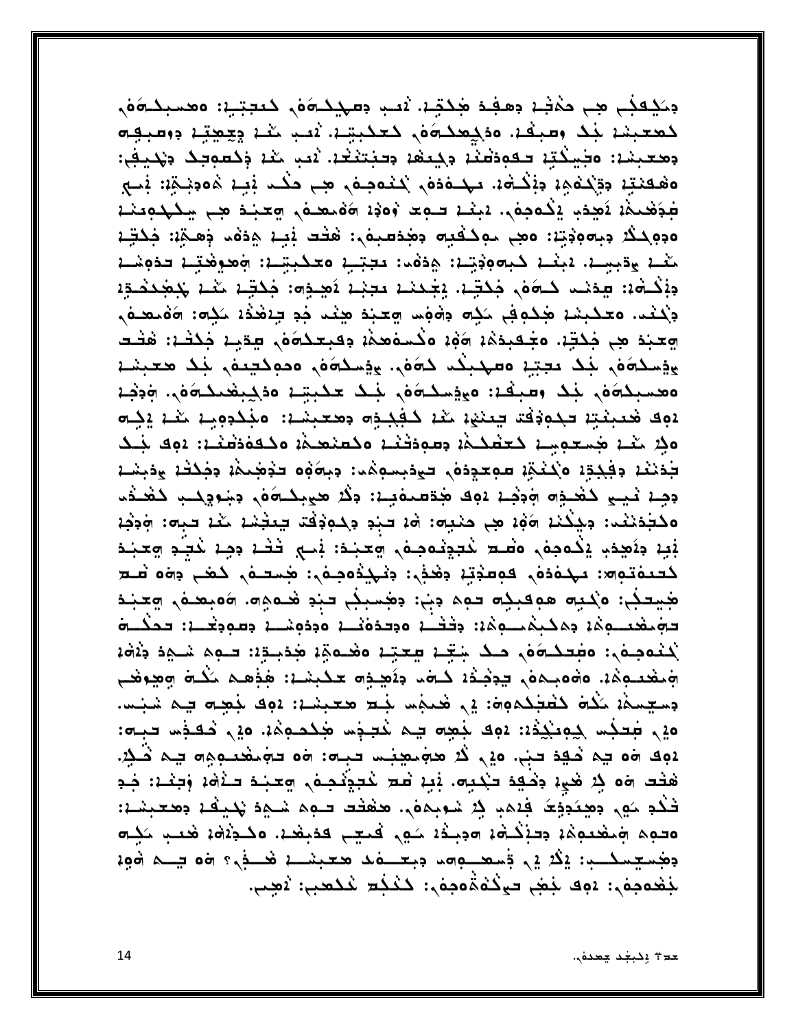ܕܡܲܟܠܦܝ ܡܢ ܚܲܕ݂ܟ݂ܐ ܕܥܠܡܐ ܡܲܠܟܘ̈ܬ݂ܐ. ܐܝܟ ܕܡܫܝܚܘܬ݂ܗ ܠܟܢܫ̈ܐ: ܘܡܫܒܚܘܬ݂ܗ ܠܡܥܒܕܐ ܛܒ݂ ܘܡܢܗܘܢ. ܘܕܝܠܗܘܢ ܠܟܠܗܝܢ. ܐܝܟ ܗܢܐ ܕܝܠܗܝܢ ܕܡܫܒܚܐ ܕܥܒ̈ܕܐ: ܘܡܢ̈ܝܢܐ ܕܡܫܡܫ̈ܢܐ ܕܟܝܢ̈ܐ ܕܡܬܪ̈ܓܡܐ. ܐܝܟ ܗܢܐ ܕܡܠܟܘܬ݂ܐ ܕܫܡܝܐ:

ܘܦܩܘܕ̈ܐ ܕܬܫ̈ܡܫܬ݂ܐ ܕܢܒ̈ܝܐ. ܡܲܠܦܢܘܬ݂ܐ ܐܢܫܝܘܬ݂ܐ. ܡܢ ܒܬ݂ܪ ܐܝܠܝܢ ܡܢ ܩܕ݂ܡ ܡܢ ܐܝܠܝܢ ܗܘܢܝܢ: ܐܝܟ ܡܕ݂ܡ̈ܐ ܙܒ݂ܢ̈ܝܐ ܕܡܬܚܙܝܢ. ܕܒ݂ܢܐ ܚܘܒܐ ܘܦܘܩܕܢܐ ܗܘܐ ܠܟܠܗܘܢ ܒܚܘܒܐ ܕܝܠܗ ܡܢ ܗܝܕܝܢ ܘܩܘܕܫܐ

ܘܕܘܒܪܐ ܕܒܢܝܢܫܐ: ܘܡܢ ܗܘܝܘ ܕܒܢܝܢܫܐ ܕܡܫܝܚܐ: ܐܝܟ ܗܢܐ ܕܡܫܝܚܐ ܕܡܠܟܘܬ݂ܐ: ܦܠܚܘܬ݂ܐ ܡܢ ܗܝܕܝܢ.

ܐܝܟ ܗܢܐ ܕܝܠܗ ܡܢ ܗܝܕܝܢ. ܐܝܟ ܕܐܡܪ ܡܫܝܚܐ ܕܐܡܪ: ܕܢܗܘܐ ܠܢ ܫܠܡܐ ܘܚܘܒܐ ܥܡ ܟܠܢ: ܐܝܟ ܕܒܥܐ ܗܘܐ ܡܢ ܐܠܗܐ. ܐܡܝܢ.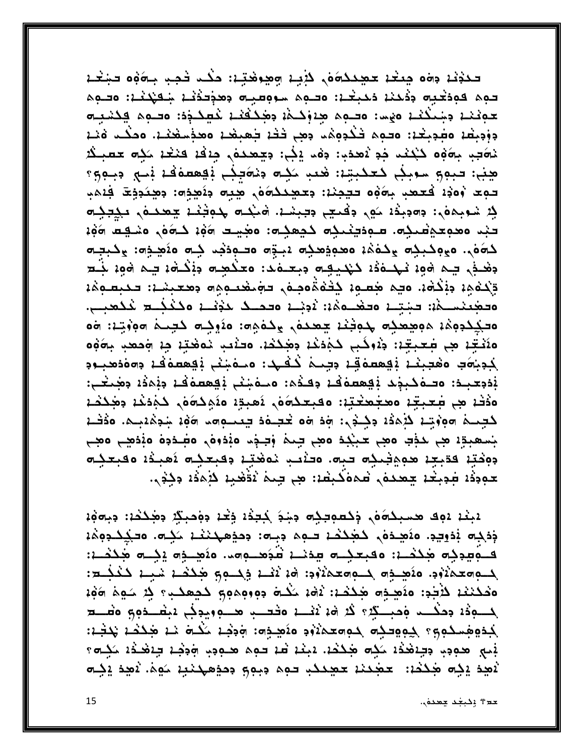ܒܚܕܐ ܕܗܘ ܝܘܡܐ ܡܫܝܚܝܐ ܠܐܝܢܐ ܩܫܝܫܘܬܐ: ܚܕ ܫܢܐ ܒܗܘ ܝܘܡܐ ܒܢܝܢܐ ܗܘܐ ܩܘܪܒܢܐ ܕܟܢܫܐ ܕܥܠܝܡܐ: ܘܗܘܐ ܣܘܓܐܐ ܕܡܕܒܪܢܐ ܕܫܠܝܚܐ: ܘܗܘܐ ܡܘܢܝܐ ܕܝܘܡܢܐ ܘܟܠܗ: ܘܗܘܐ ܡܝܬܪܘܬܐ ܕܡܫܝܚܝܘܬܐ ܕܟܠܗܘܢ ܥܡܡܐ: ܘܗܘܐ ܦܘܪܩܢܐ ܕܥܠܡܐ ܕܕܘܪܐ ܘܕܫܢܝܐ ܘܡܕܝܢܬܐ: ܘܗܘܐ ܕܟܪܢܐ ܕܒܝܬ ܟܠܗܘܢ ܩܕܝܫܐ ܘܡܫܝܚܝܐ. ܘܗܟܢܐ ܗܘܐ ܗܕܐ ܚܕ ܫܢܐ ܒܗܘ ܝܘܡܐ ܠܟܠ ܥܡܐ ܡܫܝܚܝܐ.

ܒܗܘ ܝܘܡܐ ܩܕܡܝܐ ܕܫܢܬܐ ܚܕܬܐ ܕܡܫܝܚܝܐ ܕܡܠܟܐ: ܕܒܗ ܝܠܝܕ ܡܫܝܚܐ ܡܪܢ ܒܒܝܬ ܠܚܡ. ܘܐܡܪܝܢ ܒܢܝ ܥܕܬܐ ܕܗܘ ܝܘܡܐ ܗܘ ܝܘܡܐ ܕܚܕܘܬܐ ܘܕܫܠܡܐ ܠܟܠ ܥܠܡܐ.

ܗܢܐ ܝܘܡܐ ܡܫܝܚܝܐ ܒܫܢܬܐ ܚܕܬܐ ܗܘ ܝܘܡܐ ܕܡܫܝܚܐ ܡܠܟܐ: ܕܒܗ ܐܬܐ ܠܥܠܡܐ ܘܐܫܬܡܥ ܩܠܗ ܒܟܠ ܐܬܪܐ. ܐܡܪ ܡܪܢ ܗܘܐ ܝܘܡܐ ܕܚܕܘܬܐ ܠܟܠܗܘܢ ܥܡܡܐ.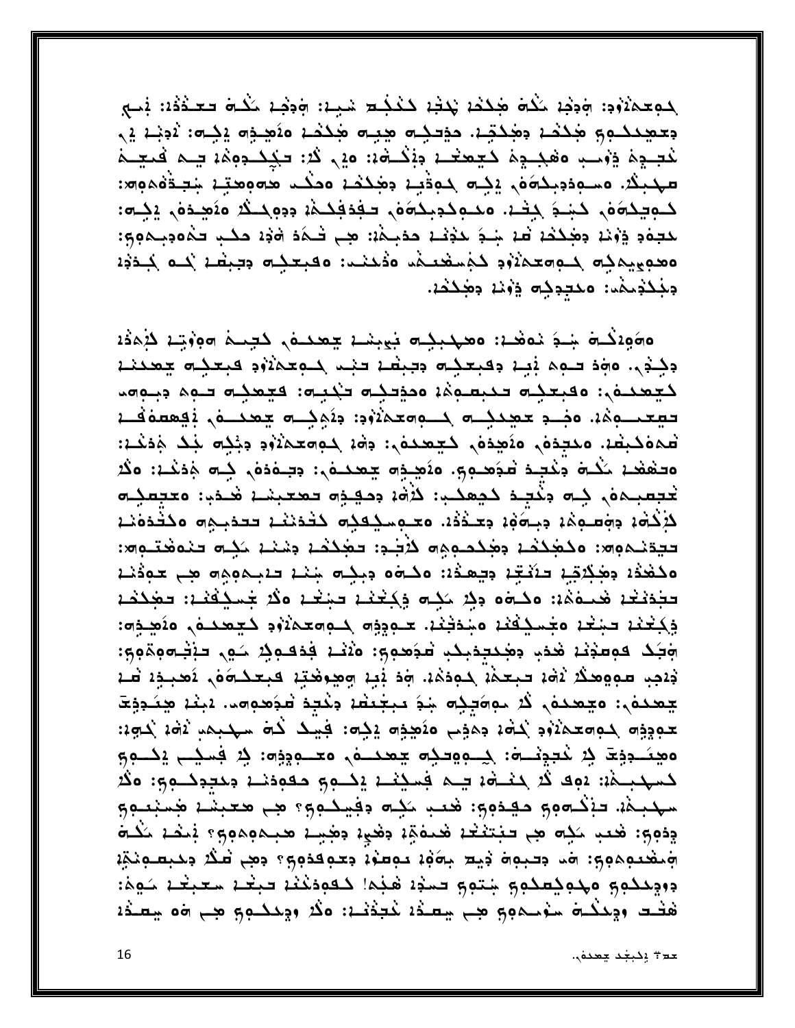ܠܘܡܒܐܕܢܘܢ: ܦܘܪܫܐ ܡܢܗ ܡܫܠܡܐ ܢܦܫܐ ܠܢܦܫܐ ܫܝܢܐ: ܦܘܪܫܐ ܡܢܗ ܒܥܠܕܒܒܐ: ܢܫܝ ܕܥܡܝܕܐܠܘܗܝ ܡܫܠܡܐ ܕܡܫܠܡܢܐ. ܕܢܦܫܗ ܡܢܗ ܡܫܠܡܐ ܘܐܡܝܢܐ ܢܦܫܗ: ܢܦܫܐ ܢܝ ܢܦܝܫܐ ܕܐܘܣܒ ܘܡܫܝܢܐ ܠܝܡܫܠܐ ܕܢܦܫܬܐ: ܘܢܝ ܟܠ: ܒܢܦܫܘܬܐ ܢܘܢ ܦܝܫܢܐ ܡܫܝܒܠ. ܘܫܘܕܪܝܠܗܘܢ ܢܦܫܗ ܠܘܪܝܐ ܕܡܫܠܡܢܐ ܘܡܟܠܐ ܡܗܘܡܢܢܐ ܫܢܝܬܐܘܗܝ: ܠܘܦܫܠܗܘܢ ܠܫܢܐ ܢܦܫܐ. ܘܡܫܘܠܕܫܠܗܘܢ ܒܦܪܥܢܘܬܐ ܕܘܡܠܟܐ ܘܐܡܝܢܐ ܢܦܫܗ: ܒܓܘܪ ܪܘܚܐ ܕܡܫܠܡܢܐ ܥܡ ܫܢܐ ܚܕܢܐ ܒܕܫܢܐ: ܡܢ ܒܥܠܕ ܗܘܕܐ ܡܟܠ ܒܐܘܕܫܡܘܗܝ: ܘܡܘܫܝܐܠܗ ܠܘܡܒܐܕܢܘܢ ܠܦܫܛܝܬܐ ܘܕܢܚܐ: ܘܦܝܫܠܗ ܕܫܒܩܐ ܢܗ ܠܝܕܘܢ ܕܡܠܟܘܬܐ: ܘܡܢܝܢܗ ܪܘܚܐ ܕܡܫܠܡܢܐ.

ܘܗܘܪܟܐ ܫܢܐ ܢܗܘܐ: ܘܡܫܝܒܠܗ ܢܝܫܢܐ ܝܥܡܢܐ ܠܝܫܢܐ ܗܘܪܢܐ ܠܪܡܐ ܕܝܠܗ. ܘܗܘܐ ܒܗܘܐ ܢܝܫܐ ܕܦܫܥܠܗ ܕܫܒܩܐ ܒܢܫ ܠܘܡܒܐܕܢܘܢ ܦܫܥܠܗ ܝܥܡܢܐ ܠܝܥܡܢܐ: ܘܦܫܥܠܗ ܒܒܫܘܡܐ ܘܡܕܝܠܗ ܒܢܝܫܗ: ܦܝܫܠܗ ܒܗܘܐ ܕܫܘܡ ܒܝܥܡܢܘܬܐ. ܘܦܫܪ ܝܥܡܢܠܗ ܠܘܡܒܐܕܢܘܢ: ܕܢܝܫܠܗ ܝܥܡܢܐ ܢܦܫܡܘܦܢܐ ܗܘܪܟܒܫܐ. ܘܡܝܕܘܢ ܘܐܡܝܕܘܢ ܠܝܥܡܢܐ: ܕܗܘܐ ܠܘܡܒܐܕܢܘܢ ܕܢܝܫܗ ܢܦܠ ܢܕܢܫܐ: ܘܡܫܡܫܐ ܡܢܗ ܕܢܝܫܐ ܗܕܡܘܗܝ. ܘܐܡܝܕܗ ܝܥܡܢܐ: ܕܝܫܘܕܘܢ ܝܗ ܢܕܢܫܐ: ܘܟܠ ܢܝܡܫܘܢ ܝܗ ܕܢܝܫܐ ܠܝܡܫܒ: ܠܪܘܚܐ ܕܡܝܫܝܕܗ ܢܝܡܫܐ ܗܕܫ: ܘܡܝܡܫܝܗ ܠܪܟܘܬܐ ܕܘܡܘܡܐ ܕܒܗܘܢܐ ܕܥܢܕܢܐ. ܘܡܫܘܫܝܠܢܗ ܠܢܦܢܐ ܒܢܕܒܝܐ ܘܟܠܦܢܐ ܒܝܫܢܐܘܢ: ܘܠܡܫܠܡܢܐ ܕܡܫܠܡܘܬܐ ܠܢܦܫܐ: ܒܡܫܠܡܐ ܕܫܢܐ ܢܕܝܗ ܒܢܘܡܫܝܢܘܢ: ܘܠܡܫܠܡܢܐ ܕܡܫܠܡܐ ܒܢܝܫܐ ܕܝܫܡܐ: ܘܠܗܘ ܕܒܕܝܗ ܫܢܐ ܒܢܒܗܘܢ ܡܢ ܒܘܫܢܐ ܒܢܫܢܐ ܗܫܘܢܐ: ܘܠܗܘ ܕܠܐ ܢܝܗ ܙܝܢܢܐ ܒܢܢܐ ܘܟܠ ܢܫܝܠܦܢܐ: ܒܡܫܠܡܐ ܙܝܢܢܐ ܒܢܢܐ ܘܡܫܝܠܦܢܐ ܘܡܫܢܘܢܐ. ܒܗܘܦܝܗ ܠܘܡܒܐܕܢܘܢ ܠܝܥܡܢܐ ܘܐܡܝܕܗ: ܗܪܟ ܦܘܡܫܢܐ ܗܫܒ ܕܡܫܢܝܢܝܟ ܦܫܥܘܗܝ: ܘܐܢܐ ܦܪܦܘܠܟ ܢܝܐ ܒܢܫܗܘܗܝ: ܙܕܡܢ ܡܘܘܗܟܠ ܢܘܢ ܒܒܥܢܐ ܠܘܕܢܐ. ܗܕ ܢܝܫܐ ܝܡܝܘܗܢܐ ܦܒܥܠܗܘܢ ܢܗܒܕܐ ܗܢܐ ܝܥܡܢܐ: ܘܡܝܥܡܢܐ ܟܠ ܗܘܡܝܕܗ ܫܢܐ ܒܝܫܢܐ ܕܢܝܫܐ ܗܕܫܘܗܝ. ܢܝܫܐ ܗܝܢܐ ܥܘܡܪܐ ܠܘܡܒܐܕܢܘܢ ܢܗܘܐ ܕܡܕܝܢ ܘܐܡܝܕܗ ܝܠܗ: ܦܝܫܟ ܢܗ ܫܠܝܡܢ ܢܗܘܐ ܢܗܘܐ: ܘܡܝܢܐ ܕܝܟ ܢܦܝܫܢܐ: ܝܥܡܘܕܗ ܝܥܡܢܐ ܘܡܥܡܘܪܐ: ܝܟ ܦܫܝܠܝ ܝܠܘܗܝ ܠܫܠܡܢܐ: ܢܘܦ ܟܠ ܢܗܘܐ ܝܗ ܦܫܝܠܢܐ ܝܠܘܗܝ ܒܥܘܕܢܐ ܕܡܝܕܠܘܗܝ: ܘܟܠ ܫܠܡܢܐ ܒܢܟܗܘܢ ܒܝܕܗܘܢ: ܡܢܐ ܕܝܠܗ ܕܦܝܫܠܘܗܝ؟ ܡܢ ܡܥܒܫܐ ܡܫܢܝܘܗܝ ܕܢܘܗܝ: ܡܢܐ ܕܝܠܗ ܡܢ ܒܢܢܢܐ ܡܫܘܢܐ ܕܡܫܝܐ ܕܡܝܫܐ ܗܝܗܘܗܘܢ؟ ܢܗܘܐ ܕܠܗ ܦܫܡܘܗܘܢ: ܗܢ ܕܒܝܒܘܢ ܢܝܫ ܒܗܘܐ ܒܘܡܫܐ ܕܥܘܡܪܘܢ؟ ܕܡܢ ܒܢܟ ܕܒܟܒܫܘܢܝ ܕܘܝܠܠܘܢ ܘܗܘܝܠܡܠܘܢ ܢܝܬܘܢ ܒܫܘܢܐ ܫܦܝܪܐ! ܠܥܘܕܢܢܐ ܒܢܫܐ ܣܥܒܢܐ ܢܗܘܐ: ܫܢܐ ܘܝܕܠܗ ܫܘܡܗܘܢ ܡܢ ܝܫܡܐ ܢܝܫܢܐ: ܘܟܠ ܘܝܠܠܘܢ ܡܢ ܗܘ ܝܫܡܐ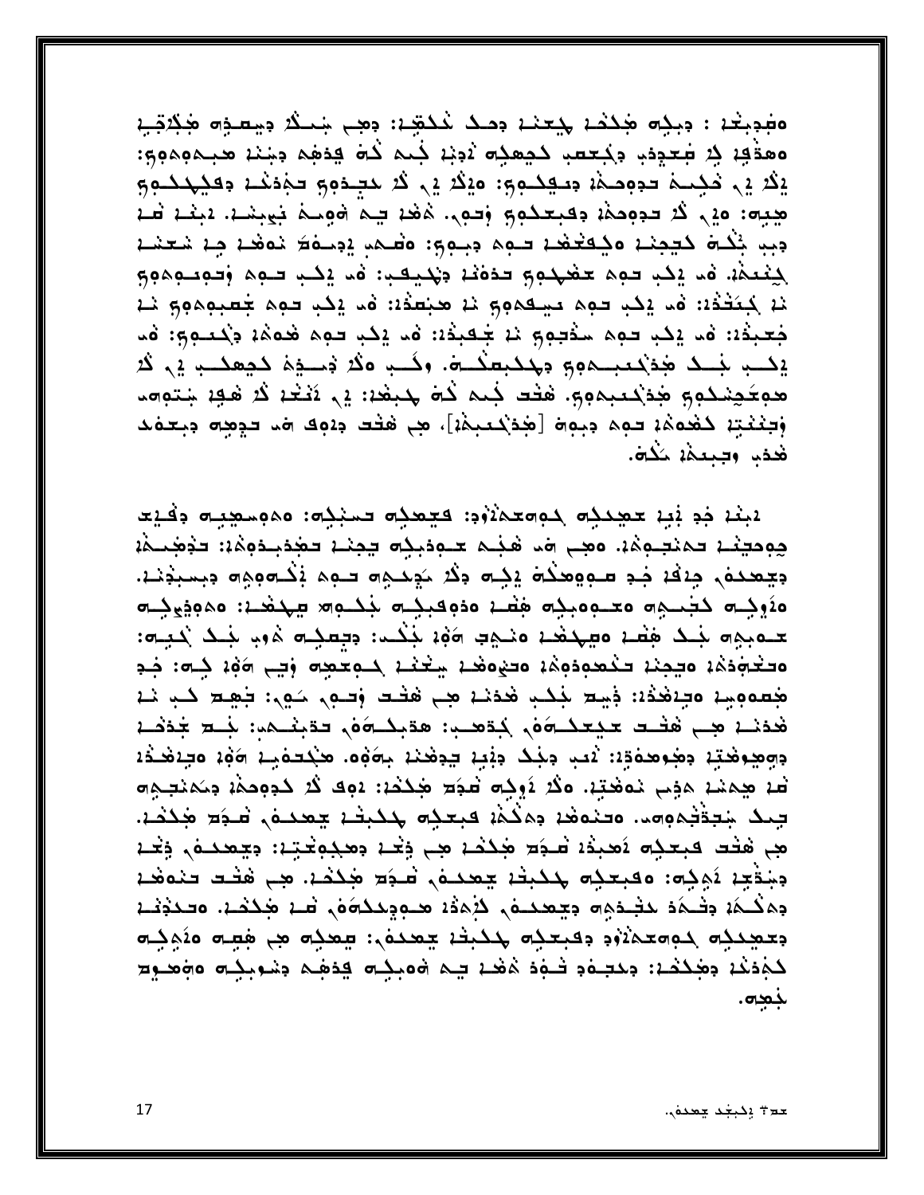ܘܦܘܪܫܢܐ : ܕܒܝܬܗ ܡܠܟܐ ܚܝܟܢܐ ܕܗܘܐ ܢܠܟܝܐ: ܕܡܢ ܫܢܬܐ ܕܝܡܬܗ ܡܠܟܘܬܐ ܘܗܕܝܐ ܠܐ ܦܬܝܚܐ ܕܠܒܝܒܐ ܠܚܝܠܗ ܐܬܢܐ ܠܝܗ ܟܐ ܦܘܪܫܐ ܕܫܢܐ ܗܒܗܘܗܝ: ܝܠܐ ܢܝ ܟܝܢܐ ܒܕܘܟܬܐ ܕܡܝܬܠܗ: ܘܝܠܐ ܢܝ ܠܐ ܒܢܝܐ ܒܬܪܢܐ ܕܦܠܚܢܐ ܗܝܡܢ: ܘܢܝ ܠܐ ܒܕܘܟܬܐ ܕܦܠܚܢܐ ܘܗܘܝ. ܐܢܐ ܝܬ ܗܘܢܐ ܢܝܫܢܐ. ܕܒܢܐ ܗܢܐ ܕܒܝ ܒܠܟܐ ܠܝܬܢܐ ܘܠܬܢܢܐ ܗܘܐ ܕܒܘܗ: ܘܗܘܝ ܢܕܘܢܐ ܢܘܦܐ ܕܝܢ ܫܥܝܬܐ ܚܝܢܬܐ. ܗܘ ܝܠܒ ܗܘܐ ܥܡܠܘܗܝ ܒܬܪܝܢ ܕܢܚܝܒ: ܗܘ ܝܠܒ ܗܘܐ ܘܒܘܢܘܗܝ ܢܐ ܚܒܝܫܬܐ: ܗܘ ܝܠܒ ܗܘܐ ܒܝܫܬܘܗܝ ܢܐ ܗܝܡܢܬܐ: ܗܘ ܝܠܒ ܗܘܐ ܚܡܝܬܘܗܝ ܢܐ ܚܒܝܫܬܐ: ܗܘ ܝܠܒ ܗܘܐ ܣܕܪܘܗܝ ܢܐ ܚܒܝܫܬܐ: ܗܘ ܝܠܒ ܗܘܐ ܗܘܢܐ ܕܠܒܘܗܝ: ܗܘ ܝܠܒ ܚܝܠܐ ܡܕܝܢܬܐ ܕܚܠܒܝܫܬܐ. ܘܠܒ ܘܠܐ ܕܡܝܕܐ ܠܚܝܠܒ ܢܝ ܠܐ ܗܘܡܥܝܬܠܘܗܝ ܡܕܝܢܬܐ. ܗܠܒ ܠܒܢ ܟܐ ܚܒܫܐ: ܢܝ ܐܢܬܐ ܠܐ ܗܝܢܐ ܚܢܬܘܗܝ ܘܒܢܝܢܐ ܠܗܘܢܐ ܗܘܐ ܕܒܘܗ [ܡܕܝܢܬܐ]، ܡܢ ܗܠܒ ܕܝܘܡ ܗܘ ܒܕܘܟܬܐ ܕܒܝܬܘܗ ܗܕܒ ܘܕܒܢܬܐ ܐܬܘܪ.

ܕܒܢܐ ܕܝ ܢܝܢܐ ܥܡܝܬܐ ܠܗܘܢܬܐ ܕܐܬܘܪ: ܦܝܫܠܗ ܒܫܢܝܐ: ܘܗܘܫܝܢܐ ܕܦܠܝܢ ܒܗܢܝܘܬܐ ܒܗܢܝܘܗܐ. ܘܗܡ ܗܘ ܗܕܝܐ ܒܘܪܝܬܐ ܝܟܝܢܐ ܒܡܕܝܢܬܐ: ܒܕܡܝܢܬܐ ܕܝܫܬܢܐ ܕܝܠܗ ܕܟܢܘܬܐ ܝܠܗ ܕܠܐ ܡܬܒܝܬܐ ܗܘܐ ܢܟܝܘܬܐ ܕܒܢܝܢܬܐ. ܘܐܬܘܪܝܐ ܠܒܝܬܐ ܘܡܠܘܟܝܐ ܗܢܐ ܘܕܘܦܢܝܬܐ ܢܟܠܘܬܐ ܡܝܠܟܐ: ܘܗܘܦܝܬܐ ܥܡܘܟܐ ܢܟܠ ܗܢܐ ܘܡܝܠܟܐ ܘܡܠܟܐ ܗܘܐ ܢܟܐ: ܕܝܡܝܬܐ ܗܘܝ ܢܟܐ ܐܝܬܐ: ܘܡܠܘܕܘܬܐ ܘܝܕܝܢܐ ܕܠܗܘܕܘܬܐ ܘܡܝܠܟܐ ܝܠܒܢܐ ܠܡܠܟܘܬܐ ܘܝܢ ܗܘܐ ܟܢ: ܕܝ ܗܘܘܢܐ ܘܡܝܠܟܐ: ܕܝܬܐ ܢܟܠ ܗܕܢܐ ܡܢ ܗܠܒ ܘܗܘܝ ܗܘܝ: ܢܗܝܬ ܠܒ ܢܐ ܗܕܢܐ ܡܢ ܗܠܒ ܥܝܢܟܠܘܗܝ ܢܟܠܘܗܝ: ܗܒܝܠܘܗܝ ܢܒܝܢܘܗܝ: ܢܟܐ ܝܕܝܢܐ ܕܗܝܘܡܬܐ ܕܡܬܘܡܕܐ: ܐܢܒ ܕܢܟܠ ܕܢܝܐ ܝܕܢܢܐ ܒܗܘܗ. ܡܠܟܘܬܐ ܗܘܐ ܘܡܝܠܟܘܬܐ ܗܢܐ ܗܝܡܢܐ ܗܘܝ ܢܘܡܝܬܐ. ܘܠܐ ܐܬܘܪܝܐ ܗܕܡ ܡܠܟܐ: ܢܘܒ ܠܐ ܠܒܘܗܝܐ ܕܡܢܢܝܬܐ ܝܒܠ ܡܢܝܕܘܗܝ. ܘܗܢܘܡܢܐ ܕܐܬܘܪ ܦܒܝܬܐ ܚܠܒܢܐ ܝܡܢܘܬܐ ܗܕܡ ܡܠܟܐ. ܡܢ ܗܠܒ ܦܒܝܬܐ ܐܡܝܢܐ ܗܕܡ ܡܠܟܐ ܡܢ ܕܝܢܐ ܕܡܠܘܟܝܐ: ܕܝܡܢܘܬܐ ܕܝܢܐ ܕܡܕܝܢܬܐ ܐܬܘܪܝܐ: ܘܦܒܝܬܐ ܚܠܒܢܐ ܝܡܢܘܬܐ ܗܕܡ ܡܠܟܐ. ܡܢ ܗܠܒ ܒܢܘܡܢܐ ܕܐܬܘܪ ܕܢܝܐ ܠܒܝܬܘܗ ܕܝܡܢܘܬܐ ܠܗܕܐ ܗܘܡܠܟܘܬܐ ܗܢܐ ܡܠܟܐ. ܘܒܠܕܢܐ ܕܡܝܢܬܐ ܠܗܘܢܬܐ ܕܐܬܘܪ ܕܦܒܝܬܐ ܚܠܒܢܐ ܝܡܢܘܬܐ: ܝܡܢܘܬܐ ܡܢ ܗܝܡܐ ܘܐܬܘܪܝܐ ܠܐܬܘܪ ܕܡܠܟܐ: ܕܒܢܝܢܐ ܐܢܬܐ ܐܬܘܪ ܝܬ ܗܘܡܢܐ ܦܘܪܫܐ ܕܫܘܒܝܬܐ ܘܗܘܝܢܐ ܢܝܢܘܐ.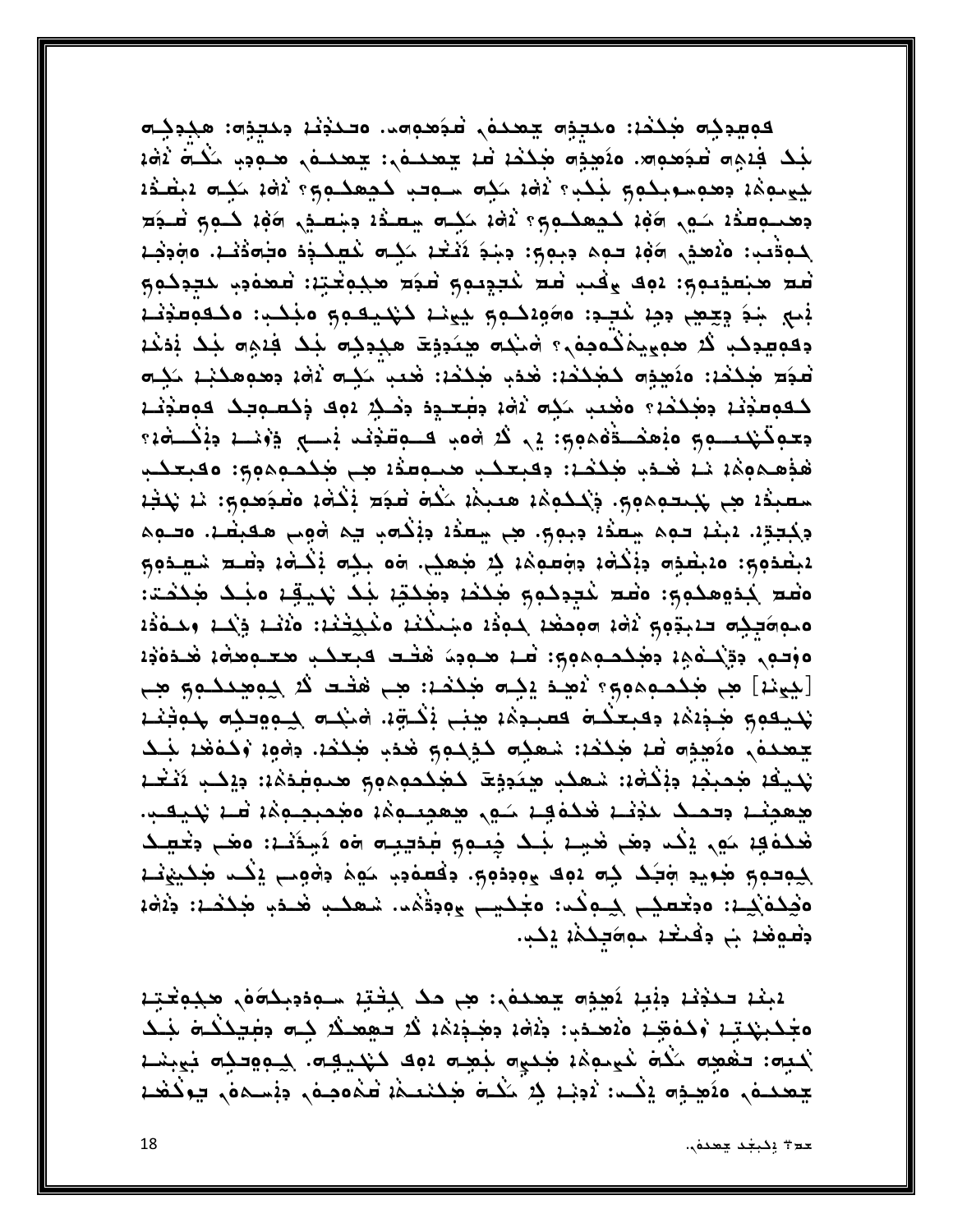ܦܘܫܝܛܗ ܡܠܟܐ: ܘܟܬܝܒܗ ܥܡܡܐ ܡܕܡܘܢ. ܘܡܠܦܢܐ ܕܟܬܒܐ: ܡܫܝܚܐ ܠܟ ܦܪܨܘܦܗ ܡܕܡܘܢ. ܘܐܡܝܪܗ ܡܠܟܐ ܡܢ ܥܡܡܐ: ܥܡܡܐ ܡܘܕܥ ܐܝܟܐ ܐܝܟܐ ܕܡܘܣܘܒܠܘܟ ܠܟܘܢ؟ ܐܝܟܐ ܐܝܬܗ ܡܘܬܒ ܠܥܡܡܘܟ؟ ܐܝܟܐ ܐܝܬܗ ܡܫܘܚܬܐ ܕܡܘܫܚܬܐ ܐܝܟ ܕܝܢ ܠܥܡܡܘܟ؟ ܐܝܟܐ ܐܝܬܗ ܡܫܘܚܬܐ ܕܡܫܚܢ ܐܝܟ ܠܘܟ ܡܕܡ ܠܡܘܬܒ: ܘܐܡܝܢ ܐܝܟ ܠܘܟ ܕܡܘܢ: ܕܡܢܕ ܐܢܫܐ ܐܝܬܗ ܠܡܠܟܘܬܐ ܘܡܕܒܪܢܐ. ܘܡܕܒܪܢܐ ܡܢ ܡܢܡܕܡܘܟ: ܐܘܦ ܦܬܚ ܡܢ ܠܡܕܡܘܟ ܡܕܡ ܡܕܡܘܢܬܐ: ܡܥܡܘܕܝ ܠܡܕܡܘܟ ܐܢܫܐ ܡܢܕ ܕܡܕܡ ܠܡܕ: ܘܡܕܒܪܢܘܟ ܐܝܬܐ ܠܡܠܟܘܬܘܟ ܘܡܠܟܐ: ܘܡܠܟܘܬܐ ܕܦܘܫܝܛܗ ܠܐ ܡܘܫܚܬܐ ܡܢܐ ܡܕܝܢܬܐ ܡܠܟܘܬܗ ܠܟ ܦܪܨܘܦܗ ܠܟ ܐܢܫܐ ܡܕܡ ܡܠܟܐ: ܘܐܡܝܪܗ ܠܡܠܟܐ: ܡܢܐ ܡܠܟܐ: ܡܢܐ ܐܝܬܗ ܐܝܟܐ ܕܡܘܫܚܬܐ ܐܝܬܗ ܠܡܕܒܪܢܘܬܐ ܕܡܠܟܐ؟ ܘܡܢܐ ܐܝܬܗ ܐܝܟܐ ܕܡܥܡܕ ܕܡܕܒܪ ܐܘܦ ܕܡܠܟܘܬܐ ܦܘܫܝܛܐ ܕܡܘܕܥܢܘܬܐ ܘܡܠܦܢܘܬܗ: ܗܘ ܠܐ ܗܘܐ ܦܘܫܝܛܐ ܐܢܫܐ ܕܐܢܫܐ ܕܐܝܬܘܗܝ؟ ܡܕܒܪܢܐ ܗܘ ܡܢܐ ܡܠܟܐ: ܕܡܠܟܘܬܐ ܡܫܘܚܬܐ ܡܢ ܡܠܟܘܬܗ: ܘܡܠܟܘܬܐ ܡܫܚܬܐ ܡܢ ܡܠܟܘܬܗ. ܐܠܟܘܬܐ ܡܫܚܬܐ ܐܝܟܐ ܡܕܡ ܐܝܟܐ ܘܡܕܡܘܟ: ܗܘ ܐܢܫܐ ܕܡܠܟܘܬܐ. ܐܝܬܐ ܕܡܘܢ ܡܫܘܚܬܐ ܕܡܘܢ. ܡܢ ܡܫܚܬܐ ܕܐܝܟܐ ܐܝܟ ܗܘܐ ܡܥܡܕܬܐ. ܘܡܢܐ ܐܝܬܗ ܘܐܝܬܗ ܕܐܝܟܐ ܕܡܘܫܚܬܐ ܠܐ ܡܕܝܢܬܐ. ܗܘ ܐܝܬܗ ܐܝܟܐ ܕܡܘܢ ܡܫܚܬܐ ܘܡܢܐ ܡܕܒܪܢܘܟ: ܘܡܢܐ ܡܠܟܘܬܐ ܡܠܟܐ ܕܡܠܟܘܬܐ ܐܝܟ ܡܠܟܘܬܐ ܘܡܕܒܪ ܡܠܟܬܐ: ܘܡܘܫܚܬܗ ܕܐܝܬܘܗܝ ܐܝܟܐ ܘܡܕܒܪ ܠܡܕܡ ܘܡܢܐ ܘܡܢܐ ܐܝܬܐ: ܘܐܝܬܐ ܐܝܟܐ ܘܡܠܦܢܐ ܘܡܕܡ ܕܐܝܟܐ ܕܡܠܟܘܬܗ ܕܡܠܟܘܬܗ: ܡܢ ܡܕܡ ܡܠܟܐ ܘܡܠܟܘܬܐ ܡܕܒܪܢܘܬܐ ܡܠܟܘܬܐ [ܐܝܬܐ] ܡܢ ܡܠܟܘܬܘܟ؟ ܐܝܟܐ ܐܝܬܗ ܡܠܟܐ: ܡܢ ܡܠܟܐ ܠܐ ܡܕܒܪܢܘܟ ܡܢ ܡܠܟܘܬܐ ܡܕܝܢܬܐ ܕܡܠܟܘܬܐ ܡܕܝܢܬܐ ܡܢ ܐܝܟܐ. ܡܢܐ ܡܕܒܪܢܘܬܐ ܡܠܟܘܬܐ ܥܡܡܐ ܘܐܡܝܪܗ ܡܢ ܡܠܟܐ: ܡܠܟܘܬܐ ܠܡܠܟܘܟ ܡܠܟܐ ܡܠܟܐ. ܕܡܢܐ ܐܝܟܐ ܠܟ ܡܠܟܐ ܡܠܟܘܬܐ ܕܐܝܬܘܗܝ: ܡܠܟܘܬܐ ܡܕܒܪܢܘܬܐ ܠܡܠܟܘܬܘܟ ܡܕܡܘܢܬܐ: ܕܐܝܟ ܐܝܬܐ ܡܕܝܢܬܐ ܘܡܕܝܢܬܐ ܕܡܠܟܐ ܡܠܟܘܬܐ ܡܢܐ ܡܕܒܪܢܘܬܐ ܘܡܠܟܘܬܐ ܡܢ ܡܠܟܘܬܐ. ܡܠܟܘܬܐ ܡܢܐ ܐܝܟܐ ܕܡܢ ܡܕܝܢܬܐ ܠܟ ܡܠܟܘܬܐ ܗܘ ܐܝܬܘܗܝ: ܘܡܢ ܕܡܠܟܘܬܐ ܐܝܟܐ ܡܕܒܪܢܘܬܐ ܐܝܬܐ ܐܘܦ ܡܕܡܘܢ. ܕܡܠܟܘܬܐ ܡܢܐ ܕܡܘܢ ܐܝܟܐ ܡܠܟܘܬܐ ܘܡܠܟܘܬܐ ܐܝܬܐ: ܘܡܠܟܘܬܐ ܡܕܝܢܬܐ. ܡܠܟܐ ܡܠܟܐ: ܕܐܝܬܐ ܕܡܘܫܚܬܐ ܗܘ ܕܡܠܟܘܬܐ ܡܕܝܢܬܐ ܐܝܬܐ.

ܐܝܬܐ ܡܕܒܪܢܐ ܕܐܝܬܐ ܐܡܝܪܗ ܥܡܡܐ: ܡܢ ܡܠܟ ܡܠܟܘܬܐ ܡܘܕܥܢܘܬܐ ܡܕܒܪܢܘܬܐ ܘܡܠܟܘܬܐ ܘܡܠܟܘܬܐ ܘܐܡܝܪܐ: ܕܐܝܬܐ ܕܡܠܟܘܬܐ ܠܐ ܡܕܒܪܢܘܬܐ ܠܟ ܐܝܬܐ ܕܡܠܟܘܬܐ ܠܟ ܐܝܬܗ: ܡܕܝܢܬܐ ܡܠܟܐ ܡܠܟܘܬܐ ܡܠܟܘܬܐ ܡܕܝܢܬܐ ܐܘܦ ܠܡܠܟܘܬܐ. ܡܠܟܘܬܗ ܐܝܬܐ ܥܡܡܐ ܘܐܡܝܪܗ ܐܝܬܐ: ܐܝܬܐ ܠܟ ܡܠܟܐ ܡܠܟܘܬܐ ܡܠܟܘܬܐ ܕܡܠܟܘܬܐ ܡܠܟܘܬܐ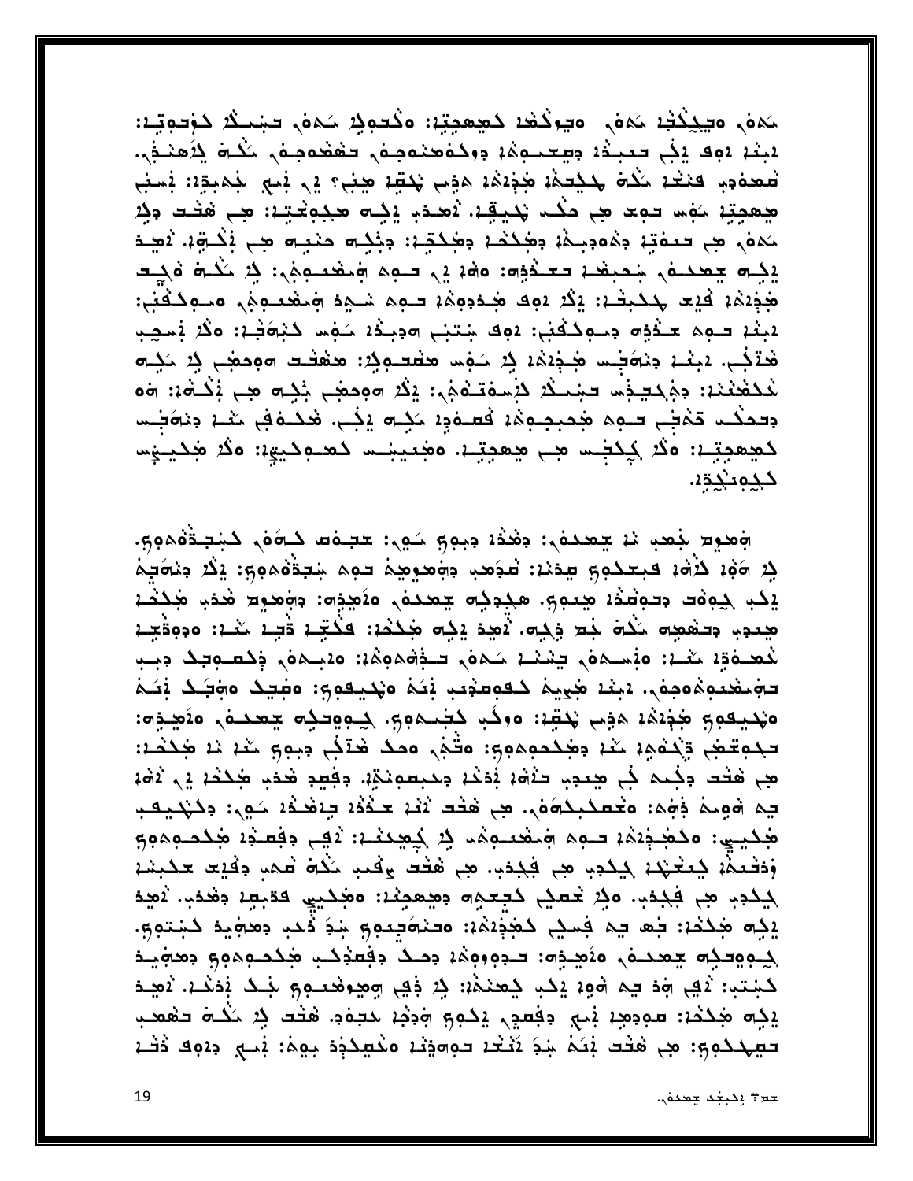ܗܵܘܹܐ ܘܡܫܲܟܠܸܠܵܢܵܐ ܗܵܘܹܐ ܘܡܸܬܟܲܫܦܵܢܵܐ ܠܡܲܫܡܫ̈ܢܹܐ: ܘܟܸܬܵܒܼܵܐ ܗܵܘܹܐ ܒܢܝܵܢܵܐ ܠܡܲܪܕܘܼܬ̈ܐ:
ܕܒܵܬܲܪ ܕܗܘܐ ܝܠܹܗ ܒܚܲܕܵܐ ܕܡܲܕܪ̈ܫܝܵܬܹܐ ܕܘܟܠܗܘܢܝܐ ܕܡܕܢܚܝܐ ܕܘܟܠܗܘܢ ܕܥܹܕܬܵܐ.
ܡܲܕܪܫܬܐ ܐܝܟ ܗܵܕܵܐ ܕܟܠܗܝܢ ܡܕܝܢ̈ܬܐ ܐܝܟ ܡܲܪܢܝܼܬܵܐ ܗܘܝܐ؟ ܝܠܗ ܐܝܟ ܡܬܚܙܝܐ: ܐܝܟ
ܡܫܝܚܝ̈ܐ ܐܢܫ ܡܢ ܟܠ ܕܘܟ ܕܡܢ ܕܐܝܬ. ܐܡܪܝ ܝܠܗ ܡܬܚܦܛܢܐ: ܡܢ ܩܕܡ ܕܝܠܗ
ܗܘܐ ܡܢ ܟܠܗܘܢ ܕܗܘܘ ܕܡܬܠܡܕܝܢ ܕܝܠܗ ܗܘܢܐ ܡܢ ܥܠܡܐ. ܐܡܪܐ
ܝܠܗ ܫܡܥܘܢ ܡܢ ܩܕܡ ܕܟܬܒܐ: ܘܗܘ ܝܠܗ ܗܘܐ ܡܠܦܢܘܬܐ: ܠܐ ܐܝܟ ܘܐܝܬ
ܡܕܝܢ̈ܬܐ ܩܕܡ ܕܠܝܬ ܐܝܟ ܗܘܐ ܡܢ ܗܘܐ ܡܠܦܢܘܬܐ ܘܡܠܦܢܘܬܐ:
ܕܒܬܪ ܗܘܐ ܥܕܬܐ ܕܡܘܬܒܐ: ܗܘܐ ܡܬܡܛܝܐ ܕܒܗܝܢ ܐܝܟ ܐܝܟ ܠܫܢܐ: ܘܠܐ ܐܡܪܢ
ܡܬܚܙܐ. ܕܒܬܪ ܕܡܠܦܢ ܡܕܝܢ̈ܬܐ ܐܝܟ ܐܝܟ ܗܘܐ ܡܬܚܙܝܐ: ܡܢܗܘܢ ܘܗܘܐ ܐܝܟ ܗܘܐ
ܡܬܦܫܩܢ̈ܐ: ܕܡܫܝܚܝ̈ܐ ܕܐܬܪܘܬܐ ܐܬܪܘܬܐ: ܐܝܟ ܗܘܐ ܘܗܘܐ ܐܝܟ ܡܢ ܠܟܬܒ̈ܐ: ܘܗ
ܕܒܚܝܐ ܬܠܡܝܕܐ ܗܘܐ ܡܫܡܫܢܘܬܐ ܩܕܝܫܬܐ ܐܝܟ ܐܝܟ. ܡܫܝܚܐ ܡܢܗ ܕܡܠܦܢ
ܠܡܫܝܚܝ̈ܐ: ܘܐܝܟ ܐܝܟ ܡܢ ܡܫܝܚܝ̈ܐ. ܘܡܬܚܙܝܢ ܠܡܫܡܫܢ̈ܐ: ܘܐܝܟ ܡܬܠܡܕܢܐ
ܠܡܠܦܢ̈ܐ.

ܡܫܝܚܐ ܐܝܟ ܠܗ ܫܡܥܘܢ: ܕܒܬܪ ܕܗܘܐ ܐܝܟ: ܡܕܝܢܬܐ ܠܗܘܐ ܠܡܬܚܙܝܢܘܗܝ.
ܠܐ ܗܘܐ ܠܐܘܬܐ ܕܡܠܦܢܘܬܐ ܡܫܝܚܝ̈ܐ: ܡܢܗ ܕܡܫܡܫܢܐ ܗܘܐ ܡܬܚܙܝܢܘܗܝ: ܐܝܟ ܕܐܝܬܘܗܝ
ܐܝܟ ܥܡܗ ܕܡܫܡܫܢ̈ܐ ܡܢܗܘܢ. ܡܬܚܙܝܐ ܫܡܥܘܢ ܘܐܡܪܗ: ܕܡܫܝܚܐ ܡܢ ܡܠܦܢܐ
ܡܢܗ ܕܡܫܝܚܐ ܐܝܟ ܐܝܟ ܐܝܟ. ܐܡܪܐ ܝܠܗ ܡܠܦܢܐ: ܐܝܟ ܐܝܟ ܐܝܟ: ܘܐܝܬ
ܡܫܡܫܢ̈ܐ ܐܝܟ: ܘܐܝܬ ܐܝܟ ܗܘܐ ܐܝܟ ܗܘܐ: ܘܐܝܬ ܡܠܦܢܐ ܕܡܫܡܫܢ̈ܐ: ܘܐܝܬ ܕܡܠܦܢ
ܕܡܫܝܚܘܬܐ. ܕܒܬܪ ܡܢܗ ܠܡܠܦܢܘܬܐ ܐܝܟ ܘܡܬܚܙܝܢܘܗܝ: ܘܡܢ ܘܗܘܐ ܐܝܟ
ܘܡܬܚܙܝܢܘܗܝ ܡܕܝܢ̈ܬܐ ܐܝܟ ܐܝܟ: ܘܐܝܟ ܠܡܫܡܫܢܘܗܝ. ܡܫܝܚܝܐ ܫܡܥܘܢ ܘܐܡܪܗ:
ܒܡܬܚܙܝܢܐ ܡܫܡܫܢܐ ܐܝܟ ܕܡܠܦܢܘܬܗܘܢ: ܘܐܝܟ ܘܐܝܬ ܡܢܐ ܕܝܠܗ ܐܝܟ ܐܝܟ ܡܠܦܢܐ:
ܡܢ ܩܕܡ ܕܐܝܟ ܠܝ ܡܫܝܚܐ ܕܐܝܬ ܐܝܟ ܐܝܟ ܡܫܡܫܢܘܬܐ. ܕܐܝܬ ܡܠܦܢܐ ܝܠܗ ܐܝܟ
ܐܝܟ ܐܝܟ ܐܝܟ: ܘܡܠܦܢܘܬܗܘܢ. ܡܢ ܩܕܡ ܐܝܟ ܡܫܝܚܐ ܐܝܟ ܐܝܟ: ܕܡܫܡܫܢܐ:
ܡܫܝܚܝ̈ܐ: ܘܡܫܝܚܝ̈ܐ ܗܘܐ ܡܫܡܫܢܘܗܝ ܐܝܟ ܡܫܝܚܝ̈ܐ: ܐܝܟ ܕܡܫܝܚܐ ܡܫܡܫܢܘܗܝ
ܘܐܝܟ ܐܝܟ ܡܫܝܚܝ̈ܐ ܡܢ ܡܫܝܚܐ. ܡܢ ܩܕܡ ܐܝܟ ܐܝܟ ܐܝܟ ܕܡܫܝܚܐ ܐܝܟ
ܡܫܝܚܐ ܡܢ ܡܫܝܚܐ. ܘܐܝܟ ܡܫܝܚܐ ܠܡܫܝܚܐ ܕܡܫܝܚܐ: ܘܡܫܝܚܝ̈ܐ ܐܝܟ ܕܡܫܝܚܐ. ܐܡܪܐ
ܝܠܗ ܡܠܦܢܐ: ܐܝܟ ܐܝܟ ܡܫܝܚܐ ܠܡܫܝܚܝ̈ܐ: ܘܡܫܝܚܘܬܗ ܐܝܟ ܐܝܟ ܕܡܫܝܚܐ ܠܡܫܝܚܘܬܗ.
ܡܫܝܚܝܐ ܫܡܥܘܢ ܘܐܡܪܗ: ܒܡܫܝܚܘܬܐ ܕܡܫܝܚܐ ܕܡܫܝܚܐ ܡܫܡܫܢܘܗܝ ܕܡܫܝܚܐ
ܠܡܫܝܚܐ: ܐܝܟ ܐܝܟ ܐܝܟ ܐܝܟ ܠܡܫܝܚܐ: ܠܐ ܐܝܟ ܡܫܝܚܘܬܗ ܐܝܟ ܐܝܟ. ܐܡܪܐ
ܝܠܗ ܡܠܦܢܐ: ܡܫܝܚܐ ܐܝܟ ܕܡܫܝܚܐ ܐܝܟ ܡܫܝܚܐ ܡܫܝܚܐ. ܡܢ ܩܕܡ ܠܐ ܐܝܟ ܐܝܟ
ܡܫܝܚܝ̈ܐ: ܡܢ ܩܕܡ ܐܝܟ ܐܝܟ ܐܝܟ ܡܫܝܚܐ ܘܡܫܝܚܐ ܐܝܟ: ܐܝܟ ܕܐܝܬ ܐܝܟ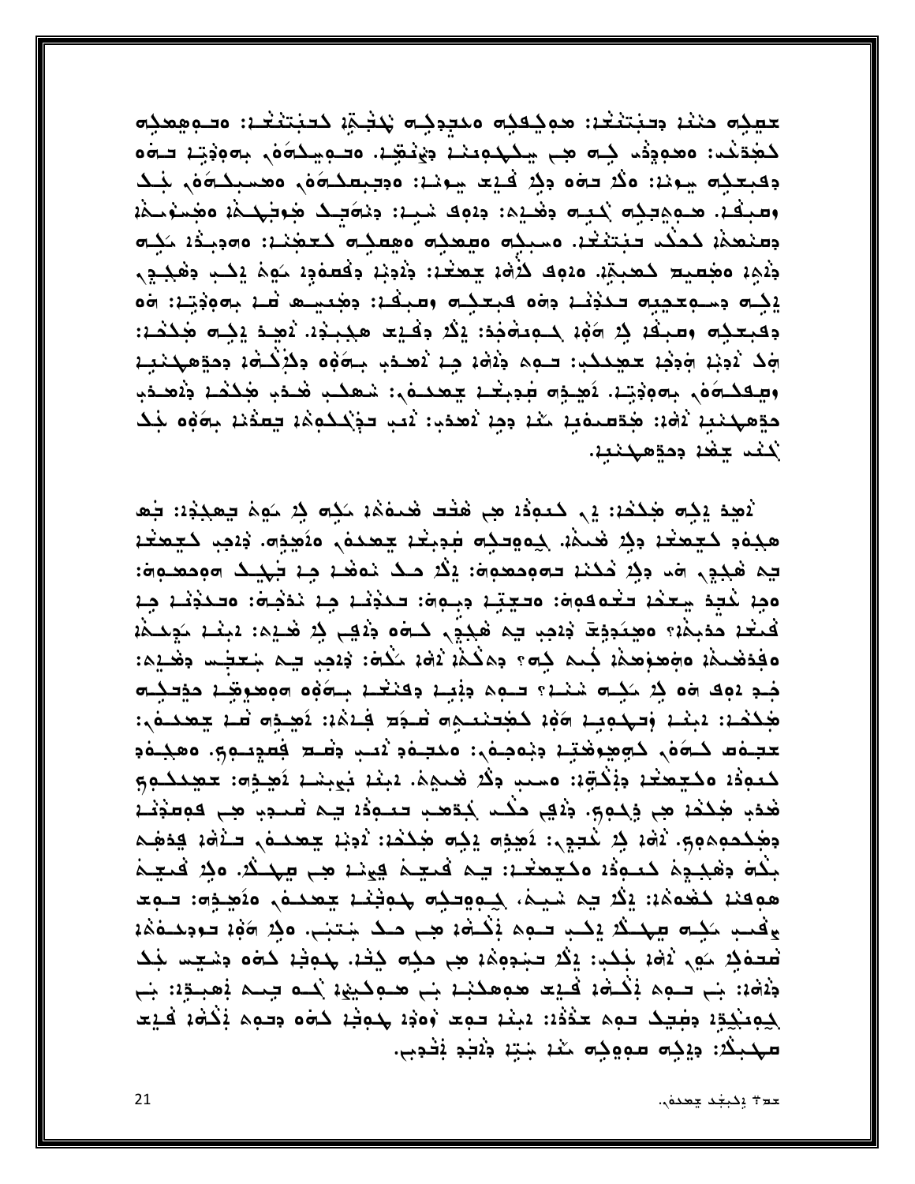ܥܡܝܩܐ ܕܢܢܐ ܕܡܒܝ̈ܢܢܬܐ: ܘܡܦܩܬܐ ܘܡܝܬܪܘܬܐ ܠܢܦܫ̈ܐ ܠܡܒܝ̈ܢܢܬܐ: ܘܡܬܪܥܝܢܘܬܐ ܠܡܪ̈ܕܘܬܐ: ܘܡܬܪܥܝܢܐ ܠܝܗ ܡܢ ܡܠܟܘܬܐ ܕܫܡܝܐ. ܘܡܬܪܥܝܢܘܬܐ ܒܗܘܢ̈ܢܐ ܗܘܐ ܕܡܒܪܟܝܢ ܡܘܬܐ: ܘܠܐ ܗܘܐ ܕܝܢ ܩܕܝܫ ܡܘܬܐ: ܘܕܡܫܟܚܬܐ ܘܡܬܒܪܟܢܐ ܐܚܪ ܘܡܢܩܐ. ܡܬܦܠܚܝܢ ܐܢܫܐ ܕܩܕܝܫܐ: ܕܢܘܩ ܫܡܝܐ: ܕܢܩܝܬ ܡܘܬܒܪܟܬܐ ܘܡܬܩܪܒܢܘܬܐ ܕܡܢܥܡܬܐ ܠܡܠܟܐ ܡܒܪ̈ܟܬܐ: ܘܫܒܝܠܐ ܘܫܡܥܝܢ ܠܡܫܬܐ: ܘܡܬܒܪܐ ܩܝܡܐ ܕܡܢ̈ܐ ܘܡܬܚܝܒ ܠܡܢܝܢܐ. ܘܢܘܩ ܠܐܢ̈ܐ ܫܡܥܬܐ: ܕܐܢܫܐ ܕܦܪܘܩܐ ܩܘܡ ܫܠܝܚ ܕܡܝܬ̈ܝܐ ܫܠܡܐ ܕܡܫܬܡܫܢܐ ܪܒܐ ܒܗܘܢ̈ܢܐ: ܗܘ ܕܦܪܘܩܐ ܘܡܒܪܟ ܠܐ ܗܘܐ ܒܡܦܩܢܐ: ܫܘܒܚܐ ܕܦܩܝܕ ܫܡܥܬܐ: ܐܠܐ ܩܕܡܝܐ ܕܡܠܟܘܬܐ. ܫܘܒܚܐ ܠܟܠ ܕܪܝܢ ܡܫܡܠܝܢܐ ܘܩܘܕܫܐ ܠܗܘܢ̈ܢܐ. ܠܡܫܘܒܚܐ ܘܩܕܝܫܘ ܡܬܘܒܝܢ ܡܫܡܠܝܢ: ܕܡܫܒܚܐ ܫܡܥܬܐ ܕܐܒܐ ܡܬܝܪܐ ܕܒܪܐ ܕܐܚܝܕ ܕܪܘܚܐ ܕܩܘܕܫܐ ܕܡܫܡܠܝܢܘܬܐ: ܠܥܠܡ ܥܠܡܝܢ ܐܡܝܢ: ܡܫܒܚܝܢ ܠܗ ܕܒܪܐ ܘܪܘܚܐ ܕܩܘܕܫܐ ܕܥܠ ܐܝܬܘܬܗ ܫܡܥܬܐ ܒܗܘܢ̈ܢܐ ܠܟܠ ܫܡܥܐ ܕܡܫܡܠܝܢܐ.

ܐܡܪ ܕܝܢ ܡܫܡܠܝܢ: ܕܢ ܠܟܠܗܘܢ ܡܢ ܩܕܡ ܩܕܝܫܐ ܗܘܐ ܕܝܢ ܗܘ ܫܡܥܬܐ: ܕܝܢ ܡܫܒܚ ܠܫܡܥܐ ܕܡܢ ܩܘܡܐ. ܒܗܘܢ̈ܢܐ ܫܒܝܚܐ ܫܡܥܬܐ ܘܩܕܝܫܐ. ܕܪܫܝܢ ܠܫܡܥܐ ܫܡ ܩܕܝܫܐ ܗܘ ܕܝܢ ܩܕܡ ܕܗܘܐ ܡܢ ܗܘܢ̈ܢܐ: ܕܠܐ ܗܘܐ ܡܢ ܐܬܪܐ ܕܢܦܩ ܩܘܡܐ ܘܡܬܒܪܟܢܐ: ܘܠܐ ܐܢܫ ܫܒܝܚܐ ܕܡܒܪܟܝܢ: ܘܡܬܪܥܝܢ ܕܢܘܩ: ܕܡܫܡܠܝܢ ܕܝܢ ܫܡܥܬܐ: ܘܡܬܒܪܟܢܐ ܕܝܢ ܩܕܝܫܐ ܕܐܒܐ ܘܡܫܒܚܝܢ ܕܝܢ ܫܡܥܐ ܘܩܕܝܫܐ ܕܝܢ ܩܕܝܫܐ: ܘܗܘ ܕܝܢ ܡܫܡܠܝܢ ܠܡ ܕܡܫܒܚ ܠܗ ܕܝܢ ܡܬܒܪܟܢܐ: ܐܢܐ ܡܫܡܠܝܢ ܕܡܫܡܠܢܘܬܐ ܘܡܬܒܪܟܢܘܬܐ ܠܡܘܬܐ ܕܝܢ ܗܘܐ ܠܟ: ܕܫܡܥ ܡܢ ܕܡܫܒܚ: ܕܝܢ ܩܕܡ ܕܐܚܝܕ ܐܢܐ ܡܫܡܠܝܢ ܕܡܘܬܐ: ܕܝܢ ܗܘܐ ܕܝܢ ܫܡܥܐ ܡܬܒܪܟܢܐ ܕܡܫܡܠܝܢ ܗܘܐ ܕܡܫܒܚܝܢ ܘܡܬܒܪܟܝܢ ܕܡܫܡܠܝܢ ܡܫܡܠܝܢ: ܕܒܝܬ ܩܕܝܫܐ ܕܡܫܡܠܝܢ ܠܡܘܬܐ ܩܕܝܫܐ ܫܒܝܚܐ: ܐܡܝܢ ܩܕܝܫܐ ܡܫܒܚܝܢ: ܩܕܝܫܐ ܠܟܠܗܘܢ ܠܡܫܡܠܝܢܘܬܐ ܕܩܕܝܫܐ: ܘܩܕܝܫܐ ܕܐܒܐ ܩܕܝܫܐ ܡܫܒܚܝܢ. ܘܡܫܒܚ ܠܟܠܗܘܢ ܘܩܕܝܫܐ ܕܡܫܡܠܝܢ: ܘܡܢ ܕܠܐ ܡܫܒܚ. ܕܝܢ ܩܕܝܫܐ ܐܡܪ: ܡܫܡܠܝܢܘܬܐ ܩܕܝܫܐ ܡܢ ܕܝܢܘܬܐ. ܕܝܢ ܡܢ ܠܟܠ ܕܩܕܝܫܐ ܕܡܫܡܠܝܢ ܡܢ ܩܕܝܫܐ ܡܫܡܠܝܢ ܕܡܫܡܠܝܢܘܬܐ. ܐܡܪ ܠܝ ܐܢܫ: ܐܡܪ ܕܝܢ ܡܫܡܠܝܢ: ܕܝܢ ܩܕܝܫܐ ܕܐܡܪ ܩܕܝܫܐ ܕܡܫܒܚܝܢ ܠܡܘܬܐ ܘܩܕܝܫܐ: ܗܘ ܩܕܝܫܐ ܩܕܝܫܐ ܡܢ ܡܫܡܠܝܢ. ܘܠܝ ܩܕܝܫܐ ܡܫܡܠܝܢ ܠܡܫܒܚܝܢ: ܕܝܢ ܗܘ ܫܡܥܐ ܕܡܫܒܚܐ ܡܫܡܠܝܢ ܩܕܝܫܐ ܘܡܫܒܚܝܢ: ܩܕܝܫܐ ܕܝܢ ܗܘܐ ܡܢ ܗܘ ܩܕܝܫܐ. ܘܠܝ ܗܘܐ ܠܡܫܒܚܝܢ ܩܕܝܫܐ ܕܝܢ ܐܢܐ ܡܫܡܠܝܢ: ܕܝܢ ܗܘ ܩܕܝܫܐ ܡܢ ܗܘ ܩܕܝܫܐ. ܩܕܝܫܐ ܠܗ ܕܫܡܥܐ ܕܝܢ ܕܡܫܡܠܝܢ: ܕܝܢ ܗܘ ܩܕܝܫܐ ܡܫܒܚܝܢ ܕܝܢ ܩܕܝܫܐ ܕܡܫܡܠܝܢ ܩܕܝܫܐ: ܕܝܢ ܩܕܝܫܐ ܕܡܫܡܠܝܢ ܗܘܐ ܕܝܢ ܩܕܝܫܐ: ܕܝܢ ܗܘ ܡܫܡܠܝܢ ܕܝܢ ܩܕܝܫܐ ܕܗܘܐ ܩܕܝܫܐ ܡܫܡܠܝܢ: ܕܝܢܐ ܡܫܒܚܝܢ ܗܘܐ ܕܝܢ ܕܝܢܐ ܩܕܝܫܐ.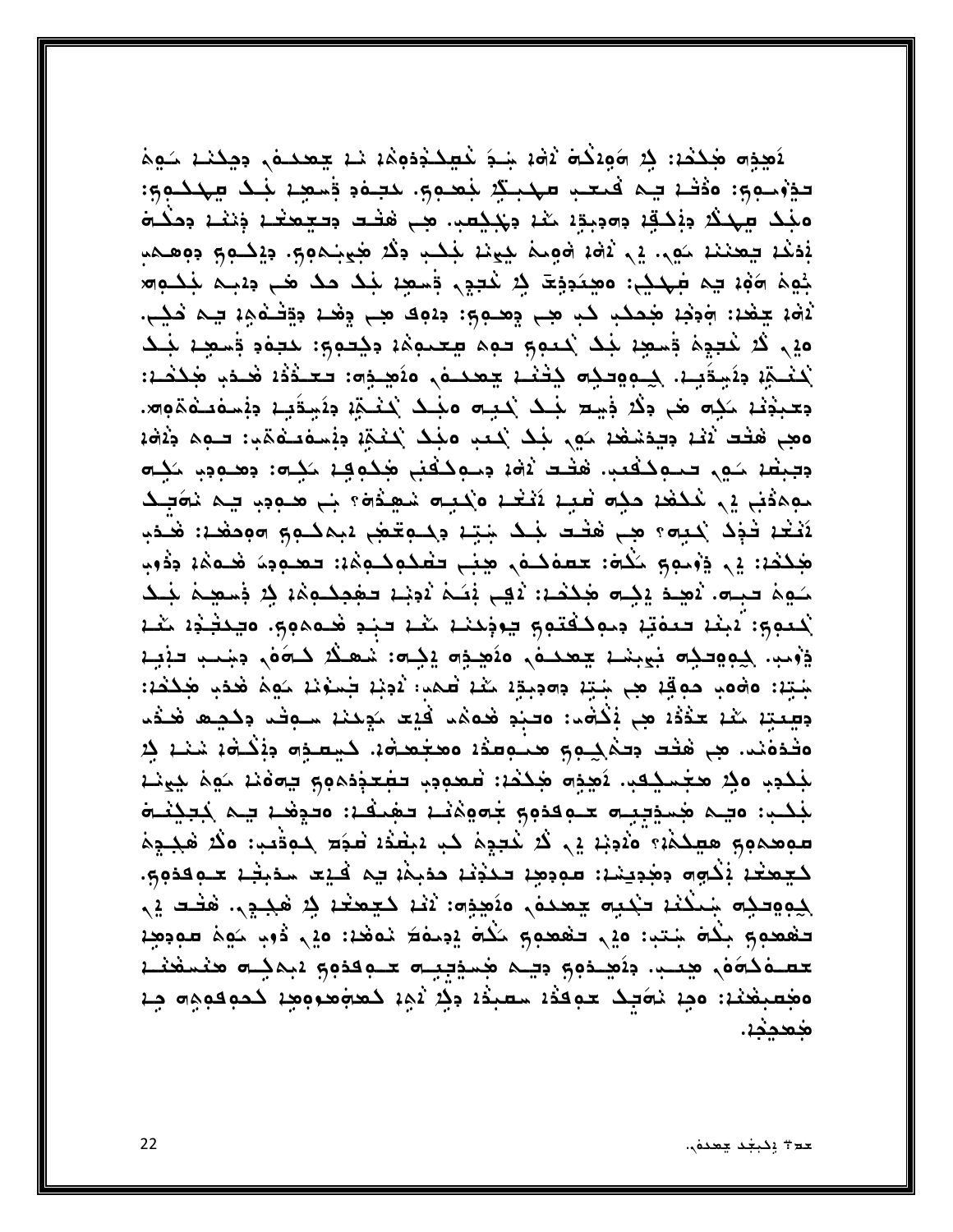ܐܚܝܕܐ ܡܠܟܐ: ܠܐ ܗܘܝܠܗ ܐܘܐ ܚܕܐ ܫܠܝܚܘܬܐ ܒܐ ܒܥܕܢܐ ܕܦܠܚܢܐ ܡܘܬܐ ܕܐܬܪܘܬܗ: ܘܐܝܬܐ ܠܗ ܦܬܚܐ ܡܠܟܘܬܐ ܠܥܡܗ. ܒܝܘܡܐ ܕܫܡܥܐ ܠܗ ܡܠܟܘܬܗ: ܘܐܢܐ ܡܠܟܐ ܕܐܬܬܝܐ ܕܡܢܝܢܐ ܥܡܐ ܕܠܝܠܝܐ. ܡܢ ܩܕܡ ܕܝܠܦܢܘܬܐ ܕܢܫܐ ܕܒܬܗ ܐܢܫܐ ܠܥܠܡܐ ܟܠܗ. ܐܦ ܐܢܐ ܐܘܝܬ ܣܓܝܐ ܥܠܝܗ ܕܐܝܬܐ ܠܗ ܡܠܟܘܬܐ. ܕܠܥܠܡ ܕܥܡܐ ܕܐܢܫܐ ܗܘܐ ܠܗ ܣܢܩܬܐ: ܘܡܢܝܢܐ ܠܗ ܥܡܐ ܕܫܡܥܐ ܥܠ ܥܠ ܡܢ ܕܝܢܐ ܥܠܡܐ ܐܢܐ ܠܗ: ܗܘܝܢܐ ܡܠܟܐ ܥܠ ܡܢ ܫܡܥ ܡܢ ܬܘܒ ܕܬܚܘܡܐ ܒܗ ܥܠܡܐ.

ܐܦ ܠܐ ܡܢܝܢܐ ܕܫܡܥܐ ܠܗ ܥܡܐ ܚܕ ܫܘܬܐܣܬܐ ܕܝܠܗ: ܒܝܘܡܐ ܕܫܡܥܐ ܠܗ ܥܠܡܐ ܕܐܢܫܝܬܐ. ܠܥܠܡܐ ܕܐܢܫܝܬܐ ܥܡܐ ܕܦܠܚܢܐ ܘܐܚܝܕܐ: ܒܥܕܢܐ ܗܘܐ ܠܗ ܡܠܟܐ: ܕܥܒܕܝܗ ܡܠܟܐ ܡܢ ܕܠܐ ܕܫܡܥ ܠܗ ܥܠܡܐ ܘܥܠ ܠܥܡܐ ܕܐܢܫܝܬܐ ܕܫܘܬܐܣܬܐ. ܘܡܢ ܗܘܐ ܐܢܐ ܕܝܠܗ ܕܝܢܐ ܠܗ ܥܡܐ ܘܥܠ ܐܚܪܢܐ: ܒܥܒܕܐ ܕܐܢܐ ܕܒܝܬܐ ܕܫܘܬܐܣܬܐ: ܒܝܘܡܐ ܕܐܢܐ ܕܒܝܬܐ ܠܗ ܒܫܘܠܛܢܐ. ܗܘܐ ܐܢܐ ܕܫܘܠܛܢܐ ܡܠܟܘܬܐ ܥܠܝܗ: ܕܡܢܝܢܐ ܥܠܝܗ ܠܡܐܕܝܢ ܠܐ ܐܚܪܢܐ ܕܝܠܗ ܬܘܒ ܐܢܫܐ ܘܐܢܫܝܬܐ ܡܘܕܝܢܐ؟ ܡܢ ܡܢܝܢܐ ܒܗ ܐܢܫܐ ܐܢܫܐ ܥܠ ܐܚܪܢܐ ܕܝܠܗ؟ ܡܢ ܗܘܐ ܥܠ ܡܠܟܐ ܕܫܘܠܛܢܐ ܕܡܠܟܘܬܐ ܘܐܢܫܐ: ܗܘܐ ܡܠܟܐ: ܠܐ ܕܐܢܫܐ ܐܢܐ: ܒܥܕܢܐ ܗܘ ܡܢ ܒܫܘܠܛܢܐ: ܒܥܕܢܐ ܗܘܐ ܕܐܢܫܐ ܕܝܠܗ ܒܗ. ܐܚܝܕܐ ܠܗ ܡܠܟܐ: ܐܢܐ ܐܢܫܐ ܐܢܫܐ ܕܝܠܗ ܠܐ ܕܫܡܥܐ ܥܠ ܥܡܐ: ܐܢܐ ܒܥܕܢܐ ܕܡܠܟܘܬܐ ܕܐܢܫܐ ܥܠ ܥܡܐ ܗܘ ܡܠܟܐ. ܘܡܢܝܢܐ ܥܠ ܕܐܢܫܐ. ܕܝܢܐ ܥܡܐ ܕܦܠܚܢܐ ܘܐܚܝܕܐ ܠܗ: ܫܡܥܐ ܠܥܡܐ ܕܐܢܫܐ ܒܝܬܐ: ܘܗܘܐ ܒܐܢܫܐ ܡܢ ܐܢܫܐ ܕܒܝܬܐ ܥܠ ܥܡܐ: ܐܢܐ ܐܢܫܐ ܗܘܐ ܡܠܟܐ: ܕܐܢܫܐ ܥܠ ܥܡܐ ܡܢ ܐܢܫܐ: ܘܐܢܫܐ ܗܘܐ ܥܠ ܐܢܫܐ ܕܝܠܗ ܘܗܘܐ ܡܠܟܐ ܘܗܘܐ. ܡܢ ܗܘܐ ܕܐܢܫܐ ܘܗܘܐ ܘܐܢܫܐ. ܒܝܘܡܐ ܕܐܢܫܐ ܥܠ ܠܐ ܡܠܟܐ ܘܡܠܟܘܬܐ. ܐܚܝܕܐ ܡܠܟܐ: ܗܘܐ ܕܐܢܫܐ ܒܥܕܢܐ ܥܠ ܥܡܐ: ܘܥܡܐ ܐܢܫܐ ܒܥܕܢܐ ܕܫܡܥܐ ܒܥܕܢܐ: ܘܐܢܫܐ ܥܠ ܐܢܫܐ ܒܥܕܢܐ ܡܠܟܐ ܕܐܢܫܐ ܠܐ ܐܢܐ ܡܢ ܐܢܫܐ: ܘܠܐ ܡܠܟܐ ܐܢܫܐ ܥܠ ܐܢܫܐ ܕܐܢܫܐ ܥܠ ܥܡܐ ܕܒܥܕܢܐ. ܕܝܢܐ ܐܢܫܐ ܥܡܐ ܕܦܠܚܢܐ ܘܐܚܝܕܐ: ܐܢܐ ܐܢܫܐ ܠܐ ܡܠܟܐ. ܗܘܐ ܠܐ ܥܡܐ ܒܥܕܢܐ: ܘܐܢܫܐ ܡܠܟܐ ܐܢܫܐ ܥܠ ܐܢܫܐ: ܘܐܦ ܠܐ ܡܠܟܐ ܕܐܢܫܐ ܒܥܕܢܐ. ܕܐܚܝܕܐ ܘܗܘܐ ܐܢܫܐ ܒܥܕܢܐ ܕܐܢܫܐ ܘܡܠܟܘܬܐ ܘܡܠܟܘܬܐ: ܘܗܘܐ ܥܡܐ ܥܠ ܐܢܫܐ ܕܠܐ ܐܢܐ ܠܥܡܐ ܘܡܠܟܘܬܐ ܠܥܡܐ ܡܢ ܡܠܟܘܬܐ.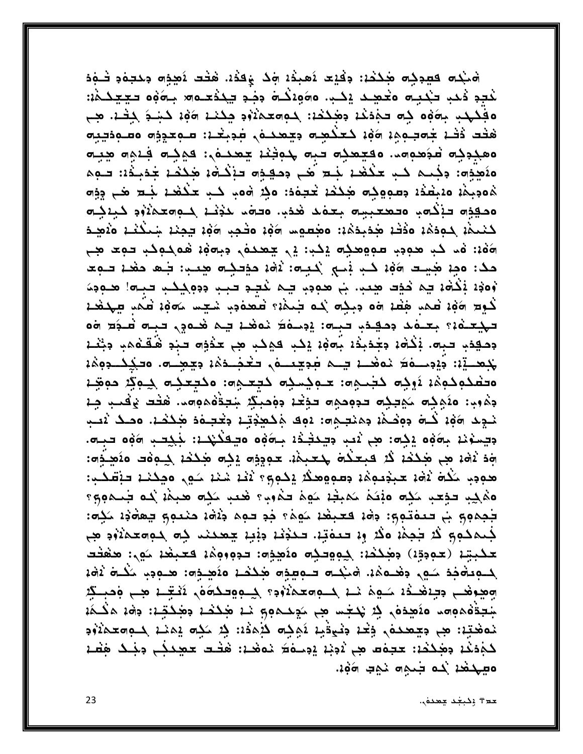ܘܐܢܝܗ ܦܝܫܝܠܗ ܡܠܟܐ: ܕܦܩܕ ܠܡܚܕܐ ܗܘ̈ܠ ܢܦ̈ܩܐ. ܗܫܐ ܐܡܝܪܐ ܕܡܚܡܕ ܬܘܪܐ

ܠܚܕ ܕܟܝ ܕܢܝܢܗ ܘܠܚܝܢ ܢܟܝ. ܘܗܘܢܐܠܗ ܕܩܕ ܢܝܢܐܝܬܘܣ ܒܗܘܗ ܕܝܢܝܢܝ̈ܐ:

ܘܦܠܚܝܢ ܒܗܘܘ ܠܗ ܕܡܪܕܢ ܕܡܠܟܐ: ܠܗܘ ܡܥܡܕܢܘܬܐ ܕܠܝܢܐ ܗܘܐ ܠܢܡܫܐ ܠܦܫܐ. ܡܢ

ܗܫܐ ܕܦܫܐ ܡܫܝܚܝܐ ܗܘܐ ܠܥܠܝܗ ܕܡܫܝܚܝܐ ܕܝܢܝܢܝܐ ܡܕܝܢܬܐ: ܡܫܝܚܝܐ ܘܡܫܝܚܝܘܬܐ

ܘܡܝܬܝܗ ܕܡܫܡܗܘܢ. ܘܡܫܝܚܝܗ ܕܝܗ ܠܗܘܦܩܐ ܡܫܝܚܝܐ: ܦܠܝܗ ܦܠܚܘ ܡܝܢܗ

ܘܠܡܝܬܗ: ܕܟܠܝܗ ܠܝ ܡܠܟܐ ܟܠܐ ܗܝ ܕܡܝܢܬܗ ܕܢܟܠܗܘܢ ܡܠܟܐ ܟܕܝܢܐ: ܬܘܗ

ܗܘܕܝܢܐ ܘܕܝܢܐ ܕܡܘܘܕܝܗ ܡܠܟܐ ܟܕܝܢܐ: ܘܠܐ ܗܘܝ ܟܝ ܡܠܟܐ ܟܠܐ ܗܝ ܕܝܢܗ

ܘܡܝܬܝܗ ܕܢܟܠܗܝ ܘܡܫܡܫܝܢܝܗ ܒܫܡܐ ܗܕܝ. ܘܬܗܝ ܟܕܢܐ ܠܗܘܡܥܡܕܢܘܬܐ ܠܝܢܝܗ

ܠܢܫܐ ܠܗܘܕܐ ܘܐܢܐ ܡܕܝܢܬܐ: ܘܡܫܝܚܝ ܗܘܐ ܘܟܝܢ ܗܘܐ ܝܡܢܐ ܡܢܠܟܐ ܘܠܡܝܬܐ

ܗܘܐ: ܗܘ ܟܝ ܗܘܕܝ ܡܘܘܡܝܗ ܢܟܝ: ܢܝ ܝܡܫܡܗܝ ܕܝܗܘܐ ܗܘܠܗܘܟܝ ܬܘܡ ܡܢ

ܬܟܐ: ܘܡܢ ܡܢܝܬ ܗܘܐ ܟܝ ܢܝܫ ܠܢܝܗ: ܐܘܐ ܬܝܢܝܗ ܡܝܢܝ: ܢܫ ܬܦܠܐ ܬܘܡ

ܘܗܘܐ ܢܟܠܗܐ ܝܗ ܬܕܝ ܡܢܝ. ܢܝ ܗܘܕܝ ܝܗ ܠܢܝܢ ܬܝܢܝ ܕܘܡܝܠܟܝ ܬܝܢܗ! ܗܘܕܝ

ܠܟܘܡ ܗܘܐ ܦܠܝ ܡܢܠܐ ܗܘ ܕܝܠܝܗ ܠܗ ܢܢܐ؟ ܦܠܡܘܕܝ ܫܝܣ ܡܗܘܐ ܦܠܝ ܡܝܠܦܐ

ܬܝܠܝܬܐ؟ ܒܬܪܐ ܕܡܫܝܚܝ ܬܝܗ: ܝܕܥܐ ܢܘܦܠܐ ܝܗ ܗܘܕܝ ܬܝܗ ܦܡܕܡ ܗܘ

ܕܡܫܝܚܝ ܬܝܗ. ܢܟܠܗܐ ܕܢܕܢܕܐ ܒܗܘܐ ܝܟܝ ܦܠܝܟܝ ܡܢ ܟܕܢܝܗ ܬܢܕ ܦܠܦܘܠܝ ܕܢܝܢܐ

ܠܡܫܝܢ: ܕܝܢܐܘܦ ܢܘܦܠܐ ܝܗ ܡܕܝܫܝܢܝ ܬܢܒܕܐ ܕܡܫܝܚܐ. ܘܡܠܝܟܠܗܘܐ

ܘܡܫܡܠܘܠܘܐ ܠܐܘܠܝܗ ܠܠܢܝܗ: ܬܘܠܝܫܝܗ ܠܝܬܝܗ: ܘܠܝܬܝܠܝܗ ܠܗܘܟܝ ܬܘܡܝܐ

ܕܗܘܝ: ܘܐܬܝܗ ܡܝܢܝܗ ܬܕܘܡܝܗ ܬܢܬܐ ܕܘܡܢܟܝ ܢܝܕܐܘܗܘܢ. ܗܫܐ ܢܦܩܬ ܝܐ

ܢܝܕ ܗܘܐ ܟܠܗ ܕܘܦܠܐ ܕܗܢܝܢܐ: ܠܘܦ ܡܠܝܢܝܢܐ ܕܢܬܝܕܐ ܡܠܟܐ. ܘܡܠ ܠܐܝܢ

ܕܝܬܘܢܐ ܒܗܘܗ ܝܟܝܗ: ܡܢ ܠܐܝܢ ܕܝܢܝܢܕܐ ܒܗܘܗ ܘܡܝܦܠܟܐ: ܢܝܟܝܢ ܗܘܗ ܬܝܗ.

ܗܘܕ ܠܐܘܐ ܡܢ ܡܠܟܐ ܠܐ ܦܝܢܟܠܗ ܠܬܝܢܐ. ܬܘܝܕܝܗ ܝܟܝܗ ܡܠܟܐ ܠܗܘܦܬ ܘܠܡܝܬܝܗ:

ܗܘܕܝ ܡܠܟܐ ܐܘܐ ܬܝܢܝܘܗ ܕܡܘܘܗܘܢ ܝܠܘܦ؟ ܐܢܐ ܫܢܐ ܡܘܝ ܘܡܠܟܐ ܕܢܝܬܠܝ:

ܘܠܝܟܝ ܬܕܝܢܝ ܡܠܝܗ ܘܢܢܐ ܡܢܝܢܐ ܡܘܐ ܬܠܘܝ؟ ܬܡܝ ܡܠܝܗ ܗܘܢܐ ܠܗ ܢܝܬܗܘܦ؟

ܢܝܬܗܘܦ ܢܝ ܬܝܠܬܘܦ: ܕܘܐ ܦܝܢܢܐ ܡܘܐ؟ ܢܕ ܬܘܡ ܕܠܐܘܐ ܬܢܝܘܦ ܝܗܘܕܐ ܡܠܝܗ:

ܠܝܬܟܘܦ ܠܐ ܢܝܢܐ ܘܠܐ ܘܐ ܬܝܠܬܝܐ. ܬܕܢܝܢܐ ܕܢܝܢܐ ܝܡܫܡܢܐ ܠܗ ܠܗܘܡܥܡܕܢܘܬܐ ܡܢ

ܥܠܝܬܐ (ܥܘܕܪܐ) ܕܡܠܟܐ: ܠܗܘܘܬܝܗ ܘܠܡܝܬܗ: ܬܕܘܘܘܐ ܦܥܒܢܐ ܡܘܝ: ܡܫܥܫܐ

ܠܗܘܬܐܘܦܕ ܡܘܝ ܕܡܫܡܐ. ܘܐܢܝܗ ܬܘܡܝܗ ܡܠܟܐ ܘܠܡܝܬܗ: ܗܘܕܝ ܡܠܟܐ ܐܘܐ

ܘܡܝܘܡܫ ܕܝܢܡܫܐ ܡܘܐ ܢܐ ܠܗܘܡܥܡܕܢܘܬܐ؟ ܠܗܘܘܬܠܗܘܢ ܐܢܝܬܐ ܡܢ ܘܡܝܟܐ

ܢܝܬܐܘܡܘܢ ܘܠܡܝܬܘܢ ܠܐ ܢܟܝܢ ܡܢ ܡܝܬܟܘܦ ܢܐ ܡܠܟܐ ܕܡܠܟܬܐ: ܕܘܐ ܗܠܟܐ

ܢܘܦܠܝܐ: ܡܢ ܕܝܫܡܢܝ ܕܢܐ ܕܢܝܕܐ ܠܐܘܠܝܗ ܠܟܕܐ: ܠܐ ܡܠܝܗ ܝܗܢܐ ܠܗܘܡܥܡܕܢܘܬܐ

ܠܢܕܢܐ ܕܡܠܟܐ: ܥܕܘܡ ܡܢ ܐܘܕܝ ܝܕܥܐ ܢܘܦܠܐ: ܗܫܐ ܥܡܝܟܝ ܕܝܢܟ ܡܢܐ

ܘܡܝܠܦܐ ܠܗ ܢܝܬܗ ܢܝܢ ܗܘܐ.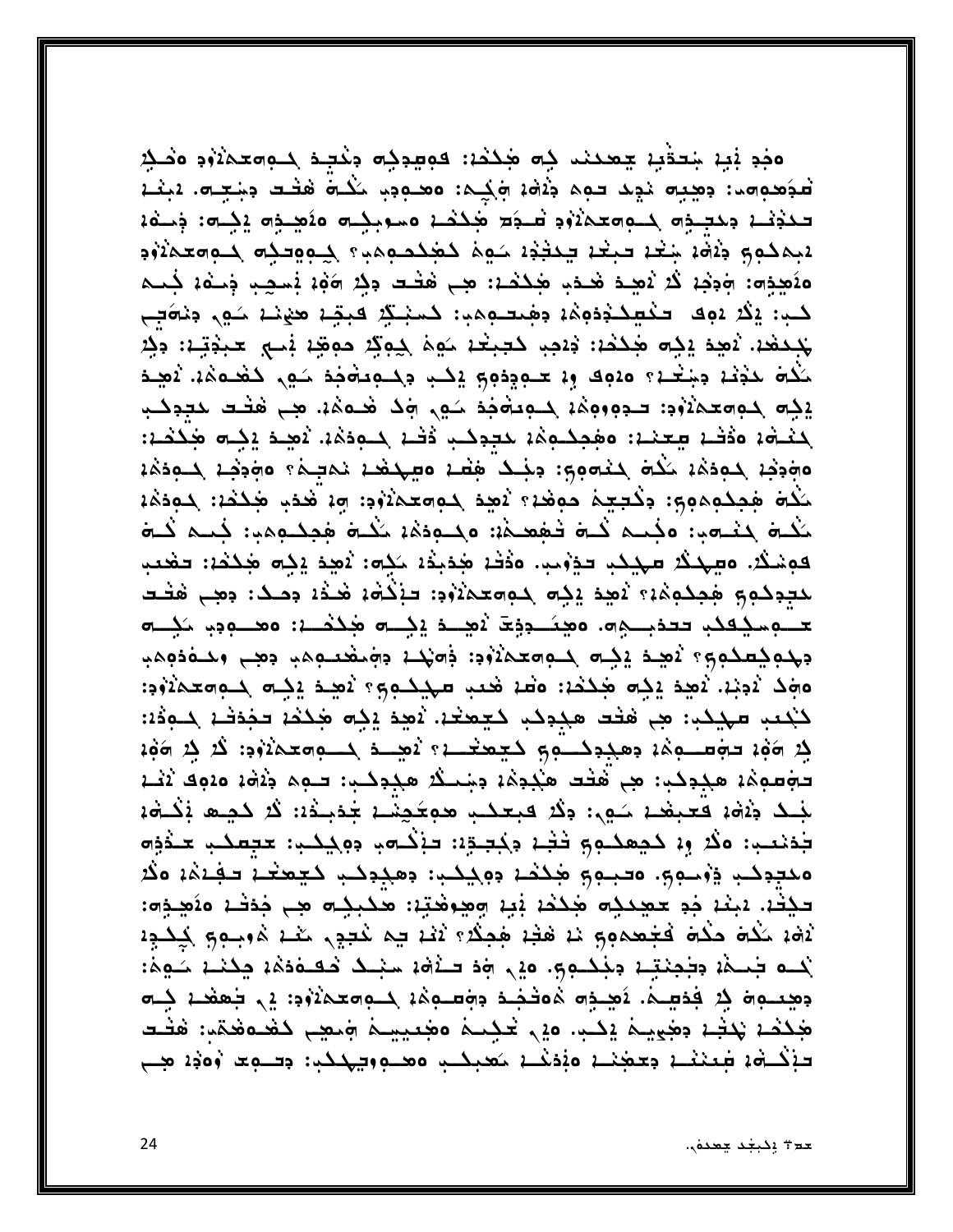ܘܟܕ ܐܢܐ ܡܚܕܝܢܐ ܩܥܕܢܢ ܠܗ ܡܠܟܐ: ܦܘܩܕܢܗ ܕܡܠܟܐ ܠܦܝܠܣܘܦܐ ܘܥܠܝܠ ܩܕܡܘܗܝ: ܕܡܢܝܗ ܐܬܐ ܚܕܐ ܕܐܡܐ ܦܘܡܐ: ܘܡܚܘܝܢ ܠܟܠܗ ܩܫܝܐ ܕܡܢܝܗ. ܐܢܫܐ ܚܟܝܡܐ ܕܡܢܝܢܗ ܠܦܝܠܣܘܦܐ ܩܕܡ ܡܠܟܐ ܘܣܘܪܝܐ ܘܩܪܝܢܗ ܐܢܫܐ: ܕܐܢܐ ܐܝܟܢܐ ܕܐܡܪ ܡܢܝܢܐ ܒܡܢܐ ܥܠܝܢܐ ܐܝܟ ܠܡܠܟܘܬܐ؟ ܠܦܝܠܣܘܦܐ ܠܦܝܠܣܘܦܐ ܘܡܠܟܐ: ܦܩܕ ܠܗ ܐܢܫܐ ܡܢܝܢ ܡܠܟܐ: ܡܢ ܩܕܡ ܕܟܠ ܦܘܡܐ ܐܢܫܐ ܐܬܐ ܠܡܐ ܠܢ: ܐܝܟ ܕܐܦ ܠܡܢܝܢܐ ܕܠܘܩܒܠܗ ܕܡܠܟܐ ܡܠܝܢ ܩܕܡ ܦܘܡܐ ܘܝܘܠܦܢܐ ܕܡܠܟܐ. ܐܢܫܐ ܥܡܗ ܡܠܟܐ: ܕܡܢ ܠܡܠܟܘܬܐ ܐܝܟ ܠܘܬܗ ܕܡܢܝܢܐ ܐܢܫܐ ܠܚܝܐ ܘܕܒܝܫܐ: ܕܠܐ ܟܠܗ ܠܡܢܝܢܐ ܕܡܢܝܢܐ؟ ܘܗܘܐ ܐܦ ܡܢܝܢܐ ܥܠ ܚܝܐ ܠܡܢܝܢܐ ܘܠܚܘܫܒܐ ܐܢܫܐ. ܐܢܫܐ ܥܡܗ ܠܦܝܠܣܘܦܐ: ܡܢܝܢܐ ܘܚܘܫܒܐ ܠܐ ܚܝܐ ܠܡܢܝܢܐ. ܡܢ ܩܕܡ ܟܠ ܡܢܝܢܐ ܠܐܢܫܐ ܘܟܠܗ ܚܝܐ ܠܢܦܫܐ. ܐܢܫܐ ܥܡܗ ܡܠܟܐ: ܘܡܢܝܢܐ ܠܢܦܫܐ ܟܠܗ ܠܡܢܝܢܐ ܚܝܐ ܠܚܝܐ؟ ܘܡܢܝܢܐ ܠܢܦܫܐ ܟܠܗ ܠܡܢܝܢܐ ܘܡܢܝܢܐ؟ ܐܢܫܐ ܠܦܝܠܣܘܦܐ: ܗܘ ܡܢܝܢ ܡܠܟܐ: ܠܢܦܫܐ ܟܠܗ ܠܚܝܐ: ܘܠܝܬ ܟܠܗ ܠܢܦܫܐ ܡܢܝܢܐ: ܘܡܢܝܢܐ ܟܠܗ ܡܢܝܢܐ: ܠܝܬ ܟܠܗ ܦܘܡܐ. ܘܡܢܝܢܐ ܡܢܝܢ ܚܝܐ ܠܐ ܡܢܝܢܐ ܕܡܢܝܢܐ ܠܗ: ܐܢܫܐ ܥܡܗ ܡܠܟܐ: ܚܝܐ ܠܡܢܝܢܐ؟ ܐܢܫܐ ܥܡܗ ܠܦܝܠܣܘܦܐ: ܘܠܐ ܡܢܝܢܐ ܠܢܦܫܐ ܡܢ ܩܕܡ ܡܢܝܢܐ ܘܡܢܝܢܐ. ܘܡܢܝܢܐ ܕܡܢܝܢܐ ܥܡܗ ܡܠܟܐ: ܘܡܢܝܢܐ ܠܗ ܚܝܐ ܘܡܢܝܢܐ؟ ܐܢܫܐ ܥܡܗ ܠܦܝܠܣܘܦܐ: ܕܡܢܝܢܐ ܕܡܢܝܢܐ ܘܡܢܝܢܐ ܡܢ ܡܢܝܢܐ ܡܢܝܢܐ ܘܡܢ ܐܢܫܐ. ܐܢܫܐ ܥܡܗ ܡܠܟܐ: ܘܡܢ ܡܢܝܢܐ ܡܢܝܢܐ؟ ܐܢܫܐ ܥܡܗ ܠܦܝܠܣܘܦܐ: ܠܚܝܐ ܡܢܝܢܐ: ܡܢ ܩܕܡ ܡܢܝܢܐ ܠܡܢܝܢܐ. ܐܢܫܐ ܥܡܗ ܡܠܟܐ ܕܡܢܝܢܐ ܠܚܝܐ: ܠܐ ܗܘܐ ܕܡܢܝܢܐ ܕܡܢܝܢܐ ܠܡܢܝܢܐ؟ ܐܢܫܐ ܠܦܝܠܣܘܦܐ: ܠܐ ܠܐ ܗܘܐ ܕܡܢܝܢܐ ܡܢܝܢܐ: ܡܢ ܩܕܡ ܡܢܝܢܐ ܕܡܢܝܢܐ ܡܢܝܢܐ: ܕܘܡ ܕܠܗ ܘܗܘܐ ܐܢܫܐ ܠܚܕ ܕܠܗ ܡܢܝܢܐ ܐܢܫܐ: ܕܠܐ ܡܢܝܢܐ ܡܢܝܢܐ ܡܢܝܢܐ: ܠܐ ܠܡܢܝܢܐ ܐܢܫܐ ܡܢܝܢܐ: ܘܠܐ ܐܦ ܠܡܢܝܢܐ ܚܝܐ ܕܡܢܝܢܐ: ܡܢܝܢܐ ܡܢܝܢܐ ܘܡܢܝܢܐ ܡܢܝܢܐ. ܘܡܢܝܢܐ ܡܠܟܐ ܕܡܢܝܢܐ: ܕܡܢܝܢܐ ܠܡܢܝܢܐ: ܕܡܢܝܢܐ ܡܢܝܢܐ ܘܠܐ ܡܢܝܢܐ. ܐܢܫܐ ܟܕ ܡܢܝܢܐ ܡܠܟܐ ܐܢܐ ܡܢܝܢܐ: ܘܡܢܝܢܐ ܡܢ ܡܢܝܢܐ ܘܡܢܝܢܐ: ܐܢܫܐ ܡܠܟܐ ܠܡܢܝܢܐ ܕܡܢܝܢܐ ܐܢܐ ܡܢܝܢܐ؟ ܐܢܐ ܡܢ ܐܢܫܐ ܡܢܝܢܐ ܡܢܝܢܐ ܠܡܢܝܢܐ ܠܡܢܝܢܐ ܕܡܢܝܢܐ ܕܡܢܝܢܐ. ܘܐܦ ܗܘ ܕܠܗ ܡܢܝܢܐ ܡܢܝܢܐ ܡܢܝܢܐ: ܕܡܢܝܢܐ ܠܐ ܡܢܝܢܐ. ܐܢܫܐ ܡܢܝܢܐ ܕܡܢܝܢܐ ܠܡܢܝܢܐ: ܐܢ ܡܢܝܢܐ ܠܗ ܡܠܟܐ ܕܡܢܝܢܐ ܡܢܝܢܐ. ܘܐܦ ܡܢܝܢܐ ܠܡܢܝܢܐ ܡܢܝܢܐ ܡܢܝܢܐ ܠܡܢܝܢܐ: ܡܢ ܡܢܝܢܐ ܡܢܝܢܐ ܡܢܝܢܐ ܘܡܢܝܢܐ ܡܢܝܢܐ: ܕܡܢܝܢܐ ܐܢܫܐ ܡܢ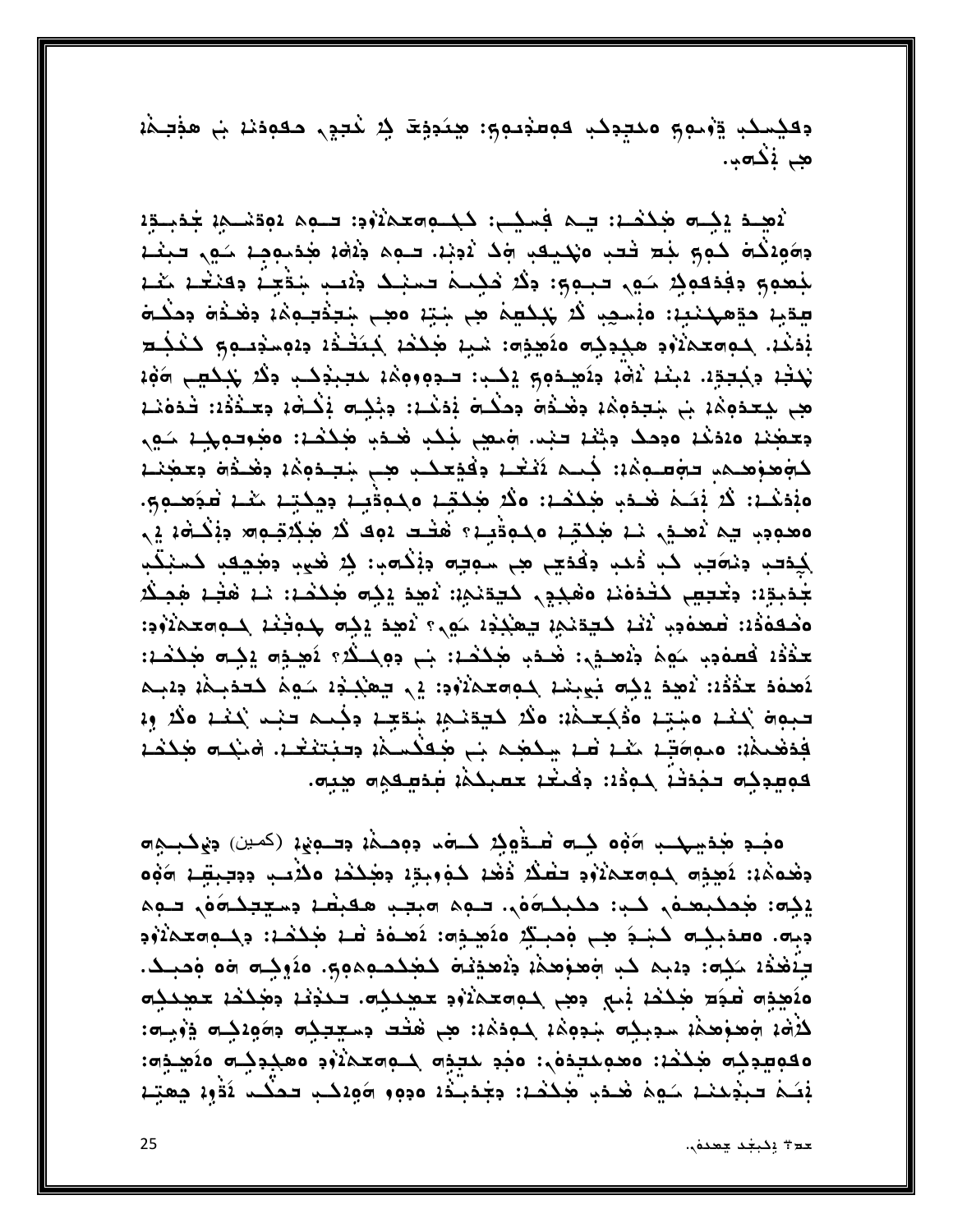ܕܦܠܚܬܐ ܕܐܘܡܬܢ ܘܡܫܝܚܝܐ ܦܘܠܚܢܘܗܝ: ܡܢܬܘܠܐ ܕܗ ܥܒܕܐ ܚܘܒܐ ܩܘܡܬܐ ܡܢ ܡܕܒܚܐ ܡܢ ܐܠܗܐ.

ܐܗܝܐ ܝܠܗ ܡܠܟܐ: ܝܘܡܐ ܦܪܫܝܐ: ܠܟܠܗ ܡܫܝܚܝܘܬܐ: ܒܗܘܢ ܕܘܟܪܢܐ ܚܕܝܬܐ ܕܗܘܝܐ ܠܗܘܢ ܚܝܐ ܥܒܕܐ ܘܐܬܝܐ ܒܪ ܐܢܫܐ. ܒܗܘܢ ܕܐܬܐ ܡܫܝܚܐ ܚܝܐ ܒܢܝܐ ܚܕܬܐ ܕܦܪܩܘܬܐ ܚܝܐ ܒܢܝܐ: ܕܟܠ ܥܠܡܐ ܒܢܝܢܐ ܚܕܬܐ ܕܦܪܩܐ ܚܕܐ ܡܠܝܐ ܕܡܫܝܚܝܘܬܐ: ܘܐܚܪܝܢ ܕܟܠ ܚܕܐ ܥܠ ܚܕܐ ܘܡܢ ܚܕܬܐ ܕܦܪܩܢܘܬܐ ܕܦܪܩܐ ܕܡܠܟܐ ܕܡܠܟܐ. ܠܟܠܡܫܝܚܝܐ ܡܫܝܚܝܐ ܘܐܡܝܪܐ: ܚܝܐ ܡܠܟܐ ܕܡܫܝܚܝܐ ܕܒܪܝܬܐ ܕܐܘܡܬܢܝܐ ܠܟܠܗܘܢ ܥܡܡܐ ܕܡܫܝܚܝܐ ܒܥܠܡܐ. ܒܢܝܐ ܕܐܝܬ ܕܐܢܫܐ ܝܠܗ: ܕܩܕܫܘܬܐ ܡܫܝܚܐ ܕܟܠ ܡܫܝܚܝܐ ܗܘܐ ܡܢ ܫܢܝܐ ܕܚܝܐ ܘܡܢ ܚܝܐ ܕܥܠܡܐ ܘܗܕܬܐ ܥܒܕܐ ܐܢܫܐ ܕܚܝܐ ܡܠܟܐ ܡܫܝܚܝܐ ܕܩܕܫܐ ܚܝܐ ܡܠܟܐ: ܘܡܫܝܚܝܐ ܚܝܐ ܠܟܠܗܘܢ ܥܡܡܐ ܕܚܝܐ ܕܡܢ ܚܝܐ ܕܡܫܝܚܝܐ ܡܢ ܡܫܝܚܝܘܬܐ ܕܩܕܫܐ ܕܡܫܝܚܐ ܘܡܢܟܐ: ܠܐ ܝܕܥܐ ܡܠܟܐ ܡܫܝܚܐ: ܘܠܐ ܡܫܝܚܝܐ ܘܡܫܝܚܝܐ ܕܚܝܐ ܚܝܐ ܡܢ ܚܕܬܐ. ܘܡܫܝܚܐ ܝܠܗ ܐܢܫܐ ܚܝܐ ܡܫܝܚܝܐ ܘܡܫܝܚܝܐ؟ ܡܫܝܚܐ ܕܘܟ ܠܐ ܡܫܝܚܝܘܬܐ ܕܐܢܫܐ ܝܠܗ ܡܫܝܚܝܐ ܕܐܢܫܐ ܠܐ ܡܫܝܚܐ ܘܡܫܝܚܐ ܡܢ ܚܝܐ ܕܐܢܫܐ: ܠܐ ܡܢ ܕܡܫܝܚܝܐ ܠܡܫܝܚܝܐ ܚܕܝܬܐ: ܕܚܝܐ ܠܚܕܬܐ ܘܡܫܝܚܝܐ ܠܡܫܝܚܝܐ: ܐܢܐ ܡܫܝܚܐ ܡܫܝܚܝܐ: ܐܗܝܐ ܝܠܗ ܡܫܝܚܝܐ ܘܡܫܝܚܝܐ: ܡܫܝܚܝܐ ܐܢܐ ܠܡܫܝܚܝܐ ܚܝܐ ܡܫܝܚܝܐ؟ ܐܗܝܐ ܝܠܗ ܡܫܝܚܝܐ ܠܡܠܟܐ ܠܡܫܝܚܝܐ: ܚܝܐ ܡܫܝܚܝܐ ܚܝܐ ܕܚܝܐ: ܡܢ ܕܡܫܝܚܐ: ܡܢ ܡܫܝܚܐ؟ ܐܗܝܐ ܝܠܗ ܡܫܝܚܝܐ: ܐܗܝܐ ܡܫܝܚܝܐ: ܐܗܝܐ ܝܠܗ ܚܝܐ ܠܡܫܝܚܝܐ: ܝܠ ܡܫܝܚܝܐ ܚܝܐ ܠܡܫܝܚܝܐ ܕܚܝܐ ܚܝܐ ܡܢ ܡܫܝܚܝܐ ܘܡܫܝܚܝܐ: ܘܟܠ ܡܫܝܚܝܐ ܡܫܝܚܝܐ ܕܚܝܐ ܚܝܐ ܚܝܐ ܘܟܠ ܘܐ ܡܫܝܚܝܐ: ܘܡܫܝܚܝܐ ܚܝܐ ܡܢ ܡܫܝܚܝܐ ܡܢ ܡܫܝܚܝܐ ܕܡܫܝܚܝܐ. ܘܡܫܝܚܝܐ ܡܫܝܚܝܐ ܡܫܝܚܝܐ ܚܝܐ ܠܡܫܝܚܝܐ: ܕܡܫܝܚܝܐ ܡܫܝܚܝܐ ܡܫܝܚܝܐ ܡܢܗ.

ܘܚܕ ܡܫܝܚܝܐ ܗ̇ܘܐ ܝܠܗ ܡܫܝܚܝܐ ܠܡܫܝܚܝܐ ܕܡܫܝܚܝܐ ܕܡܫܝܚܝܐ (کمین) ܕܡܫܝܚܝܐ ܕܡܫܝܚܝܐ: ܐܗܝܐ ܠܡܫܝܚܝܐ ܡܫܝܚܝܐ ܚܝܐ ܠܡܫܝܚܝܐ ܕܡܫܝܚܝܐ ܘܠܚܝܐ ܕܡܫܝܚܝܐ ܗ̇ܘܐ ܝܠܗ: ܡܫܝܚܝܐ ܠܟܠ: ܡܫܝܚܝܐ. ܚܝܐ ܘܡܫܝܚܝܐ ܡܫܝܚܝܐ ܕܡܫܝܚܝܐ ܚܝܐ ܕܝܗ. ܘܡܫܝܚܝܐ ܠܡܫܝܚܝܐ ܡܢ ܡܫܝܚܝܐ ܘܐܡܝܪܐ: ܐܗܝܐ ܡܫܝܚܝܐ: ܕܡܫܝܚܝܐ ܡܫܝܚܝܐ ܝܠܗ: ܕܚܝܐ ܟܠ ܡܫܝܚܝܐ ܕܡܫܝܚܝܐ ܠܡܫܝܚܝܐ. ܘܐܡܝܪܐ ܗ̇ܘ ܡܫܝܚܝܐ. ܘܐܡܝܪܐ ܡܫܝܚܝܐ ܡܫܝܚܝܐ ܡܢ ܡܫܝܚܝܐ ܡܫܝܚܝܐ. ܡܫܝܚܝܐ ܕܡܫܝܚܝܐ ܡܫܝܚܝܐ ܠܡܫܝܚܝܐ ܡܫܝܚܝܐ ܡܫܝܚܝܐ ܡܢ ܡܫܝܚܝܐ ܕܡܫܝܚܝܐ ܕܡܫܝܚܝܐ ܕܡܫܝܚܝܐ: ܘܡܫܝܚܝܐ ܡܫܝܚܝܐ: ܘܡܫܝܚܝܐ: ܘܚܕ ܡܫܝܚܝܐ ܡܫܝܚܝܐ ܘܡܫܝܚܝܐ ܘܐܡܝܪܐ: ܡܫܝܚܝܐ ܡܫܝܚܝܐ ܡܫܝܚܝܐ ܡܫܝܚܝܐ: ܕܡܫܝܚܝܐ ܘܡܫܝܚܝܐ ܡܫܝܚܝܐ ܡܫܝܚܝܐ ܡܫܝܚܝܐ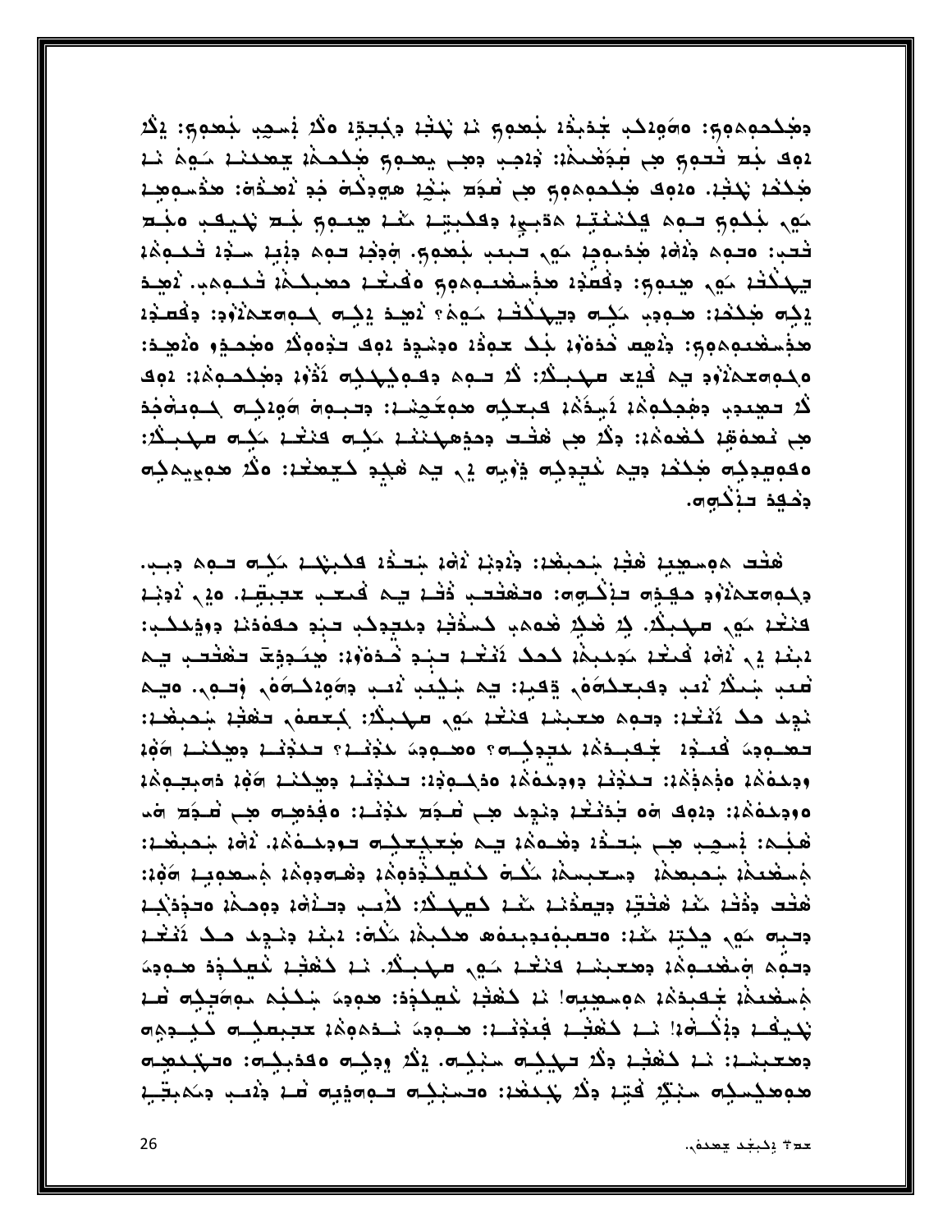ܕܫܠܡܘܬܗܘܢ: ܘܦܘܠܚܢ ܡܫܒܚܬܐ ܠܫܡܘܗܝ ܕܐܢ ܢܚܫܐ ܕܠܐܟܝܐ ܘܠܐ ܝܣܝܪ ܠܫܡܘܗܝ: ܝܠܗ ܗܘܐ ܠܗ ܚܝܠܐ ܡܢ ܡܠܟܘܬܐ: ܕܐܝܟ ܕܡܢ ܝܫܘܥ ܫܠܝܚܐ ܫܡܥܘܢ ܚܘܪܐ ܐܢܐ ܡܠܟܐ ܢܚܫܐ. ܘܗܘܐ ܡܫܠܡܢܘܬܗܘܢ ܡܢ ܥܠܡܐ ܚܕܬܐ ܗܘܝܐ ܠܗ ܐܘܪܚܐ: ܡܫܝܚܝܐ ܐܝܟ ܠܫܡܘܗܝ ܗܘܐ ܦܠܚܝܢ ܕܫܡܝܐ ܐܝܬ ܗܘܐ ܚܝܠܐ ܘܠܐ ܚܕܐ ܠܗܘܢ ܫܡܥܘܢ ܐܝܟ ܚܘܐ ܗܘܐ ܕܐܘܪܚܐ ܡܫܝܚܝܐ ܐܝܟ ܚܝܒܐ ܠܫܡܘܗܝ. ܗܘܝܐ ܗܘܐ ܕܝܢܐ ܚܕܐ ܥܕܬܐ ܟܢܫܐ ܕܡܠܟܐ ܐܝܟ ܡܘܫܐ: ܕܦܠܚܐ ܡܫܡܫܢܘܬܗܘܢ ܘܦܘܠܚܢܐ ܥܡܡܐ ܥܡܡܝܐ ܠܗܘܢ. ܐܝܟܐ ܝܠܗ ܡܫܠܡܢܐ: ܗܘܝܢ ܐܝܟ ܕܝܠܗ ܐܘܪܚܐ ܗܘܐ؟ ܐܝܟܐ ܝܠܗ ܐܘܪܚܐ ܠܗܘܢ ܡܠܟܘܬܐ: ܕܦܠܚܐ ܡܫܡܫܢܘܬܗܘܢ: ܕܐܝܬ ܗܘܐ ܚܕܐ ܥܕܬܐ ܠܐ ܗܘܐ ܕܝܠܗ ܘܥܡܡܐ ܐܝܟ ܡܠܟܘܬܐ ܘܡܫܝܚܐ ܘܐܝܬܝܐ: ܘܠܡܫܠܡܢܘܬܐ ܐܝܟ ܦܘܠܚܢܐ ܐܝܬ ܗܘܐ ܕܡܫܝܚܝܐ ܠܡܫܝܚܐ ܐܝܟ ܚܕܐ ܘܫܡܥܘܢ: ܕܫܠܝܚܐ ܘܫܡܥܘܢ ܕܐܝܬ ܗܘܐ ܥܠ ܡܫܝܚܐ: ܕܡܝܐ ܥܠ ܚܕ ܕܐܢܫܘܬܐ ܗܘܐ ܦܠܚܐ ܡܫܝܚܐ: ܘܦܘܠܚܢܐ ܡܠܟܐ ܕܝܠܗ ܠܡܠܟܘܬܐ ܡܢ ܐܝܟ ܥܡܡܐ ܠܥܠܡܐ: ܘܠܐ ܡܫܒܚܢܘܬܐ ܕܡܠܟܘܬܗ.

ܚܕܐ ܡܫܝܚܐ ܚܕܐ ܫܡܥܘܢ: ܕܐܢܫܐ ܐܢܐ ܫܡܥܘܢ ܦܘܠܚܢܐ ܐܝܟ ܗܘܐ ܕܝܢ. ܕܡܫܡܫܢܘܬܐ ܦܘܠܚܢܐ ܠܡܠܟܘܬܐ: ܘܡܫܝܚܐ ܕܐܝܟ ܐܝܬ ܡܠܟܐ ܡܫܝܚܐ. ܘܝܢ ܐܢܫܐ ܦܘܠܚܢܐ ܗܘܐ ܡܫܝܚܐ. ܐܝܟ ܚܝܠܐ ܚܕܐ ܠܥܡܡܐ ܕܡܫܝܚܝܐ ܕܐܝܟ ܦܘܠܚܢܐ ܕܡܠܟܘܬܐ: ܕܐܢܫܐ ܝܢ ܐܢܐ ܦܘܠܚܢܐ ܡܫܝܚܝܐ ܠܡܠܟ ܐܢܫܐ ܕܐܝܟ ܦܘܠܚܢܐ: ܡܫܝܚܐ ܡܫܝܚܝܐ ܐܝܟ ܚܝܠܐ ܕܐܢܫܐ ܕܡܫܝܚܝܐ ܡܠܟܘܬܐ: ܐܝܟ ܚܝܠܐ ܕܐܢܫܐ ܕܡܠܟܘܬܗ ܕܡܫܝܚܐ. ܘܐܝܟ ܚܕ ܐܢܫܐ: ܕܗܘܐ ܡܫܝܚܐ ܦܘܠܚܢܐ ܗܘܐ ܡܫܝܚܐ: ܠܫܡܥܘܢ ܠܡܫܝܚܐ ܡܫܝܚܝܐ: ܡܫܝܚܐ ܕܐܢܫܐ ܡܫܝܚܝܐ ܗܘܐ ܡܫܝܚܐ؟ ܘܡܫܝܚܐ ܠܡܫܝܚܐ؟ ܠܡܫܝܚܐ ܕܡܫܝܚܐ ܗܘܐ ܘܕܡܠܟܘܬܐ ܘܡܫܝܚܝܐ: ܠܡܫܝܚܐ ܕܡܠܟܘܬܐ ܘܡܫܝܚܝܐ: ܠܡܫܝܚܐ ܕܡܫܝܚܐ ܗܘܐ ܕܡܫܝܚܝܐ ܘܕܡܠܟܘܬܐ: ܕܐܝܟ ܗܘ ܫܡܥܘܢ ܕܐܢܫܐ ܡܢ ܡܠܟܘܬܐ ܠܡܫܝܚܐ: ܘܡܫܝܚܐ ܡܢ ܡܠܟܘܬܐ ܗܘ ܚܕܐ: ܐܢܫܐ ܡܢ ܫܡܥܘܢ ܕܡܫܝܚܐ ܐܝܟ ܡܫܝܚܝܐ ܠܡܠܟܘܬܐ. ܐܝܟ ܫܡܥܘܢ: ܡܫܝܚܝܐ ܫܡܥܘܢ ܕܡܫܝܚܝܐ ܐܝܟ ܠܡܫܝܚܝܘܬܐ ܕܡܠܟܘܬܐ ܡܫܝܚܝܐ ܗܘܐ: ܚܕܐ ܕܐܢܫܐ ܐܝܟ ܚܕܐ ܕܡܫܝܚܐ ܐܝܟ ܠܡܫܝܚܐ: ܠܐܝܟ ܕܐܝܟ ܕܡܠܟܘܬܐ ܘܡܫܝܚܝܐ ܕܡܫܝܚܐ ܐܝܟ ܦܘܠܚܢܐ ܗܘܐ ܡܫܝܚܐ: ܐܝܟ ܕܡܫܝܚܐ ܕܐܝܟ ܚܕ ܕܐܢܫܐ ܦܘܠܚܢܐ ܕܡܫܝܚܐ ܐܝܟ ܗܘܐ ܡܫܝܚܐ. ܐܢܐ ܠܡܫܝܚܐ ܠܡܫܝܚܝܐ ܡܫܝܚܐ: ܐܢܐ ܠܡܫܝܚܐ ܕܡܠܟܘܬܐ ܡܫܝܚܝܐ! ܐܢܐ ܠܡܫܝܚܐ ܠܡܠܟܘܬܐ: ܡܫܝܚܐ ܐܢܫܐ ܡܫܝܚܐ ܕܡܫܝܚܝܐ ܥܠ ܡܫܝܚܐ ܕܡܠܟܘܬܐ! ܐܢܐ ܠܡܫܝܚܐ ܡܠܟܘܬܐ: ܡܫܝܚܐ ܐܢܫܐ ܕܡܫܝܚܝܐ ܡܫܝܚܝܐ ܠܡܫܝܚܘܬܗ ܕܡܫܝܚܐ: ܐܢܐ ܠܡܫܝܚܐ ܕܐܝܟ ܡܫܝܚܝܐ ܫܡܥܘܢ. ܝܠܗ ܡܫܝܚܐ ܘܡܫܝܚܝܐ: ܘܡܫܝܚܐ ܡܫܝܚܝܐ ܫܡܥܘܢ ܦܘܠܚܢܐ ܕܐܝܟ ܡܫܝܚܐ: ܘܫܡܥܘܢ ܡܫܝܚܝܐ ܥܠ ܕܐܢܫܐ ܕܡܫܝܚܝܐ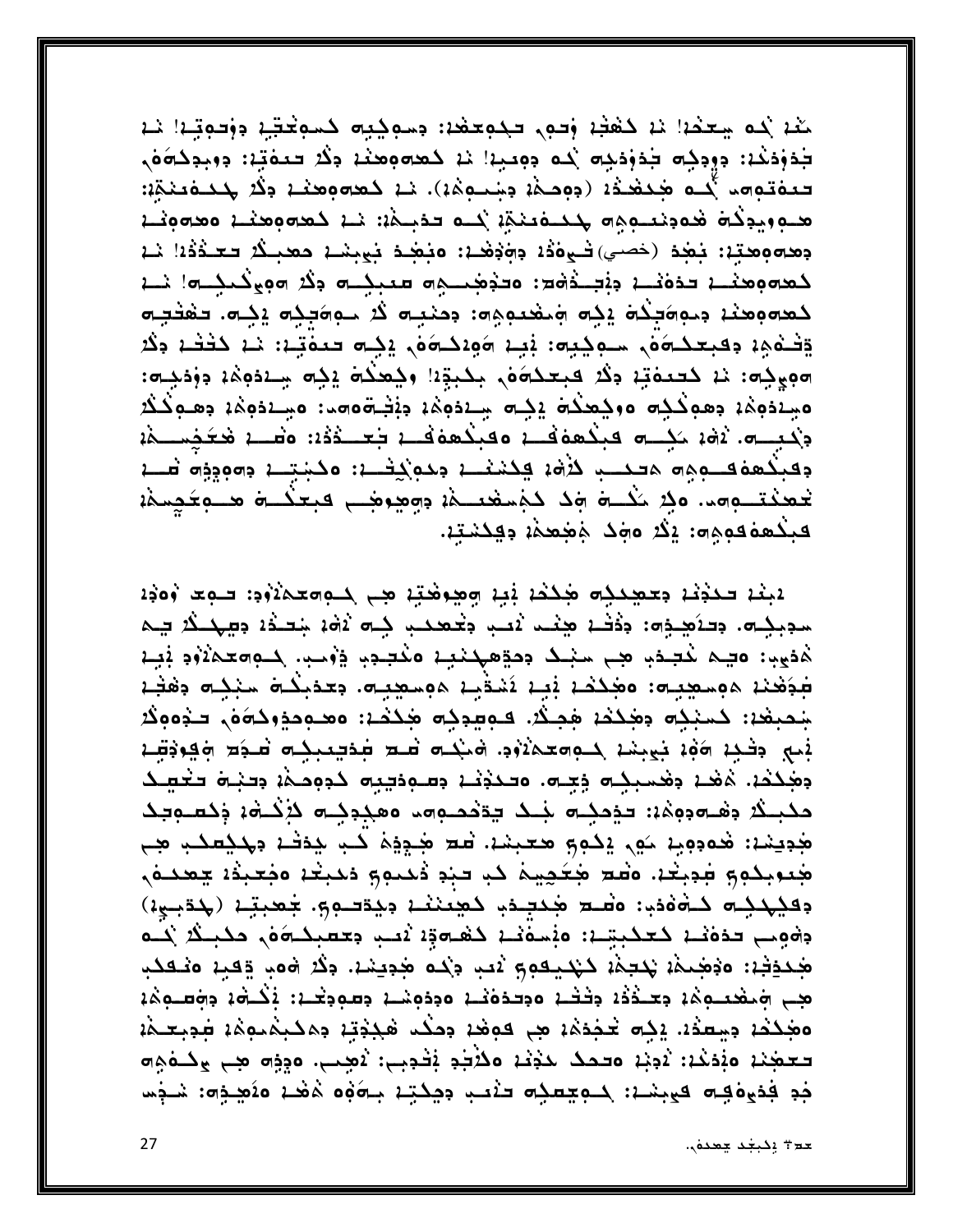ܐܰܝܟܐ ܐܢܬ ܝܘܢܐ! ܠܐ ܟܠܒܐ ܘܚܙܝ ܒܟܘܬܒܐ: ܕܣܘܟܠܗ ܠܣܘܦܪܐ ܕܦܘܪܩܢܐ! ܠܐ ܦܪܘܦܐ: ܕܦܘܦܠܗ ܦܪܘܦܪܗ ܐܢܬ ܕܒܥܝܬ! ܠܐ ܠܣܬܪܘܢܐ ܕܠܐ ܚܟܡܬܐ: ܕܒܗܪܢܐ ܕܚܘܪܒܢܐ ܚܟܡܬܐ ܐܢܬ ܡܬܚܫܒܬ (ܕܩܪܒܐ ܕܡܠܟܘܬܐ). ܠܐ ܠܣܬܪܘܢܐ ܕܠܐ ܡܠܟܘܬܐ: ܚܘܫܒܢܐ ܕܡܠܟܘܬܐ ܐܢܬ ܚܙܝܬ: ܠܐ ܠܣܬܪܘܢܐ ܘܣܬܪܘܢܐ ܕܣܬܪܘܢܐ: ܢܨܝܪ (خصي) ܫܘܦܪܐ ܕܦܘܪܩܢܐ: ܘܢܨܝܪ ܬܘܒܐ ܕܡܫܝܚܐ ܒܡܠܟܘܬܐ! ܠܐ ܠܣܬܪܘܢܐ ܒܟܘܬܒܐ ܕܢܦܫܬܐ: ܘܩܪܝܢܐ ܡܫܝܚܐ ܕܠܐ ܦܘܪܩܢܐ! ܠܐ ܠܣܬܪܘܢܐ ܕܦܘܪܩܢܐ ܕܝܠܗ ܦܬܓܡܐ: ܕܒܪܝܗ ܠܐ ܚܙܝܬ ܕܝܠܗ. ܒܠܫܢܐ ܕܠܚܡܐ ܕܡܫܝܚܐ ܚܘܠܝܗ: ܕܝܠܗ ܦܘܪܩܢܐ ܕܝܠܗ ܕܒܥܝܬ: ܠܐ ܠܟܬܒܐ ܕܠܐ ܦܘܪܩܢܐ: ܠܐ ܠܚܟܡܬܐ ܕܠܐ ܡܫܝܚܐ ܒܠܫܢܐ! ܘܦܘܪܩܢܐ ܕܝܠܗ ܚܝܘܬܐ ܕܦܪܘܦܐ: ܘܚܝܘܬܐ ܕܚܘܫܒܢܐ ܘܦܘܪܩܢܐ ܕܝܠܗ ܚܝܘܬܐ ܕܢܦܫܬܐ: ܘܚܝܘܬܐ ܕܚܘܫܒܢܐ ܕܠܝܬ ܠܗ. ܐܝܟ ܐܢܬ ܡܫܝܚܐ ܕܡܠܟܘܬܐ ܘܡܫܝܚܘܬܐ ܒܟܬܒܐ: ܘܠܐ ܡܫܝܚܐ ܕܡܫܝܚܘܬܐ ܒܚܝܠܐ ܕܚܘܫܒܢܐ ܠܐܢܫ ܕܠܐ ܚܘܫܒܢܐ: ܘܠܐ ܕܦܘܪܩܢܐ ܕܘܟܬܐ ܠܗܘܢ. ܘܠܐ ܐܝܟܐ ܗܘ ܠܡܫܝܚܐ ܕܡܠܟܘܬܐ ܦܘܪܩܢܐ ܘܡܫܝܚܘܬܐ ܦܘܪܩܢܐ: ܕܠܐ ܗܘܐ ܡܫܝܚܐ ܕܚܘܫܒܢܐ.

ܕܒܢܐ ܒܚܘܫܒܢܐ ܕܡܫܝܚܐ ܡܠܟܘܬܐ ܕܝܠܗ ܦܘܪܩܢܐ ܡܢ ܠܘܬܡܫܝܚܐ: ܒܠܘܬ ܢܘܗܪܐ ܚܝܘܬܐ. ܕܒܚܘܫܒܢܐ: ܕܠܐ ܗܘܐ ܐܢܫ ܕܡܫܝܚܐ ܠܗ ܐܝܟ ܚܟܡܬܐ ܕܡܫܝܚܐ ܕܝܠܗ ܐܡܪܝܢ: ܘܠܗ ܠܘܬܗ ܡܢ ܚܝܐ ܕܡܫܝܚܘܬܐ ܘܚܘܫܒܢܐ ܕܘܟܬܐ. ܠܘܬܡܫܝܚܐ ܕܝܠܗ ܡܫܝܚܘܬܐ ܘܦܘܪܩܢܐ: ܕܝܠܗ ܕܡܫܝܚܐ ܘܦܘܪܩܢܐ. ܡܫܝܚܐ ܕܝܠܗ ܚܝܘܬܐ ܕܡܫܝܚܐ ܕܡܠܟܘܬܐ: ܠܚܝܘܬܐ ܕܡܫܝܚܐ ܡܠܟܘܬܐ. ܘܡܫܝܚܘܬܐ ܡܠܟܘܬܐ: ܘܡܫܝܚܐ ܕܦܘܪܩܢܐ ܕܝܠܗ ܠܘܬܡܫܝܚܐ. ܐܢܬ ܕܝܠܗ ܗܘܐ ܢܘܗܪܐ ܠܘܬܡܫܝܚܐ. ܐܢܫ ܐܝܟ ܕܡܫܝܚܐ ܘܦܘܪܩܢܐ ܠܘܬܗ ܚܝܘܬܐ ܕܡܫܝܚܐ. ܐܢܫܐ ܕܚܝܘܬܐ ܕܝܠܗ. ܘܒܚܘܫܒܢܐ ܕܡܫܝܚܘܬܐ ܠܚܘܫܒܢܐ ܕܚܝܘܬܐ ܒܚܟܡܬܐ ܕܡܫܝܚܐ ܘܡܫܝܚܘܬܐ: ܒܚܘܫܒܢܐ ܚܝܘܬܐ ܕܘܟܬܐ ܘܡܫܝܚܘܬܐ ܠܚܘܫܒܢܐ ܠܡܫܝܚܐ: ܡܫܝܚܐ ܐܝܟ ܕܝܠܗ ܡܫܝܚܐ. ܐܢܬ ܡܫܝܚܐ ܟܠ ܕܝܠܗ ܕܡܫܝܚܐ ܡܢ ܡܫܝܚܘܬܐ ܡܫܝܚܐ. ܘܐܢܬ ܡܫܝܚܐ ܟܠ ܚܝܘܬܐ ܕܡܫܝܚܐ ܘܡܫܝܚܐ ܕܡܫܝܚܐ ܕܡܫܝܚܘܬܐ ܠܚܘܫܒܢܐ: ܘܐܢܬ ܡܫܝܚܐ ܠܚܘܫܒܢܐ ܕܡܫܝܚܘܬܐ. ܡܫܝܚܘܬܐ (ܡܫܝܚܐ) ܕܝܠܗ ܒܚܘܫܒܢܐ ܠܚܝܘܬܐ: ܘܢܨܝܪ ܠܚܘܫܒܢܐ ܕܡܫܝܚܘܬܐ ܘܡܫܝܚܐ ܠܘܬܗ ܡܫܝܚܐ: ܘܡܫܝܚܐ ܕܝܠܗ ܕܡܫܝܚܘܬܐ. ܕܠܐ ܗܘܐ ܕܝܠܗ ܘܚܝܘܬܐ ܡܢ ܡܫܝܚܘܬܐ ܕܚܘܫܒܢܐ ܘܦܘܪܩܢܐ ܘܡܫܝܚܘܬܐ ܕܡܫܝܚܘܬܐ: ܢܘܗܪܐ ܕܡܫܝܚܘܬܐ ܘܡܫܝܚܐ ܕܝܠܗ. ܕܝܠܗ ܚܝܘܬܐ ܡܢ ܦܘܪܩܢܐ ܕܡܫܝܚܐ ܕܡܫܝܚܘܬܐ ܚܝܘܬܐ ܒܚܘܫܒܢܐ ܘܡܫܝܚܘܬܐ: ܢܘܗܪܐ ܘܡܫܝܚܐ ܠܚܘܫܒܢܐ ܢܘܗܪܐ: ܢܘܗܪܐ. ܘܕܝܠܗ ܡܢ ܦܘܪܩܢܗ ܦܪܘܦܪܗ ܦܘܪܩܢܐ: ܠܘܬܡܫܝܚܐ ܒܚܝܘܬܐ ܕܡܫܝܚܐ ܚܝܘܬܐ ܘܡܫܝܚܐ: ܚܘܫܒܢܐ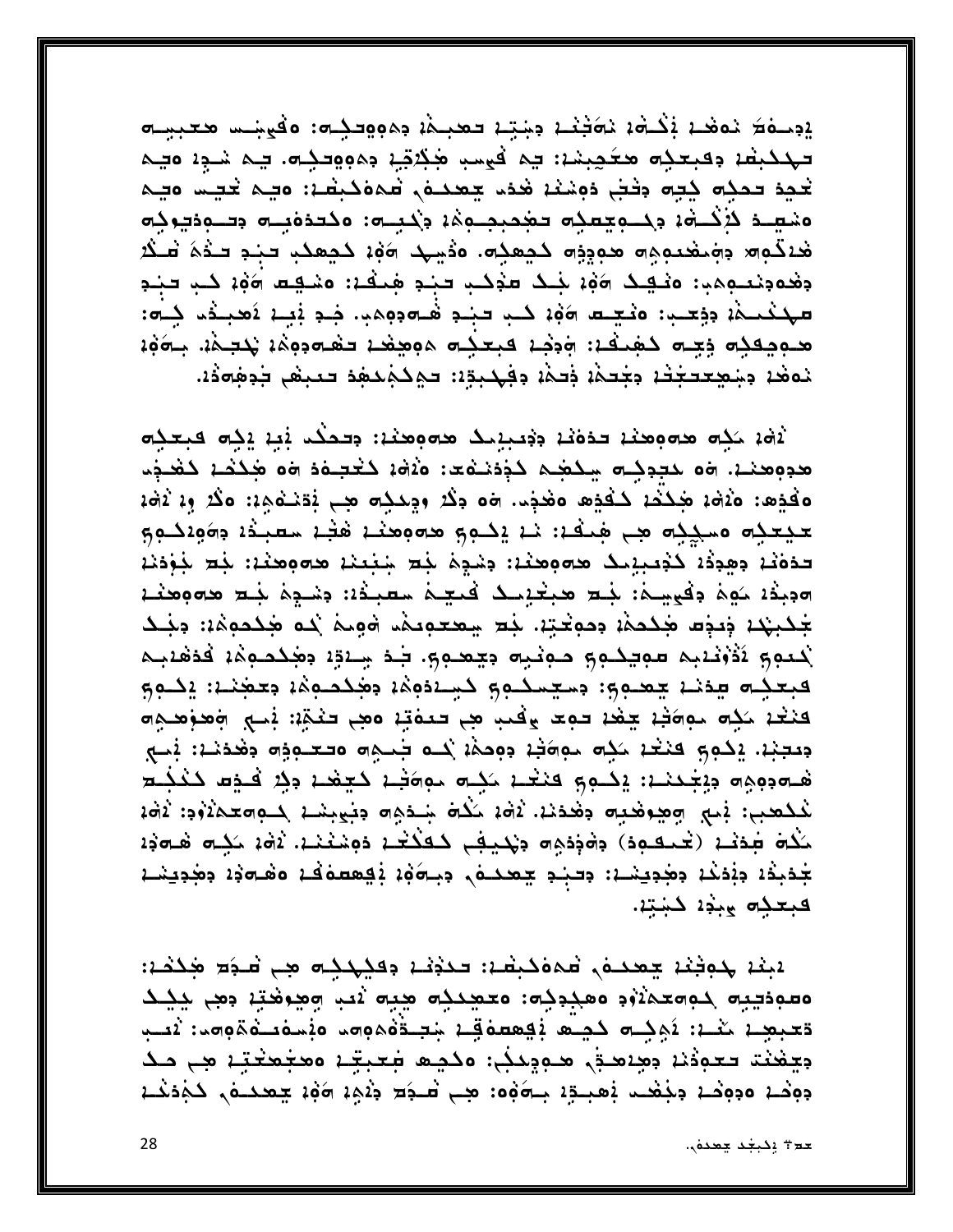ܝܕܝܥܐ ܗܘܐ ܢܘܗܪܐ ܢܗܝܪܐ ܕܝܠܗ ܕܡܫܝܚܐ ܕܡܘܕܥܢܘܬܐ: ܘܐܦܢ ܡܚܝܕܐ
ܕܡܠܟܘܬܐ ܕܡܫܝܚܐ ܡܬܚܙܝܐ: ܐܝܟ ܐܦܢ ܡܢܟܪܝܐ ܕܡܘܕܥܢܘܬܐ. ܐܝܟ ܚܕܐ ܘܐܝܟ
ܡܚܕܐ ܒܥܠܡܐ ܟܠܗ ܕܥܕܡܐ ܕܗܫܐ ܡܛܐ ܫܘܠܛܢܐ ܕܡܠܟܘܬܐ: ܘܐܝܟ ܡܚܝܐ ܘܐܝܟ
ܘܫܘܝܐ ܠܟܠܗܘܢ ܕܒܢܝܢܫܐ ܠܡܫܡܫܘܬܐ ܕܡܫܝܚܐ: ܘܠܡܠܟܘܬܐ ܕܫܡܝܐ
ܡܢܗܘܢ ܕܡܫܡܫܢܘܬܐ ܘܡܘܕܥܢܘܬܐ ܠܡܫܡܫܢܐ. ܘܐܝܟ ܗܘܐ ܠܡܫܡܫܘ ܡܢ ܫܘܪܝܐ ܕܥܠܡܐ
ܕܡܫܝܚܐ ܘܡܠܟܘܬܐ ܡܢܗ ܕܡܫܝܚܐ ܗܘܐ ܠܟ ܡܢ ܕܡܠܟܘܬܐ ܕܝܢ ܒܗܘܢ ܫܡܥܘܢ ܗܘܐ ܠܟ ܡܢ
ܡܫܡܫܢܘܬܐ ܕܥܠܡܐ: ܘܫܡܥܘܢ ܗܘܐ ܠܟ ܡܢ ܡܫܝܚܘܬܐ. ܡܢ ܚܝܐ ܐܡܝܢܐ ܒܗ:
ܡܘܕܥܢܘܬܐ ܕܡܠܟܘܬܐ ܠܡܫܡܫܐ: ܡܫܡܫܢܐ ܡܠܟܘܬܐ ܕܡܫܝܚܐ ܕܡܫܝܚܐ ܡܢܗ. ܡܢܗܘܢ
ܢܘܗܪܐ ܕܡܫܝܚܘܬܐ ܕܡܫܝܚܘܬܐ ܕܡܫܝܚܘܬܐ: ܒܚܕܬܐ ܕܡܫܝܚܘܬܐ ܕܡܠܟܘܬܐ.

ܐܦܠܐ ܚܕܐ ܡܫܡܫܢܘܬܐ ܕܝܠܗ ܕܡܫܝܚܘܬܐ ܡܫܡܫܢܘܬܐ: ܕܥܠܡܐ ܐܝܟ ܐܝܟܐ ܡܠܟܘܬܐ
ܡܫܡܫܢܐ. ܗܘ ܕܡܠܟܘܬܐ ܫܠܝܚܐ ܠܡܫܡܫܢܘܬܐ: ܘܐܦܠܐ ܠܥܠܡܐ ܗܘ ܡܫܝܚܐ ܠܡܠܟܘܬܐ
ܘܡܫܡܫ: ܘܐܦܠܐ ܡܫܝܚܐ ܠܡܠܟܘܬܐ ܘܡܫܡܫ. ܗܘ ܕܠܐ ܘܡܠܟܘܬܐ ܡܢ ܠܡܫܡܫܢܘܬܐ: ܘܠܐ ܐܦ ܐܦܠܐ
ܡܫܡܫܢܐ ܘܡܫܝܚܐ ܡܢ ܡܫܡܫ: ܗܝ ܐܝܟܢܐ ܡܫܡܫܢܘܬܐ ܡܠܟܐ ܫܡܝܐ ܕܡܫܡܫܘܬܐ
ܕܡܫܡܫܢܐ ܕܡܠܟܘܬܐ ܠܡܫܡܫܢܐ ܡܫܡܫܢܘܬܐ: ܒܗ ܡܫܡܫܢܐ ܡܫܡܫܢܘܬܐ: ܒܗ ܡܫܡܫܢܐ
ܘܡܫܡܫܢܐ ܡܠܟܐ ܕܡܫܡܫܢܐ: ܒܗ ܡܫܡܫܢܘܬܐ ܡܫܝܚܐ ܫܡܝܐ: ܕܡܫܝܚܐ ܒܗ ܡܫܡܫܢܘܬܐ
ܡܫܡܫܢܐ ܕܡܫܝܚܐ ܕܡܫܡܫܢܘܬܐ. ܒܗ ܡܫܡܫܢܘܬܐ ܗܘܝܐ ܠܗ ܡܫܡܫܢܘܬܐ: ܕܡܠܟ
ܠܡܫܡܫ ܐܝܟܢܐ ܡܫܡܫܢܐ ܘܡܫܝܚܐ ܕܡܫܡܫ. ܒܗ ܡܫܡܫ ܕܡܫܡܫܢܘܬܐ ܡܫܡܫܢܘܬܐ
ܡܫܡܫܢܐ ܡܫܡܫ ܡܫܡܫ: ܕܡܫܡܫܢܐ ܠܡܫܡܫܢܐ ܕܡܫܡܫܢܘܬܐ ܕܡܫܡܫܢܐ: ܡܫܡܫ
ܡܫܡܫܢܐ ܐܝܟܐ ܡܫܡܫܢܐ ܡܫܡܫ ܡܢ ܡܫܡܫܢܐ ܘܡܢ ܡܫܡܫܢܐ: ܐܝܟ ܡܫܡܫܢܘܬܐ
ܕܡܫܡܫܢܐ. ܡܫܡܫ ܡܫܡܫܢܐ ܐܝܟܐ ܡܫܡܫܢܐ ܕܡܫܡܫܢܐ ܠܗ ܡܫܡܫܢܐ ܕܡܫܡܫܢܐ: ܐܝܟ
ܡܫܡܫܢܐ ܕܡܫܡܫܢܐ: ܡܫܡܫ ܡܫܡܫܢܐ ܐܝܟܐ ܡܫܡܫܢܐ ܠܡܫܡܫܢܐ ܕܠܐ ܡܫܡܫ ܠܡܫܡܫܢܐ
ܠܡܫܡܫ: ܐܝܟ ܡܫܡܫܢܘܬܐ ܕܡܫܡܫܢܐ. ܐܦܠܐ ܐܝܟܐ ܡܫܡܫܢܐ ܕܡܫܡܫܢܐ ܠܡܫܡܫܢܘܬܐ: ܐܦܠܐ
ܐܝܟܐ ܡܫܡܫܢܐ (ܡܫܡܫܢܐ) ܕܡܫܡܫܢܐ ܕܡܫܡܫܢܐ ܠܡܫܡܫܢܐ ܕܡܫܡܫܢܐ. ܐܦܠܐ ܐܝܟܐ ܡܫܡܫ
ܡܫܡܫܢܐ ܕܡܫܡܫܢܐ: ܕܡܫܡܫ ܡܫܡܫܢܐ ܕܡܫܡܫ ܡܫܡܫܢܐ ܘܡܫܡܫܢܐ ܕܡܫܡܫܢܐ
ܡܫܡܫܢܐ ܡܫܡܫ ܠܡܫܡܫܢܐ.

ܐܝܟܐ ܡܫܡܫܢܐ ܡܫܡܫܢܐ ܡܫܡܫܢܘܬܐ: ܡܫܡܫܢܐ ܕܡܫܡܫܢܐ ܡܢ ܡܫܡܫ ܡܢ ܡܫܡܫܢܐ:
ܘܡܫܡܫܢܐ ܠܡܫܡܫܢܘܬܐ ܘܡܫܡܫܢܐ: ܘܡܫܡܫܢܐ ܡܫܡܫ ܐܝܟ ܡܫܡܫܢܐ ܕܡܢ ܡܫܡܫ
ܡܫܡܫܢܐ ܐܝܟܐ: ܐܝܟܐ ܠܡܫܡܫ ܡܫܡܫܢܐ ܡܫܡܫܢܐ ܘܡܫܡܫܢܘܬܐ: ܐܝܟ
ܕܡܫܡܫܢܐ ܡܫܡܫܢܐ ܕܡܫܡܫܢܐ ܡܫܡܫܢܘܬܐ: ܘܡܫܡܫ ܡܫܡܫܢܐ ܘܡܫܡܫܢܐ ܡܢ ܡܫܡ
ܕܡܫܡܫ ܘܡܫܡܫ ܕܡܫܡܫ ܡܫܡܫܢܐ ܡܫܡܫ: ܡܢ ܡܫܡܫ ܕܡܫܡܫ ܗܘܐ ܡܫܡܫܢܐ ܠܡܫܡܫܢܐ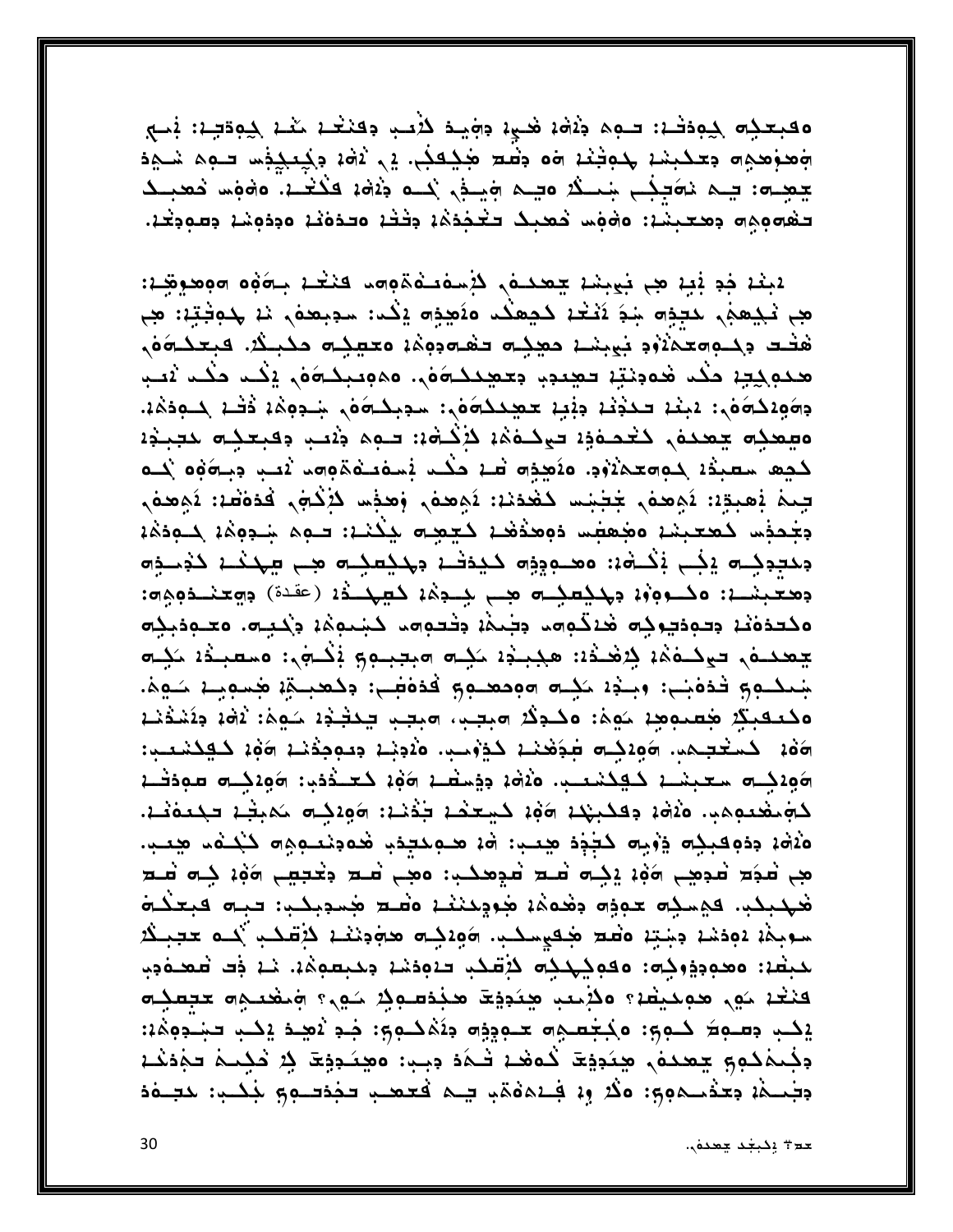ܘܩܒܠܬܗ ܠܡܕܢܚܐ: ܗܘܐ ܕܐܢܐ ܩܪܝܬ ܕܦܘܝܐ ܠܐܒܐ ܕܦܠܓܐ ܐܝܟ ܠܡܕܢܚܐ: ܐܢܐ ܘܡܫܡܠܝܘܗܝ ܕܡܫܝܚܐ ܠܡܕܝܢܬܐ ܗܘ ܕܫܡܐ ܡܠܝܠܐ. ܐܢ ܗܕܐ ܕܡܠܝܠܘܬܐ ܗܘܐ ܫܠܝܐ ܝܠܗ: ܐܝܟ ܢܗܝܪܐ ܚܢܢܐ ܘܡܢܐ ܦܝܫܐ ܐܟܡ ܕܐܢܐ ܦܠܓܐ. ܘܗܘܐ ܫܡܝܐ ܒܫܘܦܪܗ ܕܫܡܝܢܐ: ܘܗܘܐ ܫܡܝܐ ܒܢܘܗܪܗ ܕܟܘܟܒܐ ܕܡܕܢܚܐ ܘܡܕܢܚܐ ܕܡܘܦܬܐ.

ܐܝܟ ܗܕ ܐܢܐ ܡܢ ܢܗܝܪܐ ܫܡܫܐ ܠܡܕܢܚܝܘܬܐ ܦܠܓܐ ܒܗܘܢ ܘܡܫܡܠܝܐ:
ܡܢ ܢܗܝܪܐ ܚܟܡܬܐ ܫܡܝܐ ܐܝܟ ܠܡܕܢܚܐ ܘܡܫܝܚܐ ܝܠܗ: ܫܠܝܚܐ ܠܐ ܢܘܗܪܐ: ܡܢ ܩܕܡ ܕܡܠܝܠܘܬܐ ܢܗܝܪܐ ܚܟܝܡܐ ܠܡܕܢܚܘܬܐ ܘܡܫܡܠܝܐ ܠܡܠܝܠܐ. ܩܒܠܬܗ ܡܠܝܠܐ ܕܠܐ ܡܫܡܠܝܐ ܠܚܕܕܐ ܕܡܫܡܠܝܘܬܐ. ܘܗܘܐ ܫܡܫܐ ܝܠܗ ܠܚܕܕܐ ܐܢܐ ܠܐܠܗܐ: ܐܢܐ ܠܡܠܝܠܐ ܕܐܢܐ ܗܘܐ ܫܡܝܐ ܡܠܝܠܐ: ܫܠܝܚܐ ܐܝܟ ܗܘܐ ܠܡܕܢܚܐ.
ܘܡܫܡܠܝܐ ܫܡܫܐ ܠܡܕܢܚܐ ܠܐܝܬ ܠܗܘܢ: ܗܘܐ ܕܐܢܐ ܕܩܒܠܬܗ ܠܡܠܝܠܐ ܠܡܫܝܚܐ ܫܡܫܐ ܠܡܕܢܚܝܘܬܐ. ܘܡܫܡܠܝܐ ܩܕܡ ܐܢܐ ܚܕܐ ܠܡܕܢܚܝܘܬܐ ܐܢܐ ܕܡܫܡܠܝܐ ܐܝܟ ܗܘܐ ܠܐ ܢܗܝܪܐ: ܠܡܕܢܚܐ ܕܐܢܐ ܠܡܠܝܠܐ ܘܡܫܝܚܐ ܠܡܕܢܚܐ ܦܠܓܐ: ܠܡܕܢܚܐ ܕܡܫܝܚܐ ܠܡܫܡܠܝܐ ܘܡܫܡܠܝܐ ܕܝܢܐ ܠܡܕܢܚܐ: ܗܘܐ ܫܡܝܐ ܠܡܕܢܚܐ ܕܡܫܡܠܝܐ ܝܠܗ ܐܢܐ: ܘܡܫܡܠܝܐ ܠܡܕܢܚܐ ܡܢ ܡܫܝܚܐ ܕܡܫܡܠܝܐ ܠܡܕܢܚܐ ܡܢ ܟܠܗ ܕܡܫܡܠܝܐ: ܘܠܡܕܢܚܐ ܕܡܫܡܠܝܐ ܡܢ ܩܕܡ ܠܡܕܢܚܐ (عقدة) ܕܡܫܡܠܝܐ:
ܘܠܡܕܢܚܐ ܕܡܫܡܠܝܐ ܡܠܝܠܐ ܕܡܫܝܚܐ ܕܡܫܡܠܝܐ ܠܡܕܢܚܐ ܕܡܫܡܠܝܐ. ܘܡܫܡܠܝܐ ܫܡܫܐ ܠܡܕܢܚܐ ܠܡܫܡܠܝܐ: ܗܘܐ ܠܡܕܢܚܐ ܐܢܐ ܡܫܡܠܝܐ ܠܡܠܝܠܐ: ܘܡܫܡܠܝܐ ܐܝܟ ܗܘܐ ܫܡܫܐ ܠܡܕܢܚܐ: ܘܡܫܡܠܝܐ ܐܝܟ ܗܘܐ ܠܡܫܡܠܝܐ ܡܫܝܚܐ: ܕܠܡܕܢܚܐ ܡܫܡܠܝܐ ܐܝܟ ܗܘܐ.
ܘܠܡܕܢܚܐ ܡܫܡܠܝܐ ܐܝܟ ܗܘܐ: ܘܠܡܕܢܚܐ ܡܫܡܠܝܐ ܘܡܫܡܠܝܐ ܠܡܕܢܚܐ ܐܝܟ ܗܘܐ: ܐܢܐ ܕܡܫܡܠܝܐ ܗܘܐ ܠܡܫܡܠܝܐ. ܗܘܐ ܕܡܫܡܠܝܐ ܠܡܕܢܚܐ. ܘܡܫܡܠܝܐ ܕܡܫܡܠܝܐ ܠܡܕܢܚܐ: ܗܘܐ ܫܡܫܐ ܕܡܫܡܠܝܐ ܗܘܐ ܠܡܕܢܚܐ. ܘܐܢܐ ܕܡܫܡܠܝܐ ܗܘܐ ܠܡܕܢܚܐ ܠܡܫܡܠܝܐ: ܗܘܐ ܫܡܫܐ ܡܫܡܠܝܐ ܠܡܕܢܚܐ. ܘܐܢܐ ܕܡܫܡܠܝܐ ܠܡܕܢܚܐ ܡܫܡܠܝܐ: ܗܘܐ ܫܡܫܐ ܠܡܕܢܚܐ ܠܡܫܡܠܝܐ.
ܘܐܢܐ ܕܡܫܡܠܝܐ ܠܡܕܢܚܐ ܠܡܫܡܠܝܐ ܐܝܟ: ܗܘ ܡܫܡܠܝܐ ܠܡܕܢܚܐ ܡܫܡܠܝܐ ܠܡܕܢܚܐ ܐܝܟ.
ܡܢ ܡܫܡܠܝܐ ܗܘܐ ܐܝܟ ܗܘ ܡܫܡܠܝܐ: ܘܡܢ ܗܘ ܕܡܫܡܠܝܐ ܗܘܐ ܐܝܟ ܗܘ ܡܫܡܠܝܐ. ܘܡܫܡܠܝܐ ܠܡܕܢܚܐ ܕܡܫܡܠܝܐ ܡܫܡܠܝܐ ܘܗܘ ܡܫܡܠܝܐ: ܐܝܟ ܠܡܕܢܚܐ ܡܫܡܠܝܐ ܕܡܫܡܠܝܐ ܘܗܘ ܡܫܡܠܝܐ ܠܡܕܢܚܐ ܐܝܟ ܡܫܡܠܝܐ ܠܡܕܢܚܐ: ܘܡܫܡܠܝܐ ܠܡܕܢܚܐ ܕܡܫܡܠܝܐ: ܠܐ ܐܢܐ ܡܫܡܠܝܐ ܠܡܕܢܚܐ ܗܘ ܡܫܡܠܝܐ? ܘܡܫܡܠܝܐ ܡܫܡܠܝܐ ܗܘ? ܡܫܡܠܝܐ ܠܡܕܢܚܐ
ܐܝܟ ܕܡܫܡܠܝܐ ܠܡܕܢܚܐ: ܘܡܫܡܠܝܐ ܠܡܕܢܚܐ ܕܡܫܡܠܝܐ: ܐܢܐ ܐܝܟ ܠܡܕܢܚܐ ܕܡܫܡܠܝܐ: ܕܡܫܡܠܝܐ ܠܡܕܢܚܐ ܡܫܡܠܝܐ ܠܡܕܢܚܐ ܕܡܫܡܠܝܐ: ܘܡܫܡܠܝܐ ܠܡܕܢܚܐ ܐܝܟ ܡܫܡܠܝܐ ܕܡܫܡܠܝܐ: ܘܠܐ ܐܢܐ ܡܫܡܠܝܐ ܐܝܟ ܡܫܡܠܝܐ ܠܡܕܢܚܐ ܐܝܟ: ܠܡܕܢܚܐ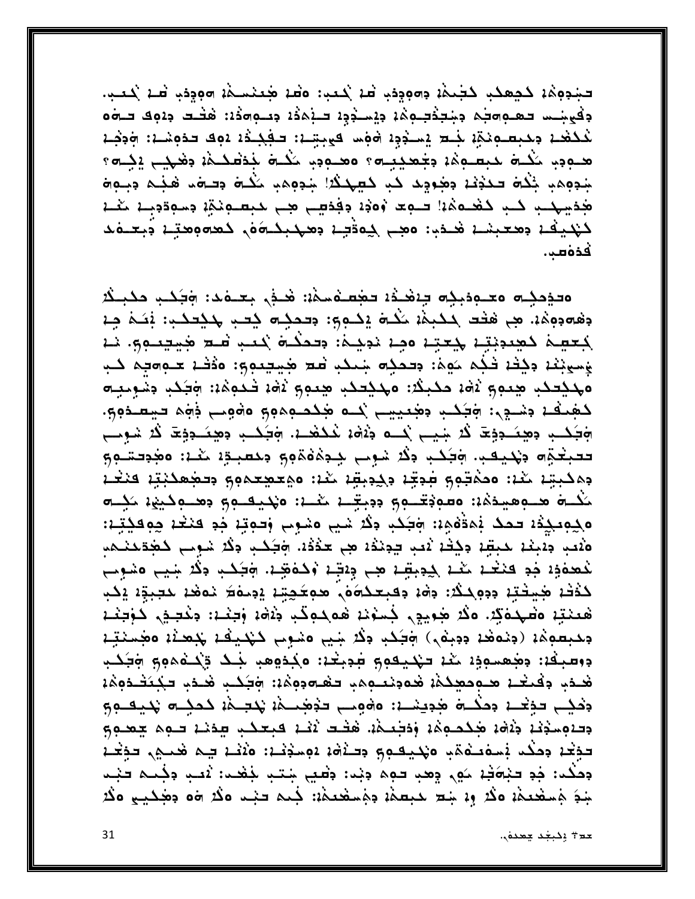ܒܝܘܡܢܐ ܠܟܘܫܠܐ ܠܟܝܢܐ ܕܡܘܩܪܐ ܦܫܐ ܐܟܝܢ: ܘܦܫܐ ܡܢܝܢܐ ܘܡܩܪܐ ܦܫܐ ܐܟܝܢ. ܕܦܝܫܐ ܒܥܘܡܩܐ ܕܡܢܝܢܘܬܐ ܕܝܣܬܪܐ ܒܢܘܗܪܐ: ܦܫܐ ܕܐܘܦ ܒܗܘ ܠܠܫܢܐ ܕܟܝܡܝܘܬܐ ܠܐ ܝܣܬܪܐ ܗܘܝ ܦܝܫܝܢܐ: ܒܦܠܓܐ ܐܘܦ ܒܕܘܟܬܐ: ܡܘܕܥܐ ܡܘܕܥ ܐܝܟܐ ܟܝܡܝܘܬܐ ܕܡܥܕܝܢܐ؟ ܘܡܘܕܥ ܐܝܟܐ ܡܕܘܠܠܐ ܕܦܠܝܓ ܝܠܗ؟ ܡܘܕܥܐ ܦܠܓܐ ܒܟܕܢܐ ܕܡܩܘܪ ܠܐ ܠܟܝܢܐ! ܡܘܕܥܐ ܐܝܟܐ ܕܒܐܘ ܦܠܓܐ ܕܝܘܢ ܡܕܝܢܐ ܠܐ ܠܟܝܢܐ! ܒܘܩܪ ܘܐܘܪܐ ܕܦܘܪܫ ܡܢ ܟܝܡܝܘܬܐ ܕܡܘܕܪܐ ܐܝܟܐ ܠܢܝܫܐ ܕܡܥܝܢܐ ܦܫܐ: ܘܡܢ ܓܘܪܐ ܕܡܢܝܢܘܬܐ ܠܡܘܩܪܐ ܕܝܬܒܐ ܦܪܘܫ.

ܘܒܕܘܟܬܐ ܘܡܘܕܥܝܬܐ ܕܝܠܦܢܐ ܒܡܫܘܠܡܢܘܬܐ: ܦܫܐ ܒܝܬܐ: ܗܘܝܐ ܒܟܝܢܐ ܕܡܘܩܪܐ. ܡܢ ܦܫܐ ܒܟܝܢܐ ܐܝܟܐ ܝܠܗ: ܒܒܕܘܟܬܐ ܝܘܡܐ ܒܝܘܡܢܐ: ܐܢܫܐ ܒܐ ܠܢܛܘܪ ܠܡܝܬܪܘܬܐ ܒܝܬܐ ܘܒܐ ܒܢܝܢܐ: ܒܡܠܟܐ ܐܝܟܐ ܦܫܐ ܡܝܬܝܢܘܬܐ. ܠܐ ܢܘܗܪܐ ܕܝܘܡܐ ܦܠܓܐ ܐܘܦܐ: ܒܕܘܟܬܐ ܫܪܝܪ ܦܫܐ ܡܝܬܝܢܘܬܐ: ܘܦܠܓܐ ܒܡܘܬܒܐ ܠܐ ܘܝܘܡܢܐ ܡܝܬܘܬܐ ܐܘܦ ܒܠܟܝܢܐ: ܡܝܘܡܢܐ ܡܝܬܘܬܐ ܐܝܟܐ ܒܟܘܫܠܐ ܕܫܘܡܐ.

ܦܠܓܐ ܕܫܠܡܐ ܘܡܢܘܪܬܐ ܝܠܗ ܦܪܘܫܘܬܐ ܒܝܣܬܪܘܬܐ. ܦܠܓܐ ܕܡܢܝܢܐ ܠܐ ܫܘܐ ܒܒܢܝܢܐ ܕܢܝܫܐ. ܦܠܓܐ ܕܡܢܝܢܐ ܠܐ ܫܘܐ ܒܒܕܠܘܬܐ ܕܡܝܬܝܢܐ. ܦܠܓܐ ܕܠܐ ܫܘܐ ܝܘܡܢܐ ܒܘܩܪܐ ܘܡܝܬܘܬܐ ܐܝܟܐ. ܘܡܢܘܪܬܐ ܒܟܝܢܐ: ܘܡܘܬܒܐ ܘܡܢܝܢܐ ܐܝܟܐ: ܘܡܝܬܘܬܐ ܦܠܓܐ ܕܡܘܩܪܐ ܐܝܟܐ: ܘܢܝܫܐ ܐܝܟܐ ܕܡܘܩܪܐ ܘܦܠܓܐ ܕܝܘܡܢܐ.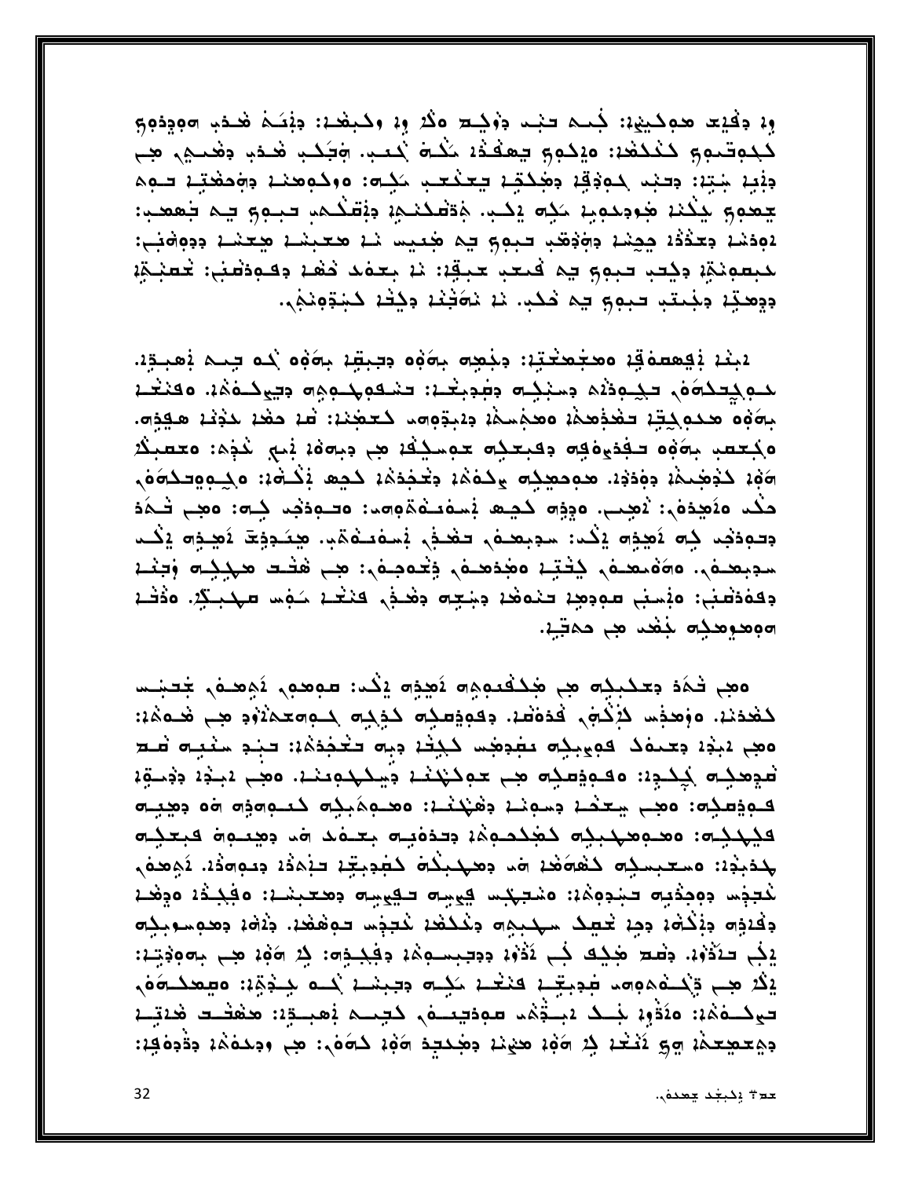ܗܘܐ ܕܦܝܫ ܡܘܠܟܝܐ: ܠܝܬ ܕܢܒܐ ܕܐܘܝܬ ܘܠܐ ܗܘܐ ܘܟܝܢܐ: ܕܐܢܐ ܗܕܐ ܗܘܝܕܘܬ ܠܟܘܬܒܘܟ ܠܠܠܟܘܢ: ܘܐܝܟܘܬ ܝܗܒܬܐ ܐܠܗܐ ܠܟܠ. ܘܡܢܟܝ ܗܕܐ ܕܗܕܐ ܡܢ ܕܐܢܝ ܝܬܝܪ: ܕܟܢܐ ܠܘܬܦܐ ܕܡܠܟܝܐ ܝܬܠܝܒܐ ܐܠܗ: ܘܐܠܘܗܝܐ ܕܘܟܬܒܐ ܠܘܬ ܝܗܒܘܟ ܝܠܦܐ ܡܘܕܥܘܟ ܐܠܗ ܝܠܒ. ܘܟܠܟܐܝ ܕܠܠܟܐܝܐ ܕܢܟܠܡܐ ܕܡܢ ܥܠ ܡܢܝܢ ܡܢ ܐܢܫܐ ܡܢܝܢܐ ܕܐܢܘܢ: ܘܗܘܐ ܕܝܬܝܪ ܝܠܦܘܟ ܝܗܒܘ ܡܢ ܬܡܢ ܡܝܬܘܡ: ܕܟܘܬܒܐ ܕܝܠܦ ܕܝܗܒܘܟ ܝܗ ܝܬܘܒ ܕܡܘܕܥܢܐ: ܬܡܢ ܡܠܬܐ ܕܥܠܡܐ ܟܠܗ: ܬܡܢܝܢܐ ܕܡܠܬܐ ܕܐܝܬܝ ܝܗܒܘܟ ܝܗ ܬܡܢ. ܬܐ ܬܡܢܝܢܐ ܕܝܠܦܐ ܠܟܬܒܘܢܝܗ.

ܐܝܬܐ ܕܟܬܒܐ ܘܡܠܟܘܬܐ: ܕܝܠܦܘܬ ܝܗܒܘܢ ܕܝܬܝܪ ܝܗܒܘܢ ܠܗ ܝܬܝܪ ܐܠܝܬܐ. ܠܘܬ ܝܬܝܒܘܬܗ ܬܝܒܘܬܐ ܕܡܠܟܘܬܐ ܕܡܕܝܢܬܐ: ܬܫܡܫܬܐ ܕܝܬܝܪܘܬܗ. ܘܡܠܟܐ ܝܗܒܘܢ ܡܠܟܘܬܐ ܬܡܢܝܢܐ ܘܡܥܠܝܬܐ ܕܐܝܬܘܢ ܠܟܠܢܐ: ܬܐ ܬܡܢܐ ܠܬܡܢܐ ܗܝܟܠܐ. ܘܠܟܬܒ ܝܗܒܘܢ ܬܫܡܫܬܐ ܕܡܠܟܘܬܐ ܡܢ ܕܝܗܒܘܢ ܐܢܫ ܠܡܠܟܐ: ܘܡܟܬܒܐ ܗܘܐ ܠܬܡܢܝܢܐ ܕܡܠܟܘܬܐ ܕܡܠܟܘܬܐ ܠܟܘܬ ܐܝܟܢܐ: ܘܝܬܝܪܘܬܗ ܡܠܟܘܬܐ ܕܟܠܗܝܢ. ܡܘܕܥܢܐ ܒܗܘܢ. ܘܡܪܝܐ ܠܟܘܬ ܐܫܬܐ ܕܡܠܟܘܬܐ: ܘܡܘܕܥ ܠܗ: ܘܡܢ ܬܡܢ ܕܡܘܕܥ ܠܗ ܐܡܪܐ ܝܠܦ: ܡܫܝܚܐ ܐܫܬܐ ܕܡܠܟܘܬܐ: ܡܫܝܚܐ ܐܡܪܐ ܝܠܦ ܡܫܝܚܘܬܐ. ܘܗܘܝܘܬܐ ܝܬܝܒܘܬܐ ܘܡܠܟܘܬܐ ܕܡܘܕܥܢܐ: ܡܢ ܬܡܢ ܡܘܕܥܢܐ ܘܝܬܝܪܘܬܗ ܕܡܠܟܘܬܐ: ܘܐܝܟܢ ܡܘܕܥܐ ܬܠܬܐ ܕܐܝܬܝܗ ܕܡܠܟܐ ܬܠܬܐ ܐܝܟ ܡܠܟܘܬܐ. ܘܐܬܬܐ ܗܘܝܘܬܗ ܝܬܝܪ ܡܢ ܟܠܗܝܢ.

ܘܡܢ ܬܡܢ ܕܡܟܬܒܐ ܡܢ ܡܟܬܒܘܬܐ ܐܡܪܐ ܝܠܦ: ܡܘܕܥܢ ܐܝܟܢܐ ܡܟܬܒ ܠܟܬܒܐ. ܘܐܝܟܢ ܠܟܠܗܝܢ ܬܠܬܐ. ܕܡܘܕܥܢܗ ܠܟܬܒܐ ܠܡܘܕܥܢܘܬܐ ܡܢ ܬܡܢ: ܘܡܢ ܐܝܬܝ ܕܝܬܝܪ ܡܘܕܥܢܗ ܬܡܢ ܠܟܬܒܐ ܕܐܝܬ ܠܬܡܢܝܢܐ: ܬܡܢ ܡܫܝܚܐ ܬܡܢ ܬܡܢܝܢܗ ܠܟܬܒܐ: ܘܡܘܕܥܢܗ ܡܢ ܡܘܕܥܢܐ ܕܝܠܦܘܢܐ. ܘܡܢ ܐܝܬܝ ܕܐܝܬܝ ܡܘܕܥܢܗ: ܘܡܢ ܝܬܝܪܐ ܕܡܘܕܥܢܐ: ܘܡܘܕܥܢܗ ܠܡܠܟܘܬܐ ܗܘ ܕܝܬܝܪ: ܘܡܘܕܥܢܗ ܠܡܠܟܘܬܐ ܕܡܠܟܘܬܐ ܝܬܝܪ ܗܘ ܕܝܬܝܪ ܡܘܕܥܢܗ: ܘܡܘܕܥܢܗ ܠܡܠܟܘܬܐ ܗܘ ܕܡܘܕܥܢܗ ܠܡܠܟܘܬܐ ܬܡܢܝܢܐ ܕܡܘܕܥܢܐ. ܐܝܬܝܗ ܠܡܘܕܥܢܐ ܕܝܬܝܪܘܬܗ: ܘܝܬܝܪܘܬܗ ܡܘܕܥܢܐ ܡܘܕܥܢܐ ܕܡܘܕܥܢܐ: ܘܡܘܕܥܢܐ ܘܡܘܕܥܢܐ ܕܝܬܝܪ ܡܘܕܥܢܐ ܕܡܘܕܥܢܐ ܘܡܘܕܥܢܐ. ܕܝܬܝܪ ܕܡܘܕܥܢܐ ܝܬܝܪ ܠܡܠܟܘܬܐ ܕܡܘܕܥܢܐ: ܡܢ ܬܡܢ ܐܝܬ ܕܝܬܝܪ ܡܘܕܥܢܐ: ܬܡܢ ܡܘܕܥܢܐ ܠܡܠܟܘܬܐ ܕܡܘܕܥܢܐ ܘܡܘܕܥܢܐ: ܡܢ ܬܡܢ ܬܡܢܝܢܐ ܡܘܕܥܢܐ ܘܡܘܕܥܢܐ ܕܝܬܝܪܘܬܗ ܐܝܬܝ ܡܘܕܥܢܐ ܕܝܬܝܪܘܬܗ: ܘܡܘܕܥܢܐ ܕܡܘܕܥܢܐ ܬܡܢܝܢܐ ܕܡܘܕܥܢܐ: ܡܢ ܬܡܢ ܬܡܢܝܢܐ ܕܡܘܕܥܢܐ ܕܝܬܝܪ: ܘܡܘܕܥܢܐ ܕܡܘܕܥܢܐ ܬܡܢ ܬܡܢܝܢܐ ܡܘܕܥܢܐ ܕܡܘܕܥܢܐ ܐܝܬܝ ܡܘܕܥܢܐ: ܡܢ ܘܡܘܕܥܢܐ ܕܡܘܕܥܢܐ: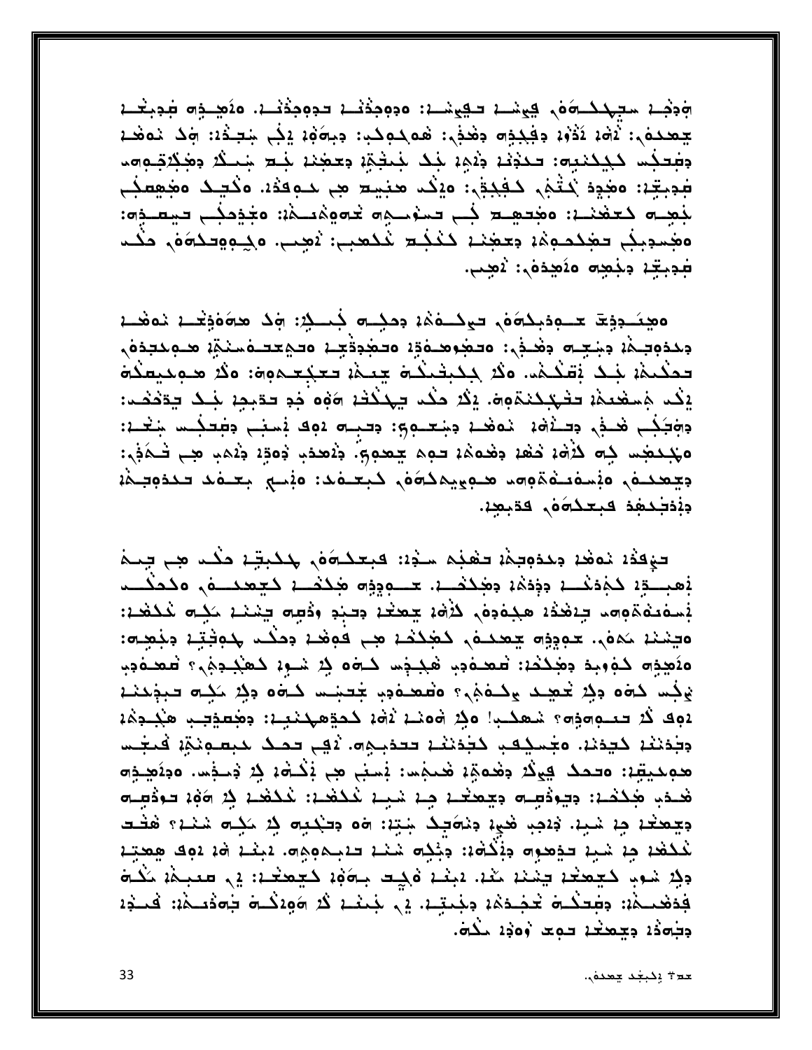ܦܘܼܪܢܵܣܵܐ ܣܲܟܸܠܬܵܘܗܝ ܩܝܼܫܵܐ ܕܩܝܼܫܹܐ: ܘܕܘܼܟܵܢܵܐ ܕܕܘܼܟܵܢܹܐ. ܘܐܲܝܟ ܡܸܢܝܵܢܵܐ ܥܲܡܡܵܐ: ܐܲܝܟ ܐܲܟܚܕܵܐ ܕܩܲܕܡܵܝܹܐ ܕܥܵܠܡܵܐ: ܘܟܠ ܐܸܢܵܫ ܕܡܲܠܟܘܼܬܵܐ ܕܐܲܪܥܵܐ ܢܝܼܚܵܐ ܕܡܲܠܟܘܼܬܹܗ: ܘܣܲܓܝܼܐܹܐ ܩܕܵܡܵܘܗܝ ܕܥܲܡܡܵܐ ܕܐܲܬܪܵܐ ܚܲܕ ܚܲܕ ܡܸܢ ܕܡܲܠܟܘܼܬܹܗ ܡܲܠܟܹܐ ܘܫܲܠܝܼܛܵܢܹܐ. ܘܐܲܟܚܕܵܐ ܡܸܢ ܒܵܬܲܪ ܕܝܼܠܵܗ. ܘܡܲܠܟܘܼܬܵܐ ܒܡܲܥܒܕܵܢܘܼܬܵܐ ܕܐܲܬܪܵܐ ܕܦܘܼܠܚܵܢܵܐ: ܘܡܲܠܟܵܐ ܥܲܠ ܥܲܡܡܵܐ ܥܲܠ ܡܲܠܟܘܼܬܹܗ: ܐܲܡܹܝܢ. ܘܕܘܼܪܵܫܵܐ ܕܥܲܠ ܕܡܲܠܟܵܐ ܘܕܐܲܬܪܵܐ: ܐܲܡܹܝܢ.

ܘܡܸܢ ܐܲܕܝܼܵܐ ܟܠ ܕܝܵܘܡܵܐ ܕܝܼܠܵܗ ܘܥܲܡܡܵܐ: ܚܲܕ ܡܸܢ ܕܦܘܼܪܢܵܣܵܐ ܕܥܲܡܡܵܐ ܕܝܼܠܵܗ ܕܐܲܬܪܵܐ: ܘܕܘܼܒܵܪܵܐ ܘܕܘܼܟܵܢܵܐ ܘܕܡܲܠܟܘܼܬܵܐ ܘܫܲܠܝܼܛܘܼܬܵܐ ܕܟܠ ܚܲܕ ܚܲܕ ܡܸܢ ܕܥܲܡܡܵܐ ܕܐܲܬܪܵܐ. ܘܟܠ ܐܸܢܵܫ ܕܡܲܠܟܘܼܬܵܐ ܘܟܠ ܡܲܠܟܵܐ ܕܐܲܬܪܵܐ ܚܲܕ ܚܲܕ ܕܝܼܠܵܗ: ܕܦܘܼܠܚܵܢܵܐ ܕܥܲܡܡܵܐ ܕܡܲܠܟܘܼܬܵܐ: ܘܕܐܲܬܪܵܐ ܕܥܲܡܡܵܐ ܕܝܼܠܵܗ. ܐܲܡܹܝܢ.

ܘܡܸܢ ܒܵܬܲܪ ܕܥܲܡܡܵܐ ܕܐܲܬܪܵܐ ܡܲܠܟܘܼܬܵܐ: ܘܟܠ ܐܸܢܵܫ ܕܥܲܡܡܵܐ ܕܡܲܠܟܘܼܬܵܐ ܕܝܼܠܵܗ.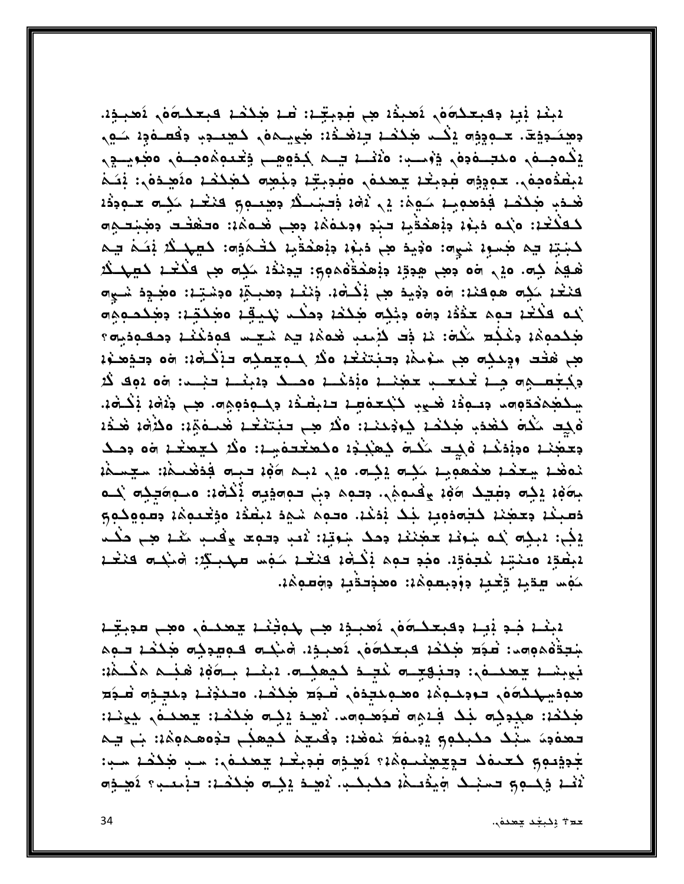ܐܝܬܝܐ ܗ̇ܝ ܕܩܒܠܬܘܢ ܐܚܘ̈ܬܐ ܡܢ ܡܕܝ̈ܢܬܐ: ܩܕܡ ܡܠܟܐ ܩܒܠܬܘܢ ܐܚܘܬܐ. ܕܡܝܬܪܘ̈ܬܐ. ܒܗܘܢ ܝܘܡܝ̈ܢ ܫܠܡ ܡܠܟܐ ܕܐܬܘܪ̈ܝܐ: ܡܫܝܚܐ ܕܝܗܘܕ̈ܝܐ ܕܦܫܝܛܘ ܐܝܕ̈ܝܗܘܢ ܠܡܠܟܘܬܐ ܕܫܡܝܐ ܘܕܐܪܥܐ. ܒܗܘܢ ܝܘܡܝ̈ܢ ܡܕܝ̈ܢܬܐ ܕܐܬܘܪ̈ܝܐ ܘܡܠܟܘܬܗܘܢ ܕܐܬܚܙܝܘ ܠܡܠܟܐ ܘܠܥܡܐ: ܡܠܟܐ ܕܝܗܘܕ̈ܝܐ ܫܠܡ ܐܝܟ ܡܐ ܕܟܬܝܒ ܒܟܬܒܐ ܕܢܒܝ̈ܐ ܩܕܝ̈ܫܐ. ܘܐܝܬ ܗܘܐ ܥܡܐ ܕܐܬܚܙܝ ܒܗ ܡܠܟܘܬܐ ܕܫܡܝܐ: ܘܗܝ ܕܐܡܪ ܠܗ ܡܫܝܚܐ ܠܬܠܡܝܕ̈ܘܗܝ ܕܐܚܙܝ ܠܗܘܢ ܐܝܟ ܡܐ ܕܟܬܝܒ: ܘܐܡܪ ܠܗܘܢ ܕܗܐ ܡܠܟܘܬܐ ܕܫܡܝܐ ܩܪܒܬ.

ܐܝܬܝܐ ܗ̇ܝ ܕܩܒܠܬܘܢ ܐܚܘ̈ܬܐ ܡܢ ܡܕܝ̈ܢܬܐ ܘܡܢ ܥܡܡ̈ܐ ܕܐܬܘܪ̈ܝܐ: ܩܕܡ ܡܠܟܐ ܩܒܠܬܘܢ ܐܚܘܬܐ. ܘܡܠܟܐ ܩܕܡܝܐ ܕܡܠܟ ܥܠ ܐܬܘܪ̈ܝܐ: ܡܠܟܐ ܗܘ ܕܡܠܟ ܒܫܡܝܐ ܘܒܐܪܥܐ. ܐܡܪ ܝܫܘܥ ܡܠܟܐ: ܐܢܐ ܐܢܐ ܡܠܟܐ ܕܐܬܘܪ̈ܝܐ ܘܕܥܠܡܐ ܟܠܗ: ܐܝܟ ܕܟܬܝܒ ܒܟܬܒܐ ܕܢܒܝ̈ܐ. ܐܡܪ ܠܗ ܡܠܟܐ: ܐܢܬ ܗܘ ܡܫܝܚܐ ܡܠܟܐ ܕܐܬܘܪ̈ܝܐ?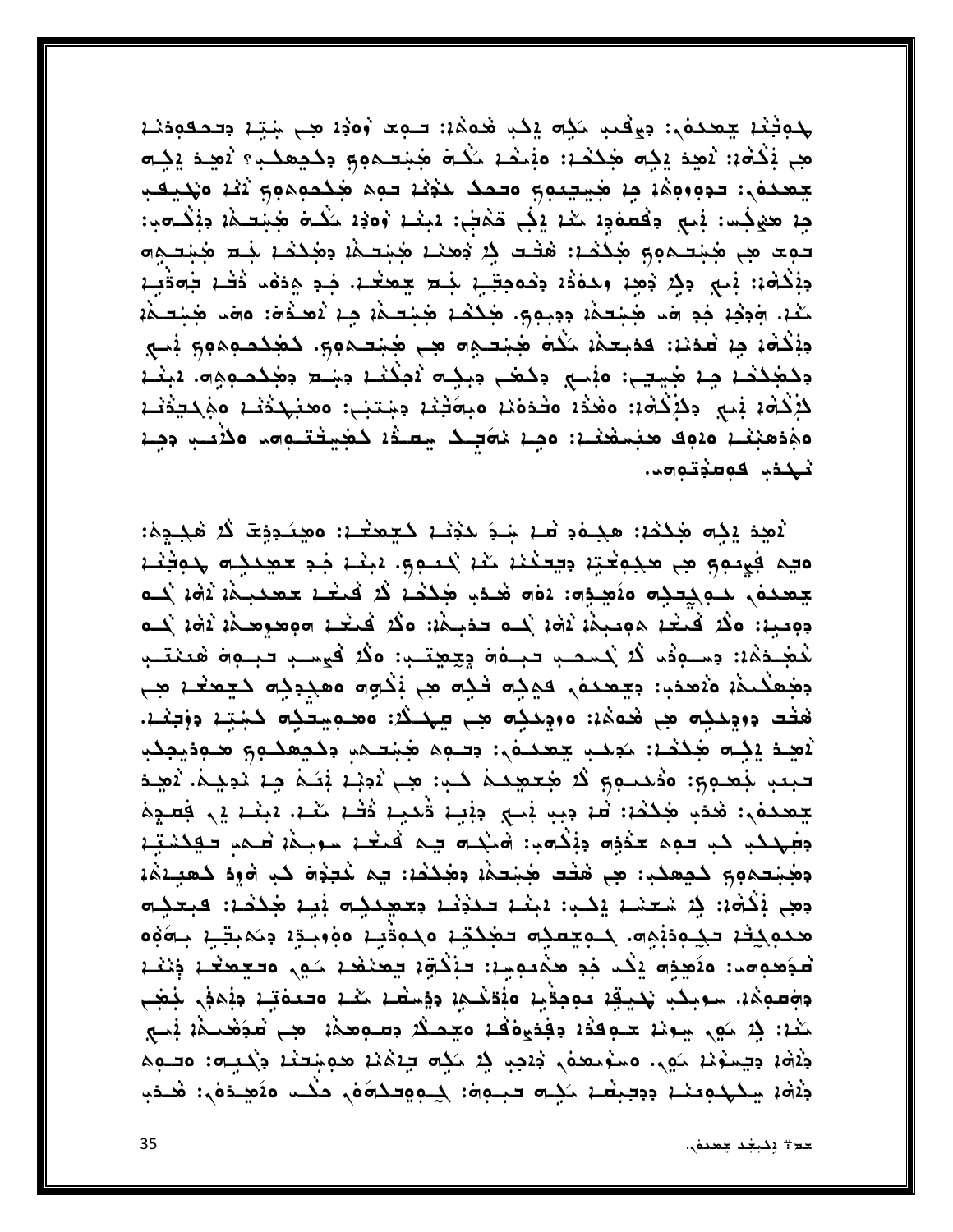ܠܘܬܝܗ ܝܫܘܥ: ܕܡܫܝܚ ܐܝܬ ܗܘܐ ܦܩܕ: ܟܘܪܐ ܢܘܗܪܐ ܡܢ ܫܡܝܐ ܕܥܡܗܘܢ ܡܢ ܐܠܗܐ: ܐܝܟ ܐܠܗܐ ܡܫܝܚܐ: ܘܐܢܫܐ ܐܠܗܐ ܡܫܝܚܘܬܗ ܕܠܝܫܘܥ؟ ܐܝܟ ܐܠܗܐ ܝܫܘܥ: ܒܫܘܠܡܐ ܡܢ ܡܫܝܚܘܬܗ ܘܒܫܡܗ ܠܐܘܢܐ ܒܗܘܢ ܡܠܟܘܬܗ ܐܢܐ ܘܡܚܝܠܐ ܡܢ ܡܫܘܚܬܐ: ܐܢܫ ܕܡܠܟܘܬܐ ܠܐܢܐ ܐܝܟ ܟܠܗܝܢ: ܡܢܘܢ ܐܠܗܐ ܐܝܟ ܡܫܝܚܐ ܕܐܠܗܘܬܗ: ܟܘܪܐ ܡܢ ܡܫܝܚܘܬܗ ܡܠܟܘܬܐ: ܡܫܝܚ ܐܝܟ ܐܝܬܘܗܝ ܡܫܝܚܐ ܕܡܠܟܘܬܐ ܠܟܠ ܡܫܝܚܘܬܗ ܕܐܠܗܘܬܗ: ܐܢܫ ܕܐܝܟ ܐܝܬ ܘܡܠܟܘܬܗ ܕܡܫܝܚܐ ܠܟܠ ܝܫܘܥ. ܒܗ ܡܢܘܢ ܐܦܐ ܒܗܘܢ ܟܠܐ. ܘܐܢܐ ܒܗ ܗܘ ܡܫܝܚܘܬܐ ܕܫܘܒܚܐ. ܡܠܟܘܬܐ ܡܫܝܚܘܬܐ ܡܢ ܐܟܬܒܬ: ܘܗܘ ܡܫܝܚܘܬܐ ܕܐܠܗܘܬܐ ܡܢ ܥܘܠܡܐ: ܥܕܡܐ ܐܝܟ ܡܫܝܚܘܬܗ ܡܢ ܡܫܝܚܘܬܗ. ܠܡܠܟܘܬܗ ܐܢܫ ܕܠܡܠܟܘܬܐ ܡܢ ܡܫܝܚܐ: ܘܐܢܫ ܕܠܟܠ ܕܫܡܗ ܐܠܗܘܬܐ ܕܫܡܗ ܕܡܠܟܘܬܗ. ܐܝܟ ܠܐܠܗܘܬܐ ܐܢܫ ܕܠܐܠܗܘܬܐ: ܘܡܢܐ ܘܟܢܘܫܐ ܘܫܡܝܐ ܘܫܡܥܘܢ ܕܫܡܥܘܢ: ܘܡܫܝܚܘܬܐ ܘܡܠܟܘܬܐ ܘܐܠܗܘܬܐ ܘܥܘܠܡܐ ܡܫܝܚܘܬܐ: ܘܐܝܟ ܐܢܫܐ ܝܫܘܥ ܠܡܫܝܚܘܬܗ ܘܠܐܠܗܘܬܗ ܕܐܝܟ ܐܠܗܐ ܡܠܟܘܬܗܘܢ.

ܐܝܟ ܐܠܗܐ ܡܫܝܚܐ: ܡܠܟܘܬ ܗܘ ܐܢܫ ܠܟܠ ܟܠܗܝܢ ܠܝܫܘܥܐ: ܘܡܠܟܘܬܗ ܠܐ ܡܫܝܚܐ: ܘܐܢܫ ܡܢ ܡܫܝܚܘܬܐ ܡܢ ܕܡܫܝܚܘܬܐ ܕܟܠܗܝܢ ܥܡ ܠܟܠܗ. ܐܢܫܐ ܒܗ ܥܡܠܟܘܬܗ ܠܝܫܘܥ ܝܫܘܥ ܠܡܫܝܚܘܬܗ ܘܐܝܟܘܬܗ: ܘܗܘ ܗܘܐ ܡܫܝܚܐ ܠܐ ܟܠܗܘܢ ܡܫܝܚܘܬܐ ܐܝܟ ܠܗ ܕܡܫܝܚ: ܘܠܐ ܟܠܗܘܢ ܡܫܝܚܘܬܐ ܐܝܟ ܠܗ ܕܡܫܝܚܐ: ܘܠܐ ܟܠܗܘܢ ܡܫܝܚܘܬܐ ܐܝܟ ܠܗ ܠܡܫܝܚܘܬܐ: ܕܫܡܥܘܢ ܠܐ ܠܡܫܝܚ ܕܫܡܥܘܢ ܡܫܝܚܘܬܐ: ܘܠܐ ܡܫܝܚ ܕܫܡܥ ܡܫܝܚܘܬܐ ܕܡܫܝܚܘܬܐ ܘܐܠܗܘܬܐ: ܕܝܫܘܥ ܡܢ ܐܠܗܐ ܡܢ ܐܠܗܘܬܗ ܘܡܫܝܚܘܬܗ ܠܝܫܘܥ ܡܢ ܡܠܟܘܬܐ ܕܡܫܝܚܘܬܗ ܡܢ ܫܡܝܐ: ܘܡܫܝܚܘܬܗ ܡܢ ܡܠܟܘܬܐ: ܘܡܫܝܚܘܬܗ ܠܝܫܘܥ ܕܝܫܘܥ. ܐܝܟ ܐܠܗܐ ܡܫܝܚܐ: ܡܫܝܚ ܝܫܘܥ: ܕܗܘܐ ܡܫܝܚܘܬܗ ܕܡܫܝܚܘܬܐ ܘܡܫܝܚܘܬܐ ܟܠܗܝܢ ܠܟܠܗܘܢ: ܘܐܠܗܘܬܗ ܠܐ ܡܫܝܚܘܬܐ ܠܟ: ܡܢ ܐܝܟ ܐܢܫ ܒܗ ܕܝܫܘܥ. ܐܝܟ ܝܫܘܥ: ܡܫܝܚ ܡܫܝܚܐ: ܗܘ ܕܐܝܟ ܐܢܫ ܕܐܝܬ ܕܡܫܝܚ ܐܝܟ ܠܗ. ܐܢܫܐ ܠܐ ܡܫܝܚܘܬܐ ܕܡܫܝܚܘܬܐ ܠܟ ܗܘܐ ܕܐܠܗܘܬܐ ܕܡܫܝܚܘܬܐ: ܡܫܝܚܘܬܐ ܒܗ ܡܫܝܚܐ ܕܡܫܝܚܘܬܐ ܡܫܝܚܘܬܐ ܕܡܫܝܚܘܬܐ ܠܟܠܗܘܢ ܡܫܝܚܘܬܐ ܠܟܠܗ ܠܟ: ܒܗ ܡܫܝܚ ܡܫܝܚܘܬܐ ܕܡܫܝܚܐ: ܡܢ ܐܝܟ ܡܫܝܚܘܬܐ ܕܐܝܟ ܠܟ ܗܘܐ ܠܟܠܗܘܢ ܕܡܢ ܐܝܬܘܗܝ: ܠܐ ܡܫܝܚܐ ܠܟ: ܐܢܫܐ ܕܡܫܝܚܘܬܐ ܕܡܫܝܚܘܬܗ ܐܝܬ ܡܫܝܚܐ: ܡܫܝܚܘܬܗ ܡܫܝܚܘܬܐ ܕܡܠܟܘܬܗ. ܠܡܫܝܚܘܬܐ ܕܡܫܝܚܘܬܐ ܘܡܫܝܚܘܬܐ ܘܐܠܗܘܬܐ ܘܡܫܝܚܘܬܐ ܘܡܠܟܘܬܐ ܘܡܫܝܚܘܬܐ ܠܡܫܝܚܘܬܗܘܢ: ܘܐܝܬܘܗܝ ܐܝܟ ܒܗ ܡܫܝܚܘܬܐ: ܕܡܫܝܚܘܬܐ ܝܫܘܥ ܡܫܝܚܘܬܐ ܘܡܫܝܚܘܬܐ ܕܐܠܗܘܬܐ ܕܡܫܝܚܘܬܐ. ܡܫܝܚܘܬܐ ܡܫܝܚܘܬܐ ܠܡܫܝܚܘܬܐ ܘܡܫܝܚܘܬܐ ܕܡܫܝܚܘܬܐ ܠܟܠܗ ܘܡܫܝܚܘܬܐ ܕܐܠܗܘܬܐ ܠܟܠ ܟܠܗ: ܠܐ ܡܫܝܚ ܡܫܝܚܘܬܐ ܡܫܝܚܘܬܐ ܕܡܫܝܚܘܬܐ ܘܡܫܝܚܘܬܐ ܕܡܫܝܚܘܬܐ ܡܢ ܡܫܝܚܘܬܐ ܐܝܟ ܕܐܠܗܐ ܕܡܫܝܚܘܬܐ ܡܫܝܚ. ܘܡܫܝܚܘܬܗ ܕܝܫܘܥ ܠܐ ܡܫܝܚܐ ܡܫܝܚܘܬܐ ܕܡܫܝܚܘܬܐ: ܘܡܫܝܚܘܬܐ ܕܐܠܗܐ ܡܫܝܚܘܬܐ ܕܡܫܝܚܘܬܐ ܡܫܝܚܐ ܡܫܝܚܘܬܐ: ܡܫܝܚܘܬܗ ܘܐܠܗܘܬܗ ܘܡܫܝܚܘܬܗ: ܡܫܝܚܐ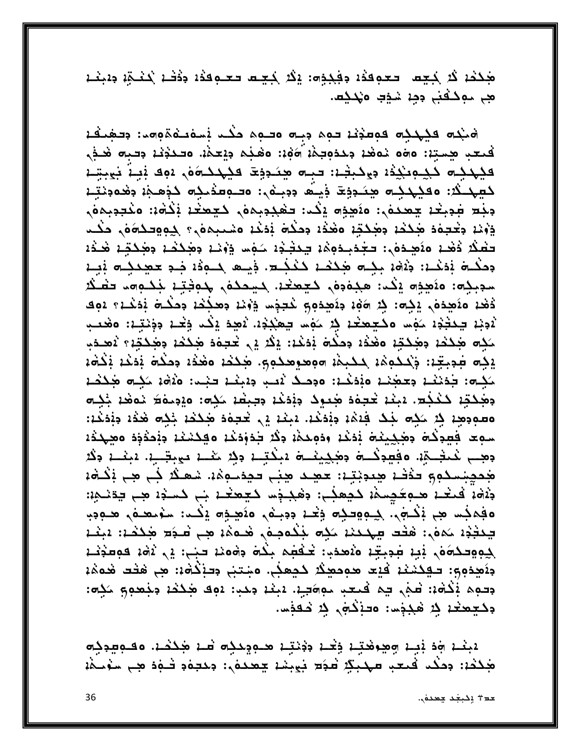ܡܲܠܟܵܐ ܠܵܐ ܝܼܕ݂ܥܵܐ ܥܒ݂ܘܿܕ݂ܹܐ ܕܦܲܩܸܕ݂ܗ: ܝܵܠܵܐ ܝܼܕ݂ܥܵܐ ܥܒ݂ܘܿܕ݂ܹܐ ܕܐܵܬܹܐ ܠܸܒܵܐ ܕܒܢܲܝ̈ܵܐ ܡܸܢ ܡܘܼܟܠܸܦܵܢܹܐ ܕܟܠ ܫܢܹܐ ܘܝܲܘܡܵܐ.

ܘܒܵܬܲܪ ܦܲܠܛܵܐ ܕܡܲܠܟܵܐ ܡܸܢ ܩܲܨܪܵܐ ...

ܥܡܼ ܪܵܒܵܐ ܝܲܠܕܵܐ ܦܫܵܛ.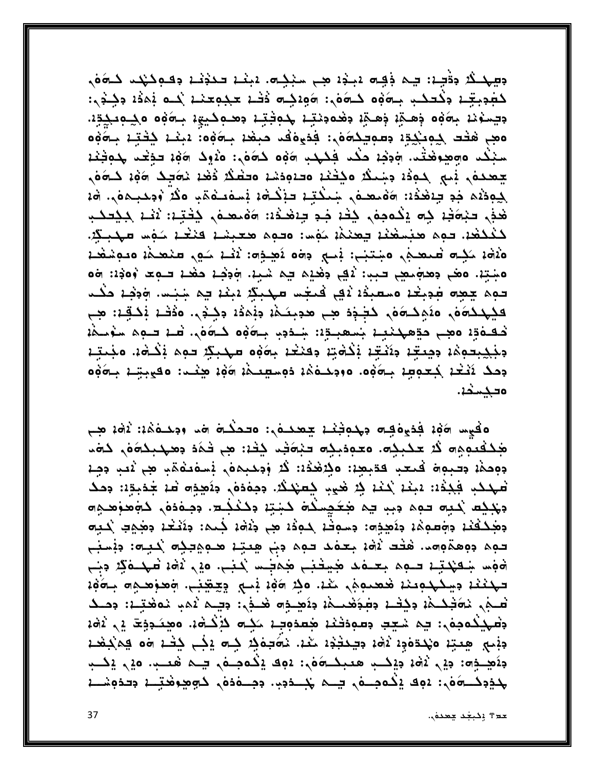ܕܡܫܝܚܐ ܕܩܪܝܐ: ܟܕ ܪܥܝܗ ܐܪܥܐ ܡܢ ܣܢܝܩܘܬܐ. ܐܝܢܐ ܟܕ ܢܦܩܐ ܕܩܘܠܐ ܠܗܘܢ ܠܦܘܪܩܢܐ ܕܟܠܟܠ ܗܘܵܐ ܠܗܘܿܢ: ܘܩܪܝܗ ܕܫܐ ܣܒܝܪܐ ܕܝܢܐ ܠܗ ܕܐܬܐ ܕܟܝܢܝ: ܕܝܠܘܢܐ ܗܘܵܐ ܕܗܘܝܐ ܕܗܘܝܐ ܕܩܘܡܢܝܐ ܠܡܘܬܐ ܕܩܘܠܝܐ ܗܘܵܐ ܘܠܡܘܬܐ. ܘܡܢ ܩܕܡ ܠܡܘܬܐ ܕܡܘܬܐ ܠܗܘܢ: ܦܪܘܦܐ ܩܒܝܠܐ ܗܘܵܐ: ܐܝܢܐ ܟܠܝܢܐ ܗܘܵܐ ܣܝܟܐ ܘܡܘܫܚܐ. ܗܘܘ ܚܠܐ ܦܠܝܛ ܗܘܐ ܠܗܘܢ: ܘܐܝܟ ܗܘܐ ܚܕܝܐ ܠܡܘܬܐ ܫܚܕܘܢ ܐܝܟ ܠܡܘܬܐ ܕܫܢܬܐ ܘܟܠܝܢܐ ܘܚܕܘܬܐ ܘܚܠܘܢܐ ܕܐܬܐ ܘܐܬܐ ܗܘܐ ܠܗܘܢ ܠܡܘܬܐ ܕܒ ܕܒܝܠܬܐ: ܗܘܡܚܘܢ ܫܝܟܬܐ ܫܝܟܬܐ ܕܢܟܬܐ ܐܬܪܘܬܐ ܘܟܐ ܘܕܟܝܢܘܢ. ܗܘ ܩܕܝ ܟܢܗܘܢ ܟܗ ܝܠܘܕܘܢ ܟܠܐ ܟܕ ܟܕ ܡܢܐ: ܗܘܡܚܘܢ ܟܠܝܬܐ: ܐܢܐ ܟܠܝܢܟ ܠܠܠܦܐ. ܗܘܐ ܗܢܝܟܐ ܟܡܢܝܢ ܚܘܣ: ܘܗܘܐ ܡܚܝܫܐ ܦܬܓܡܐ ܚܘܣ ܡܫܝܚܐ. ܘܐܝܟ ܚܠܝܗ ܦܢܚܡܝ ܘܦܢܝܢܝ: ܢܝܫ ܕܗܘ ܐܚܢܝܗ: ܐܢܐ ܚܘܝ ܡܢܚܡܐ ܘܡܢܚܡܐ ܘܦܢܝܢܐ. ܘܗܝ ܕܡܚܘܡܝܢ ܚܒܝ: ܐܝܟ ܕܩܝܡܐ ܟܕ ܚܝܐ. ܗܘܕܢܐ ܚܠܐ ܚܘܠ ܘܐܘܢܐ: ܗܘ ܗܘܐ ܟܢܗܘܢ ܦܢܢܟܐ ܘܡܚܢܕܐ ܐܝܟ ܦܬܓܡ ܡܫܝܚܐ ܐܝܢܐ ܟܕ ܢܝܫ. ܗܘܕܢܐ ܚܠܐ ܦܠܝܛܠܗܘܢ ܘܐܝܟܠܗܘܢ ܠܟܠܐ ܡܢ ܡܕܝܢܬܐ ܕܐܬܐ ܕܟܝܢܝ. ܘܐܢܐ ܢܟܠܬܐ: ܡܢ ܦܠܘܡܐ ܘܡܢ ܚܕܡܫܒܚܐ ܢܫܡܝܬܐ: ܫܢܕܝ ܗܘܵܐ ܠܗܘܢ. ܦܢ ܚܘܐ ܣܘܬܐ ܕܟܝܠܝܬܐ ܕܝܬܒܐ ܕܐܢܫܐ ܢܟܠܘܢ ܕܦܢܢܐ ܗܘܵܐ ܡܫܝܚܐ ܚܘܐ ܢܟܠܘܢ. ܘܡܝܬܐ ܕܟܠ ܐܢܫܐ ܠܝܟܘܢ ܗܘܵܐ. ܘܐܝܟܠܗܘܢ ܕܘܡܝܟܠܗܘܢ ܗܘܵܐ ܗܝܢܐ: ܘܦܝܫܬܐ ܗܘܵܐ ܘܟܝܠܘܢ.

ܘܦܝܫ ܗܘܵܐ ܦܪܘܦܐ ܕܟܠܝܢܐ ܝܫܘܥܢܝ: ܘܟܠܟܠ ܗܘ ܘܐܝܟܠܗܘܢ: ܐܢܐ ܡܢ ܡܠܟܘܬܗ ܠܐ ܚܠܝܩܗ. ܘܚܘܕܝܩܗ ܕܢܘܦܚ ܟܕܐ: ܡܢ ܦܠܐ ܕܡܫܝܚܢܘܢ ܠܗܘܢ ܕܘܡܘܬܐ ܕܚܝܘ ܩܘܫܝ ܦܪܝܫܐ: ܘܟܠܡܢܐ: ܠܐ ܘܐܝܟܠܗܘܢ ܢܫܡܬܐ ܡܢ ܐܬܐ ܕܡܫܝܚ ܦܠܝܠܐ: ܐܝܟܐ ܟܕܐ ܟܕ ܡܢ ܠܡܫܝܚܐ. ܕܡܘܬܐ ܕܐܚܝܢܐ ܚܠ ܝܠܝܬܐ: ܘܡܟܠ ܕܡܫܝܚܐ ܟܢܝܗ ܚܘܐ ܕܒܝ ܟܕ ܡܫܝܚܘܬܐ ܟܢܝܬܐ ܕܟܠܟܠܐ. ܕܡܘܬܐ ܕܐܚܝܢܐ ܕܡܫܝܚܘܬܐ ܕܝܠܝܬܐ ܕܐܚܝܢܐ ܕܐܘܪܚܐ ܕܡܫܝܚ ܟܢܗ: ܕܐܢܟܐ ܡܢ ܕܢܚܐ ܕܡܢܐ ܕܡܫܝܚ ܟܢܗ ܗܘܐ ܕܘܡܢܘܬܐ. ܫܝܢ ܐܢܐ ܚܠܝܢ ܗܘܐ ܕܝ ܗܝܢܐ ܡܘܝܢܐ ܟܢܗ: ܕܐܢܝ ܗܘܐ ܚܢܝܢܐ ܗܘܐ ܚܠܝܢ ܡܫܝܚܐ ܟܢܝ. ܘܐܝܟ ܐܢܐ ܡܫܝܚܐ ܕܝܢܝ ܚܠܘܢ ܗܘܐ ܚܝܠܘܢܝ ܕܡܝܫܘܢ ܚܝܢ ܐܝܟ. ܘܐܝܟ ܗܘܐ ܐܢܐ ܢܝܫܝ ܟܕ ܠܗ ܦܠܝܢܝܬܐ ܘܡܚܘܢܐ ܡܚܗ ܗܘܵܐ ܫܢܝ ܢܝܚܠܠܢܐ ܕܝܠܬܐ ܕܐܚܝܢܐ ܗܘܵܐ ܦܢܚܝ ܕܝܬܒܐ ܕܐܝܟܐ ܕܚܝܢܐ ܕܝܚܘܢܐ: ܕܝܠܗ ܕܐܝܟ ܐܢܫܐ: ܕܡܫܝܚܘܬܐ: ܟܕ ܚܠܝܢ ܕܡܢܘܐ ܡܫܝܚܐ ܦܠܝܢܐ ܐܝܟܢ ܐܝܟܐ. ܘܡܚܢܚܢ ܢ ܐܢܐ ܕܐܢܫ ܗܝܢܐ ܘܚܟܡܬܐ ܐܢܐ ܕܝܚܝܟܬܐ ܚܢ. ܢܗܘܢܟ ܟܕ ܢܝܫ ܗܘܐ ܢܝܫ ܟܕ ܐܝܢ ܗܘܐ ܟܕ ܝܠܝܬܐ: ܕܐܢܝ ܐܢܐ ܕܝܠܟܘܢ ܚܢܝܢܐ ܗܘܐ: ܐܢܐ ܝܠܝܬܘܢ ܟܕ ܡܢܚܐ. ܘܐܝ ܝܠܟܘܢ ܚܠܝܠܗܘܢ: ܐܢܐ ܝܠܝܬܘܢ ܟܕ ܚܠܝܢ. ܕܡܫܝܚܘܢ ܠܘܡܝܘܬܐ ܕܚܢܘܢܐ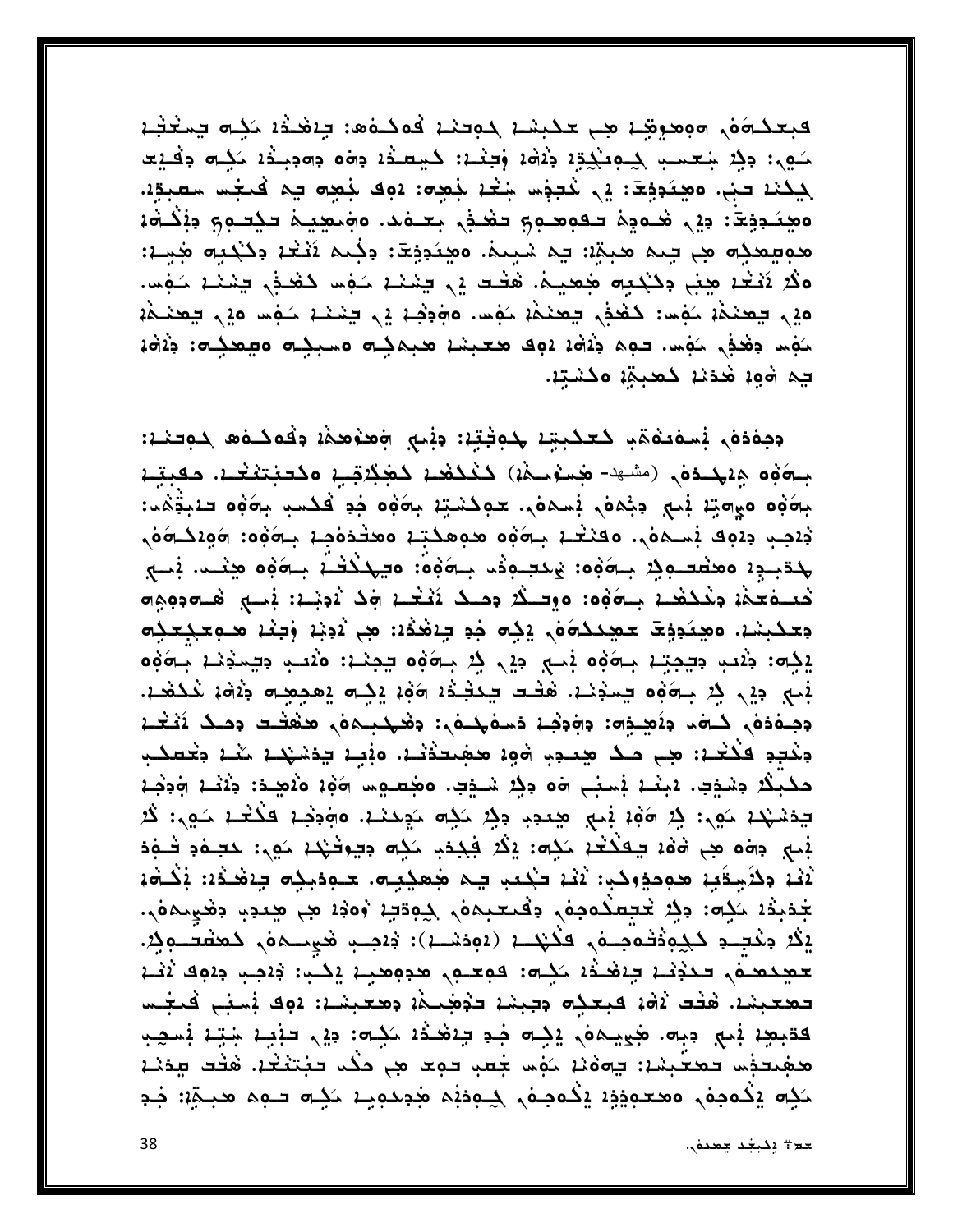ܦܝܫܠܗܘܢ ܘܡܘܡܝܬ̈ܐ ܡܢ ܥܠܝܡܐ ܠܘܬܢܐ ܦܘܠܚܘܗ: ܝܠܗܘܐ ܐܝܠܗ ܝܣܬܒܪܐ ܚܕܐ: ܕܐܝܟ ܡܥܠܡ ܠܫܘܬܦܘܬܐ ܕܐܢܫܐ ܘܟܠܢܐ: ܠܝܡܐ ܕܗܘܐ ܕܗܘܝܬܐ ܐܝܠܗ ܕܦܠܝܛ ܠܟܠܢܐ ܚܕܪ. ܘܡܝܬܝܪܘܬܐ: ܐܢ ܢܬܦܫ ܡܢܥܐ ܢܦܫܐ: ܗܘܦ ܢܦܫܗ ܠܗ ܦܠܚܐ ܣܡܟܬܐ. ܘܡܝܬܝܪܘܬܐ: ܕܐܢ ܡܘܡܝܢܐ ܕܦܘܠܚܢܐ ܕܥܠܡܐ ܒܥܠܡܐ. ܘܡܡܝܬܐ ܕܟܠܗܘܢ ܕܐܠܗܐ ܗܘܡܝܢܠܗ ܡܢ ܠܗ ܡܢܬܐ: ܠܗ ܫܝܡܐ. ܘܡܝܬܝܪܘܬܐ: ܕܐܟܡܐ ܐܢܫܐ ܕܟܠܢܝܐ ܡܛܝܐ: ܘܐܦ ܐܢܫܐ ܡܢܝܢ ܕܟܠܢܝܐ ܡܥܡܝܐ. ܗܕܟܐ ܐܢ ܝܬܝܪܐ ܚܘܒ ܠܥܠܡܐ ܝܬܝܪܐ ܚܘܒ. ܘܐܢ ܝܬܝܪܘܬܐ ܚܘܒ: ܠܥܠܡܐ ܝܬܝܪܘܬܐ ܚܘܒ. ܘܐܡܪܝܢܢ ܐܢ ܝܬܝܪܐ ܚܘܒ ܘܐܢ ܝܬܝܪܘܬܐ ܚܘܒ ܕܥܠܡܐ ܚܘܒ. ܠܘܗ ܕܐܢܫܐ ܗܘܦ ܡܥܒܪܐ ܡܢܡܠܝܐ ܘܡܫܠܡܐ ܘܡܬܡܠܝܐ: ܕܐܢܫܐ ܠܗ ܗܘܝܐ ܦܢܝܐ ܠܡܢܬܐ ܘܠܟܘܠܐ.

ܕܟܘܪܗܘܢ ܐܫܦܝܪܘܬܐ ܠܥܠܡܝܐ ܠܘܬܝܐ: ܕܐܝܬ ܦܘܫܘܡܐ ܕܐܦܘܠܚܘܗ ܠܘܬܢܐ: ܟܘܠܗ ܕܐܝܬܠܗܘܢ (مشهد- مَشْهَـدْ) ܠܟܠܢܝܐ ܠܡܕܝܢܬܐ ܘܠܡܢܝܢܢܝܐ. ܡܢܝܬܐ ܟܘܠܗ ܘܒܘܢܐ ܐܝܬ ܕܐܢܫܘܢ ܐܫܦܘܢ. ܥܘܠܡܢܝܐ ܟܘܠܗ ܦܪ ܦܠܚܝܢ ܟܘܠܗ ܠܐܝܟܢܐ: ܕܐܢܝܢ ܕܐܦܐ ܐܫܦܘܢ. ܘܦܠܚܐ ܟܘܠܗ ܗܘܡܥܠܝܐ ܘܡܬܕܡܝܢ ܟܘܠܗ: ܗܘܐܠܗܘܢ ܠܬܒܘܪܐ ܘܡܥܠܡܘܬܐ ܟܘܠܗ: ܢܟܝܪܘܬܐ ܟܘܠܗ: ܘܡܠܟܬܐ ܟܘܠܗ ܡܢܬܐ. ܐܝܬ ܬܚܡܝܢܐ ܕܟܠܢܝܐ ܟܘܠܗ: ܘܡܠܟܐ ܕܡܬܠ ܐܢܫܐ ܗܘ ܐܕܪܐ: ܐܝܬ ܫܘܕܥܘܢܐ ܕܥܠܝܡܐ. ܘܡܝܬܝܪܘܬܐ ܥܡܝܩܠܗܘܢ ܢܟܝܗ ܦܪ ܝܠܗܘܐ: ܡܢ ܐܕܪܐ ܘܚܕܐ ܗܘܡܬܝܚܝܢܝܗ ܢܟܝܗ: ܕܐܢܫ ܕܝܩܝܐ ܟܘܠܗ ܐܝܬ ܟܘܠܗ ܝܬܝܪܐ: ܘܐܢܫ ܕܝܢܐ ܕܝܬܝܪܐ ܟܘܠܗ ܐܝܬ ܕܐܢ ܟܐ ܟܘܠܗ ܝܬܝܪܐ. ܗܕܟܐ ܝܚܕܝܐ ܗܘܐ ܢܟܝܗ ܢܗܝܡܐ ܕܐܢܫܐ ܟܠܢܝܐ. ܕܟܘܪܗܘܢ ܠܟܠ ܕܐܡܝܪܐ: ܕܡܘܕܝܐ ܕܫܘܠܛܢܐ: ܕܡܫܠܡܢܘܬܐ ܘܡܫܬܡܥ ܕܡܠܟ ܐܢܫܐ ܕܟܝܢܐ ܦܠܚܐ: ܡܢ ܚܠ ܡܢܝܢ ܗܘܐ ܡܫܬܕܪܐ. ܘܐܝܬ ܝܢܫܢܐ ܚܝܐ ܕܡܥܠܝ ܚܟܝܡܐ ܕܫܢܝܐ. ܐܝܟܐ ܐܢܫܐ ܗܘ ܕܐܝܟ ܫܢܝܐ. ܘܡܥܡܘܩ ܗܘܐ ܘܐܡܝܪ: ܕܐܢܐ ܗܘܢܐ ܝܢܫܢܐ ܚܕܐ: ܟܐ ܗܘܐ ܐܝܬ ܡܢܝܢ ܕܐܝܟ ܐܢܝܗ ܡܢܬܐ. ܘܗܘܢܐ ܦܠܚܐ ܚܕܐ: ܟܐ ܐܝܬ ܕܗܘ ܡܢ ܗܘܐ ܝܦܠܚܐ ܐܢܝܗ: ܝܠܗ ܦܠܚܢ ܐܢܝܗ ܕܝܬܝܪܐ ܚܕܐ: ܠܚܘܕ ܚܘܕ ܐܢܐ ܕܠܐܝܬܘܢ ܗܘܡܬܝܗܒܢ: ܐܢܐ ܢܟܝܪ ܠܗ ܡܢܬܝܗ. ܚܘܕܝܗ ܝܠܗܘܐ: ܢܟܝܗ ܢܦܝܫܐ ܐܢܝܗ: ܕܐܝܟ ܢܬܡܠܟܘܢ ܕܦܠܚܝܢ ܥܠܡܝܢܐ ܘܐܠܗܐ ܡܢ ܡܢܬܝܢ ܕܡܝܬܝܪܘܬܐ. ܐܝܟ ܕܟܝܢܐ ܠܥܠܡܝܐ ܕܟܠܢܝܐ (ܐܘܪܚܐ): ܕܐܢܫܐ ܡܝܬܝܪܘܬܐ ܠܡܫܬܘܕܥ. ܥܡܝܩܘܬܐ ܠܗܘܢܐ ܝܠܗܘܐ ܐܝܟܐ: ܦܘܠܚܢ ܡܕܡܝܢܐ ܢܟܝܗ: ܕܐܢܫܐ ܕܠܗܘ ܗܘܢܐ ܠܡܥܒܪܐ. ܗܕܟܐ ܗܘܢܐ ܦܝܫܠܗ ܕܝܬܝܪܐ ܠܕܝܢܐ ܕܡܥܒܪܐ: ܗܘܦ ܐܝܬ ܦܠܚܐ ܦܬܝܚܐ ܐܝܬ ܕܝܠܗ. ܡܝܬܝܪܘܬܐ ܢܟܝܗ ܦܪ ܝܠܗܘܐ ܐܢܝܗ: ܕܐܢ ܬܘܢܐ ܚܕܬܐ ܐܚܪܢ ܡܫܬܕܪܐ ܠܡܥܒܪܐ: ܝܬܝܪܘ ܚܘܒ ܦܪܝܫ ܠܘܬ ܡܢ ܚܕܐ ܬܘܒ ܬܘܒ. ܗܕܟܐ ܡܢܬܐ ܐܝܟܗ ܢܟܝܪܘܬܐ ܘܡܫܬܘܕܥܢܐ ܢܟܝܪܘܬܐ ܠܗܘܢܐ ܚܕܬܐ ܐܝܟܗ ܠܘܬ ܡܢܬܐ: ܦܪ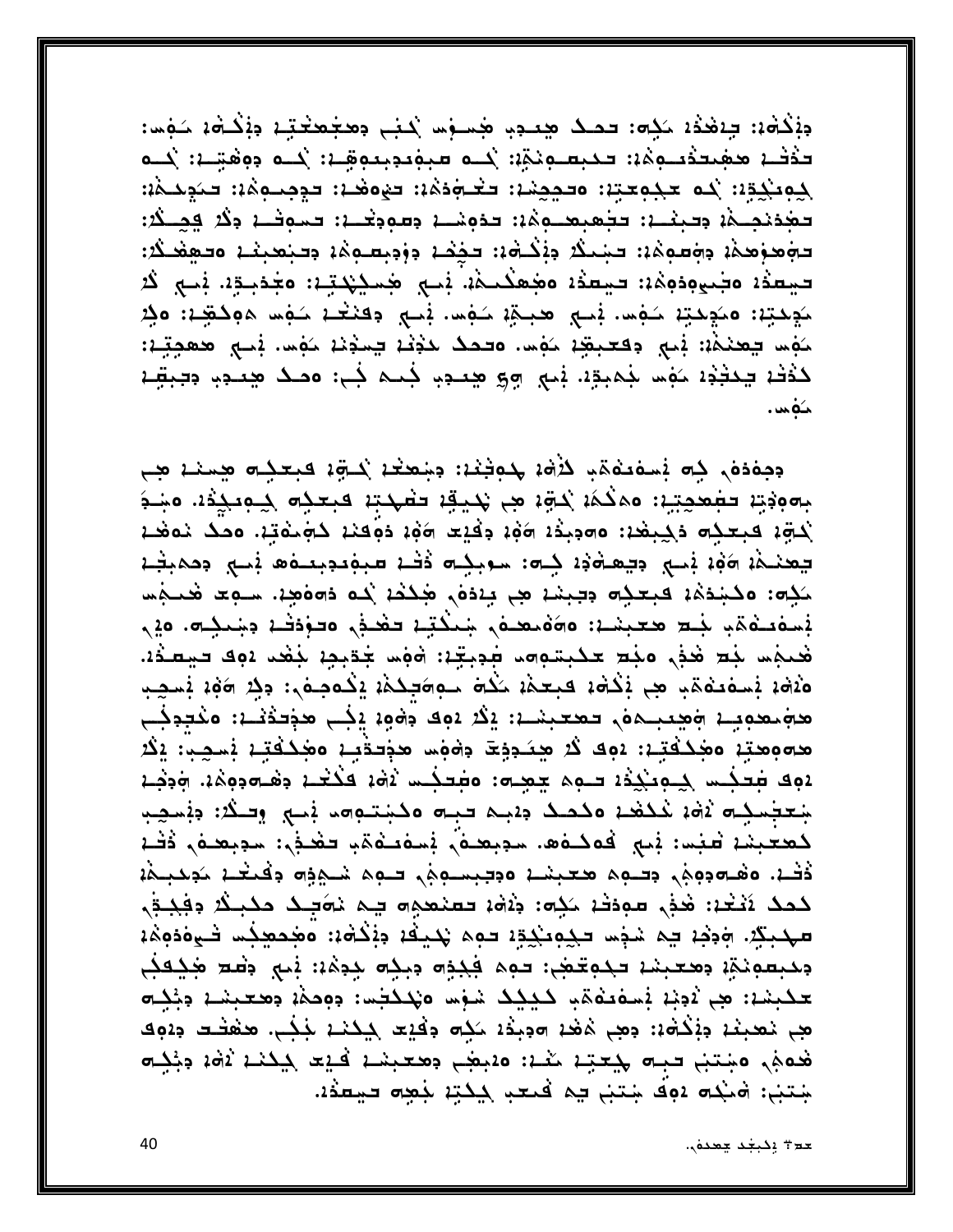ܕܐܬܘܪ̈ܝܐ: ܕܢܦܫܗ ܐܝܬܝ: ܒܡܠܬ ܡܢܝܢܐ ܡܫܘܚܐ ܐܝܟ ܕܡܬܚܙܝܢ ܕܐܬܘܪܝܐ ܗܘܐ: ܒܬܪܟܐ ܡܫܝܚܝ̈ܘܬܐ: ܒܬܫܥܝܬܐ: ܐܝܟ ܕܡܫܘܕܥܝܢܐ: ܐܝܟ ܕܡܠܦܢܐ: ܐܝܟ ܡܠܟܘܬܐ: ܐܝܟ ܥܡܘܢܝܐ: ܘܚܒܪܐ: ܕܢܫܐ: ܒܬܫܥܝܬܐ: ܒܡܕܒܪܢܘܬܐ: ܒܕܝܢܐ ܕܟܠ ܥܡܐ:

ܕܡܠܬܐ ܗܝ ܐܬܘܪܝܐ ܠܡܐ ܡܠܟܘܬܐ: ܕܡܫܝܚܝ̈ܐ ܐܠܗܐ ܥܡܡܐ ܡܢ ܒܬܪ ܗܘܐ ܡܢ ܥܕܬܐ ܕܡܕܢܚܐ ܐܬܘܪܝܐ ܕܐܠܗܐ: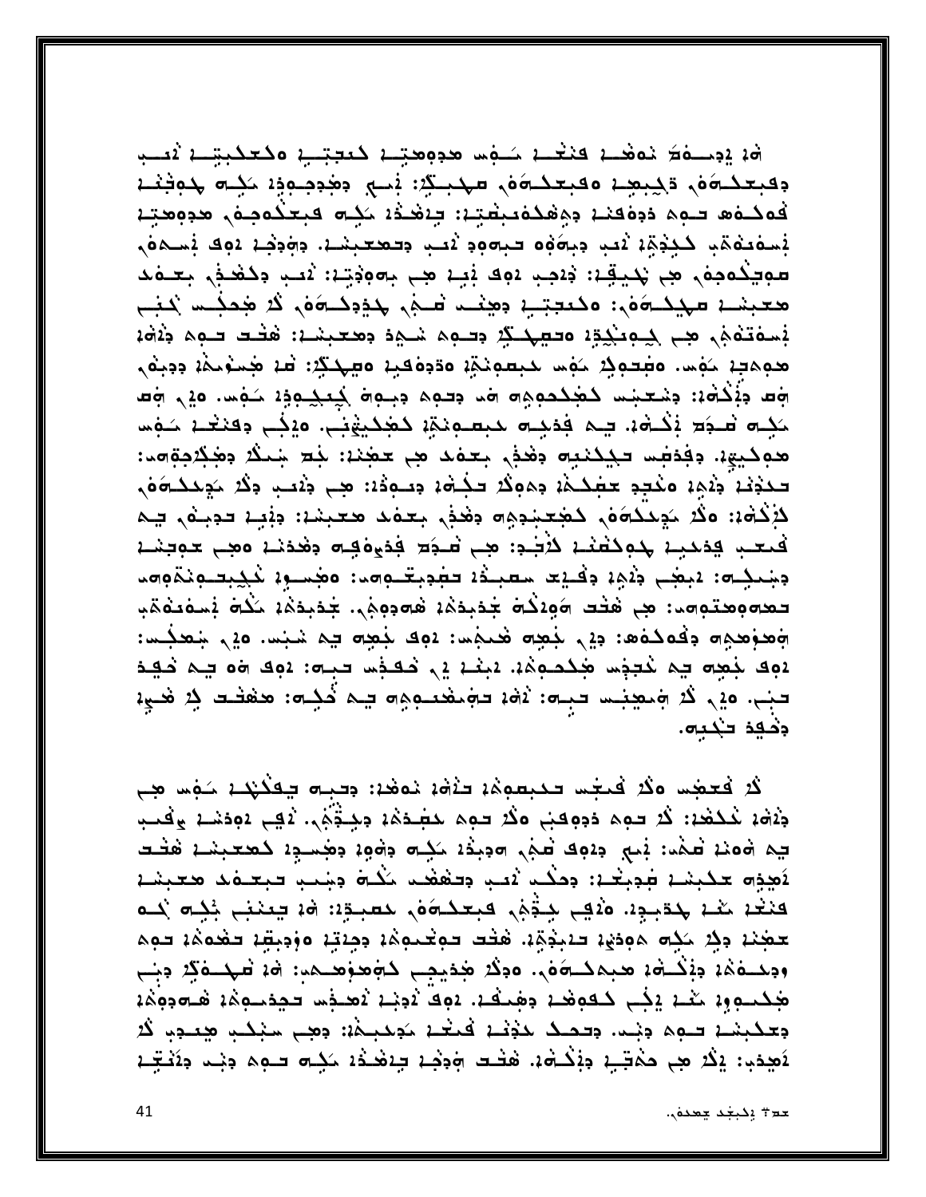ܗ̇ܘ ܝܘܡܵܐ ܢܘܗܪܐ ܦܠܛܐ ܚܿܘܫ ܡܕܘܢܝܬܐ ܠܟܢܫܬܐ ܘܠܥܠܡܝܬܐ ܐܢܫ ܕܦܝܫܠܗܘܢ ܡܓܒܝܐ ܘܦܝܫܠܗܘܢ ܡܫܡܫܐ: ܐܢܐ ܕܡܕܪܫܘܝܐ ܐܝܟܐ ܕܒܢܝܬܐ ܦܘܠܚܢܐ ܗܘܐ ܕܪܘܦܢܐ ܕܡܦܠܚܢܘܬܐ: ܕܝܠܗ̇ ܐܝܟܐ ܦܝܫܠܗܘܢ ܡܕܘܢܝܬܐ ܐܢܫܝܘܬܐ ܠܝܠܕܘܬܐ ܐܢܐ ܕܒܝܬ ܕܒܪܘܢ ܕܡܫܬܡܫܝܢ. ܕܗܘܝܐ ܗܘܐ ܐܢܫܝܘܬܐ ܡܒܝܠܘܬܐ ܡܢ ܟܠܝܘܬܐ: ܕܝܬܐ ܗܘܐ ܐܝܬ ܡܢ ܒܗܘܕܝܐ: ܐܢܐ ܕܠܗܠܝܐ ܒܥܠܡܐ ܡܥܒܕܢܐ ܡܥܠܡܢܝܬܐ: ܘܠܟܢܫܬܐ ܕܡܢܬܐ ܫܠܡܐ ܕܝܠܗܘܢ ܠܐ ܗܕܠܝܐ ܐܢܫܐ ܐܢܫܝܘܬܐ ܡܢ ܠܐܘܪܚܬܐ ܘܡܠܘܟܐ ܕܗܘܐ ܫܠܘܡ ܕܡܥܒܕܢܐ: ܗܕܐ ܗܘܐ ܕܐܢܐ ܡܕܘܢܝܐ ܚܘܫ. ܘܡܫܘܕܥ ܚܘܫ ܚܒܝܫܘܬܐ ܘܕܘܪܫܐ ܘܡܠܟܐ: ܗܘ ܡܫܘܚܠܦ ܕܕܝܢܐ ܗܘܐ ܕܐܢܫܐ: ܕܫܥܒܕ ܠܡܫܠܡܢܘܬܐ ܕܟܠ ܕܒܢܝܐ ܕܟܝܢܝܐ ܚܘܫ. ܘܐܢܐ ܗܘܐ ܐܝܟܐ ܗܘܐ ܐܢܫܐ. ܕܝܢ ܦܫܝܛܐ ܚܒܝܫܘܬܐ ܠܡܫܬܡܠܝܢ. ܘܐܝܟ ܕܦܠܛܐ ܚܘܫ ܡܕܘܢܝܐ. ܕܦܫܝܛ ܠܝܠܕܘܬܐ ܕܡܢܐ ܡܕܝܢܐ ܡܢ ܥܠܡܐ: ܐܢܐ ܫܢܬܐ ܕܡܫܬܡܫܝܢ: ܠܡܢܬܐ ܕܐܢܫܐ ܘܐܢܫܝܐ ܥܡܠܢܐ ܕܗܘܝܐ ܠܟܠܢܝܐ ܕܗܘܝܐ ܕܗܘܝܢܐ: ܡܢ ܕܐܢܫܐ ܕܟܠ ܡܫܬܡܫܢܐ ܠܝܠܕܘܬܐ: ܘܟܠ ܡܫܬܡܫܢܘܬܐ ܠܡܕܝܢܬܐ ܕܡܢܐ ܒܥܠܡܐ ܡܥܒܕܢܐ: ܕܐܢܫܐ ܠܕܝܢܐ ܐܝܟ ܦܫܝܛܐ ܝܕܝܥܐ ܠܡܫܠܡܢܘܬܐ ܠܐܢܫܐ: ܡܢ ܚܘܫ ܦܕܝܘܬܐ ܕܡܕܝܢܬܐ ܘܡܢ ܥܡܠܢܐ ܕܐܢܫܝܐ: ܐܝܟܐ ܕܐܢܫܐ ܕܡܫܬܡܫܢܐ ܫܡܥܝܢܐ ܡܫܬܡܫܢܐ: ܘܡܫܬܡܫ ܠܡܫܬܡܫܢܘܬܐ ܠܗܘܢ ܠܡܕܝܢܬܐ: ܡܢ ܗܕܐ ܗܘܐ ܕܝܢܐ ܕܝܢܐ ܡܫܬܡܫܢܘܬܐ. ܕܝܢܐ ܕܐܢܫܐ ܐܝܟܐ ܐܢܫܝܘܬܐ ܗܘܡܢܝܐ ܕܦܠܚܢܐ: ܕܗܝ ܝܕܥܐ ܐܝܟ ܝܕܥܐ ܐܝܟ ܫܢܬܐ. ܘܗܝ ܚܕܝܘܬܐ: ܕܘܟ ܝܕܥܐ ܐܝܟ ܝܕܥܐ ܡܫܬܡܫܢܐ. ܐܝܟ ܗܝ ܡܫܬܡܫ ܐܝܟ: ܕܘܟ ܗ̇ܘ ܐܝܟ ܡܫܬܡܫ ܐܝܟ. ܘܗܝ ܠܐ ܗܘܡܢܝܐ ܐܝܟ: ܐܢܐ ܠܡܫܬܡܫܢܘܬܐ ܐܝܟ ܐܢܫܐ: ܡܫܬܡܫ ܠܐ ܐܢܫܝܐ ܕܐܢܫܐ ܐܝܟܐ.

ܠܐ ܦܫܝܛܐ ܘܠܐ ܦܫܝܛܐ ܠܡܫܬܡܫܢܘܬܐ ܐܢܫܐ ܢܘܗܪܐ: ܕܐܝܬ ܝܘܡܢܐ ܚܿܘܫ ܡܢ ܕܐܢܫܐ ܠܐܢܫܐ: ܠܐ ܗܘܐ ܕܡܦܠܚܢܐ ܘܠܐ ܗܘܐ ܠܡܫܬܡܫܢܐ ܕܝܕܥܝܢ. ܐܝܟ ܕܗܘܐ ܝܕܥܐ ܐܝܟ ܗܘܢܐ ܫܡܫܐ: ܐܢܐ ܕܐܢܫܐ ܫܡܫܐ ܘܡܢܝܐ ܐܝܟܐ ܕܐܢܫܐ ܕܡܫܬܡܫܢܐ ܠܡܫܬܡܫܢܐ ܗܕܐ ܐܢܫܝܘܬܐ ܡܫܬܡܫܢܐ: ܕܡܠܟܐ ܐܢܫܐ ܕܡܫܬܡܫ ܐܝܟܐ ܕܐܝܬ ܡܫܬܡܫܢܐ ܡܫܬܡܫܢܐ ܦܠܛܐ ܐܢܫܐ ܝܘܡܢܐ. ܘܐܝܬ ܝܕܥܐ ܦܫܝܛܐ ܠܡܫܬܡܫܢܘܬܐ ܠܡܫܬܡܫܢܐ: ܗ̇ܘ ܝܕܥܢܐ ܝܕܥܐ ܐܝܟܐ ܕܐܢܫܐ ܠܐܢܫܝܐ ܗܕܐ ܠܡܫܬܡܫܢܐ ܕܐܝܬ ܗܘܐ ܐܢܫܝܐ ܠܡܫܬܡܫܢܐ ܗܘܐ ܘܡܫܬܡܫܢܐ ܕܐܢܫܐ ܡܫܬܡܫܢܐ. ܘܕܠܐ ܡܫܬܡܫܢܐ ܠܡܫܬܡܫܢܘܬܐ: ܗ̇ܘ ܡܫܬܡܫܢܐ ܕܐܝܬ ܡܫܬܡܫܢܐ ܐܢܫܐ ܝܕܥܐ ܠܡܫܬܡܫܢܐ ܕܐܢܫܐ. ܕܘܟ ܐܢܫܐ ܐܢܫܝܐ ܠܡܫܬܡܫܢܐ ܗܕܐ ܡܫܬܡܫܢܐ ܕܡܫܬܡܫܢܐ ܕܡܫܬܡܫܢܐ ܗܘܐ ܕܐܝܬ. ܘܡܢܐ ܠܡܫܬܡܫܢܐ ܦܠܛܐ ܡܫܬܡܫܢܐ: ܕܡܢ ܡܫܬܡܫ ܡܫܬܡܫܢܐ ܠܐ ܐܢܫܝܐ: ܝܕܥܐ ܡܢ ܡܫܬܡܫܢܐ ܕܐܢܫܐ. ܗܕܐ ܗܘܐ ܕܝܢܐ ܐܝܟܐ ܗܘܐ ܕܐܝܬ ܕܐܢܫܐ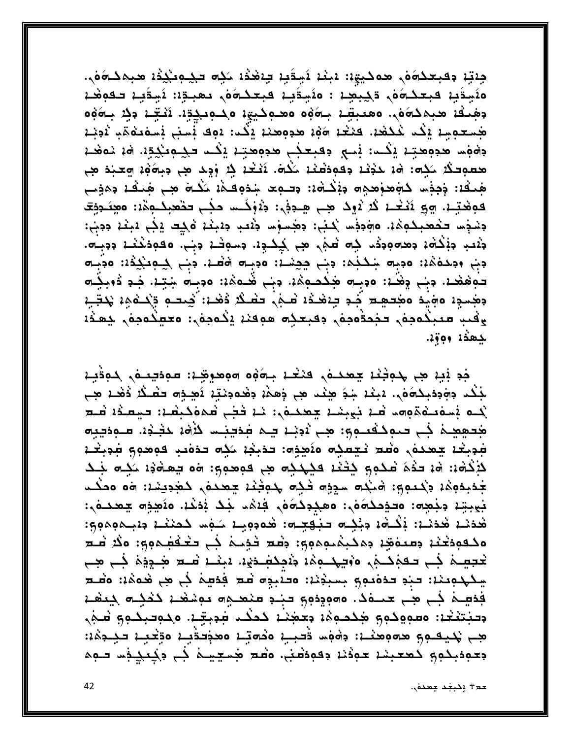ܓܠܝܢ ܕܡܫܪܒܬܘܗܝ ܗܘܟܢܝܬܐ: ܐܝܬܐ ܐܢܫܝܐ ܕܝܠܗܘܢ ܕܐܘܡܬܐ ܡܟܪܟܢܝܬܐ ܡܫܡܠܝܬܘܗܝ. ܘܐܢܫܝܐ ܡܫܪܒܬܘܗܝ ܕܚܝܫܝܢ : ܘܐܢܫܝܐ ܡܫܪܒܬܘܗܝ ܒܚܝܫܝܢ: ܐܢܫܝܐ ܒܗܘܢܐ ܕܡܬܠܐ ܡܫܡܠܝܬܘܗܝ. ܘܡܫܡܠܝܢ ܒܗܘܢܐ ܘܡܫܘܚܠܦܢ ܘܡܫܘܬܦܢ. ܐܢܫܐ ܕܟܠ ܒܗܘܢܐ ܡܣܬܒܪ ܠܗ ܠܟܠܗܘܢ. ܐܝܟܢܐ ܕܗܘ ܡܫܘܚܠܦ ܠܗ: ܠܐܝܢܐ ܡܫܘܚܠܦܐ ܠܗ: ܠܡܫܘܚܠܦܢ ܐܢܫܐ ܡܫܡܠܝܬܐ ܠܗ ܐܟܡܐ ܕܐܘܟܝܬ ܗܘܢܐ ܕܝܠܗ ܠܚܝܘܬܐ. ܗܘ ܐܢܫܐ ܡܫܡܠܝ ܠܗ: ܗܘ ܕܘܢܐ ܕܡܫܬܘܕܥܐ ܠܐܢܫܐ. ܐܢܫܐ ܟܠ ܡܢܗ ܕܒܗܘܢܐ ܡܟܪܟ ܡܢ ܚܝܘܬܐ: ܕܟܠ ܠܚܝܘܬܐ ܕܝܠܗ ܐܢܫܐ ܡܢ ܚܝܘܬܐ ܕܡܫܬܘܕܥܐ. ܡܢ ܐܢܫܐ ܟܠ ܐܢܫܐ ܡܢ ܡܫܬܘܕܥܐ: ܕܐܝܬܘܗܝ ܡܢ ܐܝܟ ܚܝܘܬܐ ܕܡܫܬܘܕܥܐ: ܘܡܫܬܘܕܥܐ ܕܐܢܫܐ ܕܡܫܬܘܕܥܐ ܘܐܢܫܐ ܠܗ ܐܝܟܢܐ ܕܐܢܫܐ ܕܐܢܫܐ: ܕܐܢܫܐ ܕܝܠܗ ܕܡܫܬܘܕܥܐ ܠܗ ܡܢ ܡܫܬܘܕܥܐ.

ܟܕ ܐܢܫܐ ܡܢ ܚܝܘܬܐ ܕܡܫܬܘܕܥܐ ܐܢܫܐ ܒܗܘܢܐ ܕܡܫܬܘܕܥܐ: ܡܫܬܘܕܥܐ ܠܚܝܘܬܐ ܕܝܠܗ ܕܡܫܬܘܕܥܐ. ܐܢܫܐ ܡܢ ܡܫܬܘܕܥܐ ܕܡܫܬܘܕܥܐ ܕܝܠܗ ܐܢܫܐ ܡܢ ܐܢܫܐ: ܘܡܫܬܘܕܥܐ ܕܐܢܫܐ ܠܗ ܡܢ ܚܝܘܬܐ. ܘܡܫܬܘܕܥܐ ܠܗ ܡܢ ܐܢܫܐ ܕܝܠܗ ܘܡܫܬܘܕܥܐ ܕܡܫܬܘܕܥܐ ܠܗ ܡܢ ܐܢܫܐ.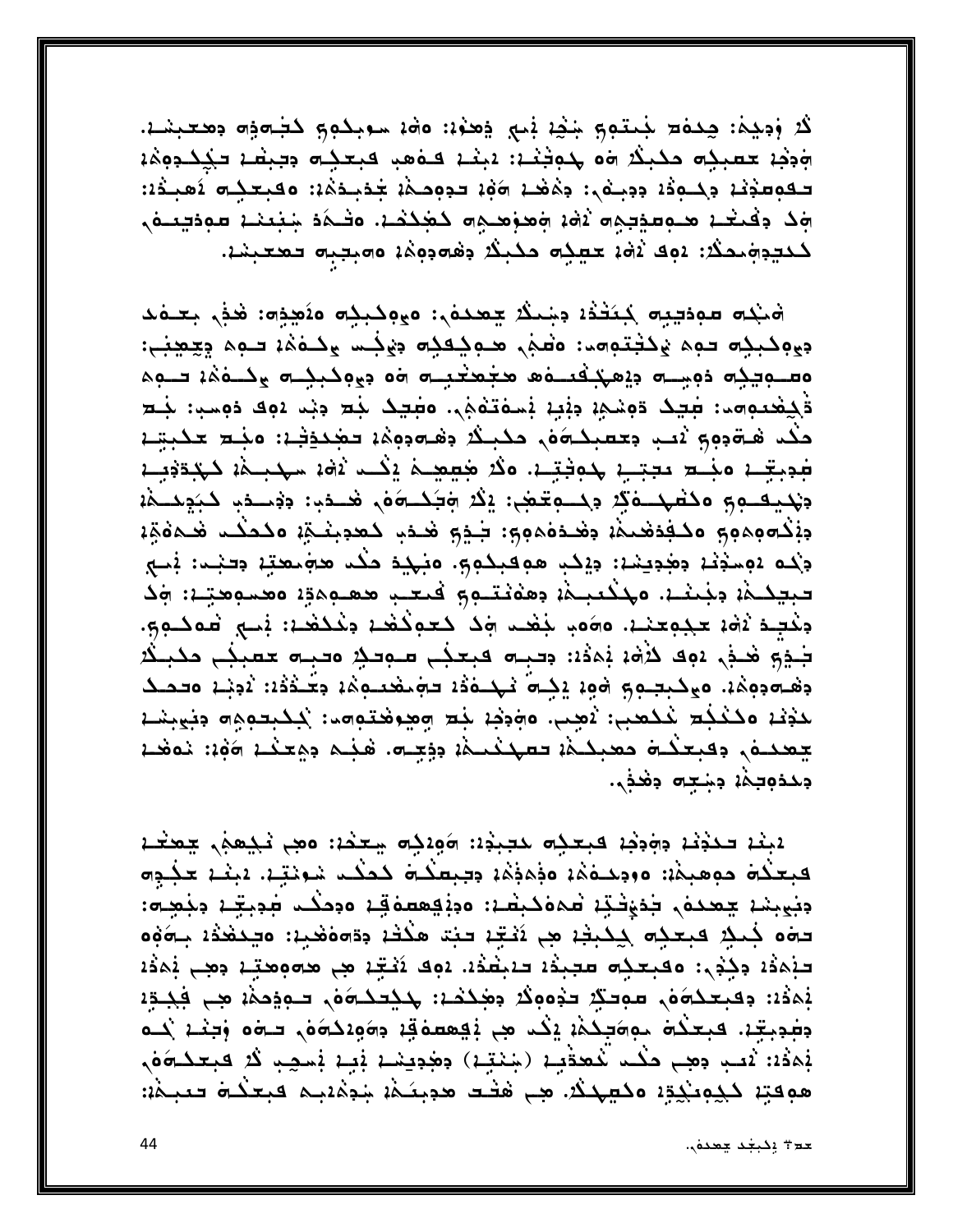ܟܠ ܝܘܡܐ: ܫܡܫܐ ܦܬܚܬ ܬܪܥܗ ܐܝܟ ܪܡܫܐ: ܘܗܝ ܣܘܝܟܬ ܠܦܬܘܪܗ ܕܥܫܝܢܐ. ܗܝܡܢܐ ܥܡܝܩܐ ܠܟܝܠܐ ܗܘ ܦܪܘܫܐ: ܐܝܟܐ ܦܐܝܐ ܦܝܫܝܢ ܕܟܢܫܐ ܠܟܠܕܝܘܬܐ ܠܐܘܡܢܘܬܐ ܕܟܠܘܬܐ ܕܕܝܢܐ: ܕܐܚܪܢܐ ܗܘܝܐ ܠܕܘܪܐ ܚܕܝܬܐ: ܘܦܝܫܝܢ ܐܡܝܢܐ: ܗܠ ܕܦܠܓܐ ܡܘܡܢܝܢ ܐܢܫܐ ܗܘܡܢܐ ܠܡܠܦܢܐ. ܘܟܠܗ ܚܝܝܢܐ ܡܘܢܝܬܐ ܠܟܬܒܘܬܐ: ܐܘܦ ܐܢܐ ܥܡܝܩܐ ܠܟܝܠܐ ܕܫܘܬܐܣܐ ܘܡܥܕܝܢܐ ܠܥܡܫܢܐ.

ܗܢܝܐ ܡܘܢܝܬܐ ܚܕܬܐ ܕܒܝܬܐ ܥܡܢܘܐ: ܘܝܘܠܦܢܐ ܘܐܡܝܢܐ: ܗܕܝܐ ܒܫܘܠ ܕܝܘܠܦܢܐ ܗܘܐ ܝܠܦܬܘܢ: ܘܥܡܝܐ ܡܫܘܠܚܢܐ ܕܝܕܝܥ ܝܠܦܢܐ ܗܘܐ ܕܥܡܝܢܐ: ܘܡܫܘܕܥܢܐ ܐܘܦܐ ܕܝܬܝܪܬܐ ܡܫܡܫܢܝܐ ܗܘ ܕܝܘܠܦܢܐ ܝܠܦܢܐ ܗܘܐ ܐܢܫܐ ܬܪܝܨܐ ܕܝܢܐ ܢܨܝܚܬܐ. ܘܡܢܐ ܟܕ ܕܝܢ ܐܘܦ ܕܘܡܝ: ܟܕ ܚܕܐ ܗܘ̈ܐ ܐܢܫ ܕܥܡܝܩܐ ܗܘܐ ܠܟܝܠܐ ܕܫܘܬܐܣܐ ܠܡܫܬܡܠܝܘ: ܘܟܕ ܥܠܝܐ ܡܕܝܢܬܐ ܘܟܕ ܢܕܝܐ ܐܘܦܝܐ. ܘܠܐ ܡܢܝܢܐ ܝܠܗ ܐܘܦܐ ܚܠܦܐ ܢܒܝܢܐ ܠܡܠܦܢܘܬܐ ܕܡܫܡܫܢܘܬܐ ܘܠܥܡܝܢܐ ܕܡܠܟܘܬܐ: ܝܠܗ ܗܘ̈ܐ ܥܡܢܘܐ ܡܕܝܢܐ ܕܫܡܝܐ ܕܗܘܐ ܡܬܦܪܫܢܐ ܕܡܠܦܢܘܬܐ ܕܡܫܬܡܫܢܝܐ ܘܠܗܘܢ ܥܡܝܢܐ: ܕܝܢ ܥܡܝܩܐ ܕܐܝܟ ܝܘܠܦܢܐ ܘܡܘܕܥܢܘܬܐ. ܘܡܢܐ ܟܕ ܗܘ ܡܫܒܚܢܐ: ܕܘܡܝܐ ܡܥܡܢܐ ܕܟܠܬܗܝܢ: ܐܟܚܕܐ ܡܠܦܢܐ ܕܝܘܠܦܢܐ ܘܡܫܡܫܢܐ: ܕܡܢ ܥܡܝܩܐ ܠܝܠܦܢܐ ܐܘܦ ܟܕ ܥܡܝܩܐ ܡܘܡܝܢܐ ܘܐܝܟ ܠܢܫܐ ܥܡܝܩܐ. ܡܢܐ ܗܘ ܝܘܡܐ ܐܘܦ ܟܠܗܘܢ ܥܡܢܐ: ܕܝܢܐ ܥܡܢܘܐ ܥܡܝܢܐ ܘܥܡܝܢܐ ܕܝܘܠܦܢܐ ܥܡܝܩܐ ܕܡܫܬܡܫܢܐ ܕܥܡܝܢܘܬܐ. ܘܡܠܦܢܘܬܐ ܗܘܐ ܝܘܡܐ ܢܝܫܐ ܕܢܨܝܚܘܬܐ ܕܥܡܢܘܬܐ: ܐܝܢܐ ܘܟܠܗܘܢ ܠܐܢܫܐ ܘܠܥܡܢܐ: ܐܡܝܢ. ܘܗܢܐ ܟܕ ܝܘܡܐ ܡܫܬܘܕܥܢܐ: ܠܡܠܦܢܘܬܗ ܕܢܫܝܢܐ ܥܡܢܘܐ ܕܝܘܠܦܢܐ ܕܥܡܢܘܬܐ ܠܥܡܢܘܬܐ ܕܝܢܐ. ܗܟܢܐ ܕܝܠܗ ܗܘܐ: ܠܗܘܢ ܕܝܠܦܢܐ ܕܢܝܫܐ ܕܝܘܡܐ.

ܐܝܢܐ ܠܟܠܗܘܢ ܕܗܝܡܢܐ ܦܝܫܝܢ ܠܚܝܝܢܐ: ܗܘܝܐ ܫܡܝܢܐ: ܘܡܢ ܢܝܫܐ ܥܡܢܘܬܐ ܦܝܫܝܢ ܚܘܒܐ: ܘܝܘܠܦܢܐ ܘܝܘܡܢܐ ܕܝܠܦܢܐ ܠܟܠܗ ܫܘܠܚܢܐ. ܐܝܢܐ ܥܡܝܩܐ ܕܥܡܢܘܬܐ ܕܝܘܡܢܐ ܥܡܢܘܐ ܡܠܦܢܘܬܐ: ܘܡܫܬܡܫܢܐ ܘܝܘܡܐ ܡܘܕܥܢܐ ܕܢܝܫܐ: ܗܘܐ ܠܝܘܡܐ ܦܝܫܝܢ ܥܡܝܢܐ ܡܢ ܝܘܡܐ ܚܕܐ ܗܠܟܐ ܕܝܘܠܦܢܐ: ܘܡܫܬܡܫܢܐ ܗܘܐ ܗܝܡܢܐ ܕܝܘܡܐ: ܘܦܝܫܝܢ ܥܡܢܐ ܠܥܡܝܢܐ. ܐܘܦ ܐܝܢܐ ܡܢ ܥܡܝܩܐ ܕܝܘܡܐ ܝܘܡܐ: ܕܦܝܫܝܢ ܠܡܫܬܡܫܢܐ ܠܝܘܠܦܢܐ ܕܥܡܢܘܬܐ: ܠܥܡܢܘܬܐ ܡܢ ܦܝܫܝܢ ܕܝܘܡܐ. ܦܝܫܝܢ ܡܘܕܥܢܐ ܥܡܢܘܐ ܡܢ ܝܘܠܦܢܐ ܕܝܘܡܐ ܠܗܘܢ ܐܢܐ ܝܘܡܐ: ܐܝܟ ܕܡܢ ܟܠܗ ܥܡܢܘܬܐ (ܫܢܝܐ) ܕܡܫܬܡܫܢܐ ܝܘܡܐ ܐܝܟ ܟܠ ܥܡܢܘܬܐ ܘܡܫܬܡܫܢܐ ܠܝܘܠܦܢܐ ܘܡܠܦܢܘܬܐ. ܡܢ ܗܕܐ ܡܫܬܡܫܢܐ ܢܝܫܐ ܥܡܢܘܬܐ ܠܥܡܢܘܬܐ: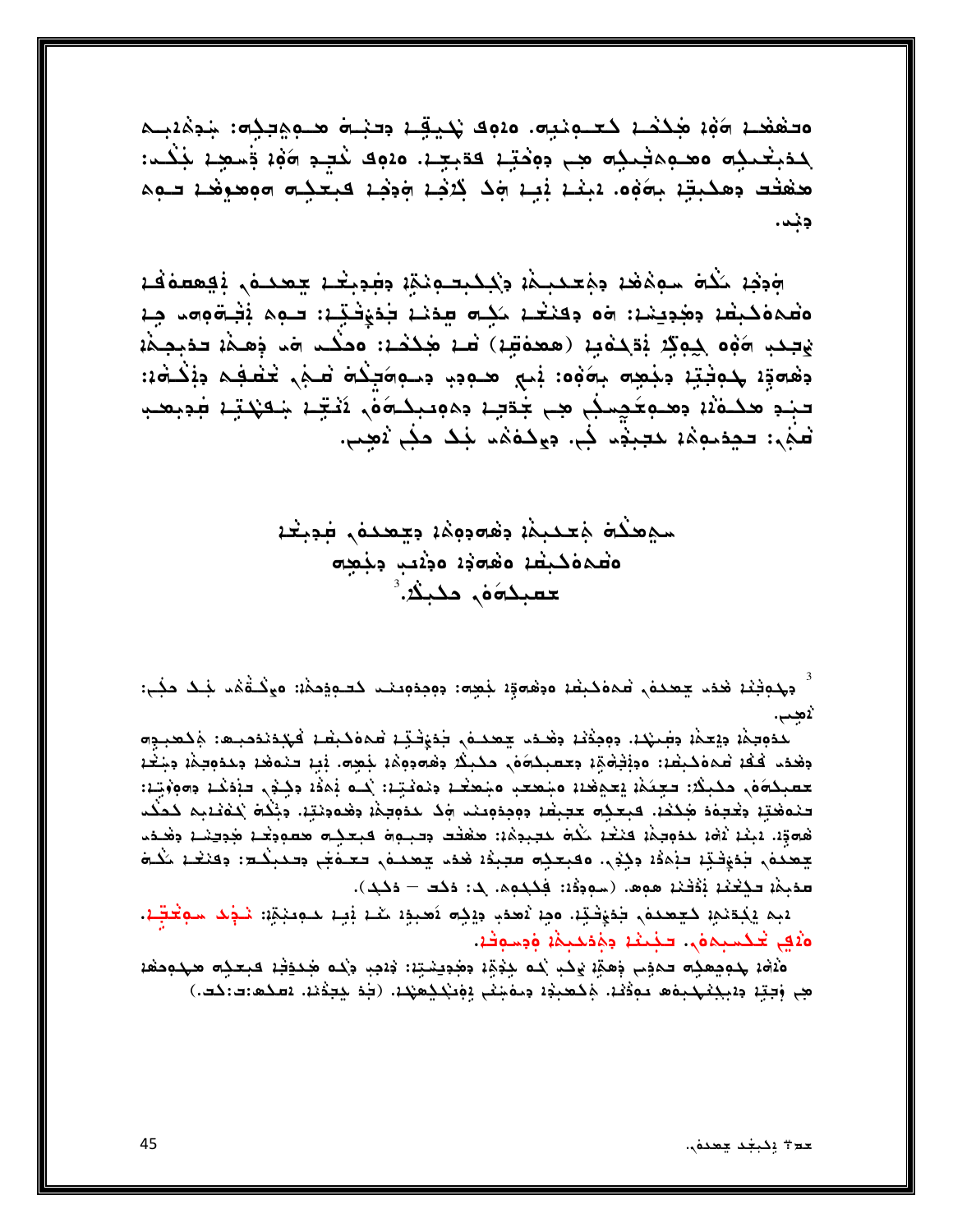ܘܡܫܡܫܢܐ ܗܘܐ ܡܠܟܐ ܠܟܘܡܪܘܬܐ. ܘܗܘܐ ܢܛܝܪܐ ܕܟܢܫܐ ܡܫܝܚܝܐ: ܡܬܒܩܐ ܠܡܫܚܠܦܘ ܘܡܫܘܚܠܦܘ ܥܡ ܕܘܟܝܬܐ ܩܕܝܫܐ. ܘܗܘܐ ܢܟܝܦ ܗܘܐ ܕܡܫܝܚܐ ܢܠܟܐ: ܡܫܡܫ ܕܗܟܢܐ ܒܗܘܘ. ܐܢܫܐ ܕܝܢ ܗܘ ܟܠܗ ܗܘܦܐ ܩܢܝܢܗ ܘܡܫܘܡܫܐ ܒܘܡ ܕܢܝܐ.

ܗܘܦܐ ܗܟܘ ܣܘܓܐܐ ܕܐܡܬܢܝܬܐ ܕܐܢܟܢܘܬܐ ܕܡܘܕܝܢܐ ܝܫܘܥ ܕܐܚܣܢܐ ܘܡܫܘܡܫܢܐ ܕܡܘܕܝܢܐ: ܗܘ ܕܩܢܝܢܐ ܐܟܝܗ ܡܕܝܢܐ ܕܐܬܦܠܓܐ: ܒܘܡ ܕܢܝܗܘܢ ܒܗ ܢܝܫܢ ܗܘܐ ܝܘܠܦܢܐ ܕܐܡܘܢܐ (ܡܫܝܚܝܐ) ܒܗ ܡܠܟܐ: ܘܡܟܢ ܗܢ ܕܐܡܬܐ ܒܕܝܢܬܐ ܕܡܘܕܝܐ ܝܘܕܝܐ ܕܢܫܝܐ ܒܗܘܘ: ܢܝܫ ܡܫܘܕܝ ܕܡܘܡܪܟܘ ܗܢܝ ܥܡܝܡ ܕܐܟܐܬܐ: ܒܢܝܐ ܡܟܢܬܐ ܕܡܫܘܕܝܢܐ ܥܡ ܟܕܝܐ ܕܡܘܢܝܟܘܢ ܐܢܫܐ ܡܢܟܝܬܐ ܡܘܕܝܢܐ ܗܢܝ: ܒܝܕܥܘܬܐ ܠܕܝܠܗܘܢ ܠܝ. ܕܐܟܘܐܢ ܐܟܐ ܠܟܝ ܐܡܝܢ.

<center>
ܣܘܡܟܐ ܕܐܡܬܢܝܬܐ ܕܡܫܘܕܝܬܐ ܕܝܫܘܥ ܡܘܕܝܢܐ
ܘܡܫܘܡܫܢܐ ܘܡܫܘܕܝܐ ܘܕܐܢܝ ܕܢܝܫܗ
ܥܡܝܠܬܗ ܠܟܝܠܐ.[3]
</center>

[3] ܕܡܘܕܝܢܐ ܗܕܐ ܝܫܘܥ ܡܫܘܡܫܢܐ ܘܡܫܘܕܝܐ ܢܝܫܗ: ܕܡܘܕܝܘܬܐ ܠܡܘܕܝܐ: ܘܐܟܘܐܢ ܐܟܐ ܠܟܝ: ܐܡܝܢ.

ܠܡܘܕܝܐ ܕܝܫܘܥ ܕܡܫܘܕܝܐ. ܕܡܘܕܝܬܐ ܕܗܕܐ ܝܫܘܥ ܕܐܢܬܢܝܬܐ ܡܫܘܡܫܢܐ ܕܡܫܘܕܝܢܐ ܕܐܡܘܢܐ: ܐܠܟܡܝܘܬܐ ܕܗܕܐ ܒܟܠ ܡܫܘܡܫܢܐ: ܘܕܐܢܬܢܝܬܐ ܕܥܡܝܠܬܗ ܠܟܝܠܐ ܕܡܫܘܕܝܐ ܢܝܫܗ. ܐܢܫܐ ܒܡܘܕܝܐ ܕܡܘܕܝܬܐ ܕܐܢܫܐ ܥܡܝܠܬܗ ܠܟܝܠܐ: ܒܐܢܫܐ ܕܝܫܘܥ ܒܡܘܫܐ ܕܡܫܝܚܐ ܘܡܫܘܡܫܢܐ ܘܐܢܘܢܐ: ܒܢܘܡܘܣܐ ܕܥܡܝܠܐ ܡܠܟܐ. ܒܡܫܝܚܐ ܥܡܝܠܐ ܕܡܘܕܝܢܐ ܗܘ ܠܡܘܕܝܬܐ ܕܡܫܘܕܝܐ. ܕܐܟܘ ܐܢܘܢܝ ܠܟܠܟܐ ܡܫܘܕܝ. ܐܢܫܐ ܐܘܐ ܠܡܘܕܝܬܐ ܒܢܝܐ ܗܟܘ ܠܡܫܘܕܝܬܐ: ܡܫܡܫ ܕܡܫܘܡܫ ܒܡܫܝܚܐ ܡܫܘܕܝܐ ܡܫܘܕܝܢܐ ܕܗܕܐ ܝܫܘܥ ܕܐܢܬܢܝܬܐ ܠܐܡܪ ܕܝܠܗ. ܘܡܫܝܚܐ ܡܫܘܕܝܬܐ ܗܕܐ ܝܫܘܥ ܠܡܘܕܝܐ ܕܡܘܕܝܬܐ: ܕܐܢܫܐ ܗܟܘ ܡܘܕܝܬܐ ܠܡܘܕܝܢܐ ܐܢܫܐ ܗܘܐ. (ܣܘܕܐ: ܦܠܟܘܬܐ. ܟ: ܕܟܐ — ܕܟܝܐ).

ܐܢܫ ܕܡܘܕܝܢܐ ܠܝܫܘܥ ܕܐܢܬܢܝܬܐ. ܘܗܝ ܐܡܪ ܕܝܠܗ ܐܡܝܢܐ ܗܢܐ ܐܢܫܐ ܠܡܘܕܝܢܐ: ܢܘܪܐ ܣܘܓܐܐ.
ܘܐܢܫ ܠܟܠܝܘܬܗ. ܕܐܢܬܐ ܕܐܡܬܢܝܬܐ ܘܡܫܘܕܝܐ.

ܘܐܢܫ ܡܘܕܝܬܗ ܠܡܘܕܝܢ ܕܡܫܝܚܐ ܐܢܫܐ ܐܟܐ ܕܝܠܗ ܘܡܫܘܕܝܢܐ: ܕܐܡܪ ܕܝܠܗ ܡܫܘܕܝܐ ܒܡܫܝܚܐ ܡܫܘܕܝܢܐ ܥܡ ܕܝܠܗ ܕܐܢܬܢܝܬܐ ܒܡܘܕܝܬܐ. ܐܠܟܡܝܘܬܐ ܕܡܫܝܚܐ ܕܐܢܬܢܝܬܐ. (ܕܐ ܡܫܘܕܝܐ. ܐܡܫܐ:ܕ:ܠܕ.)